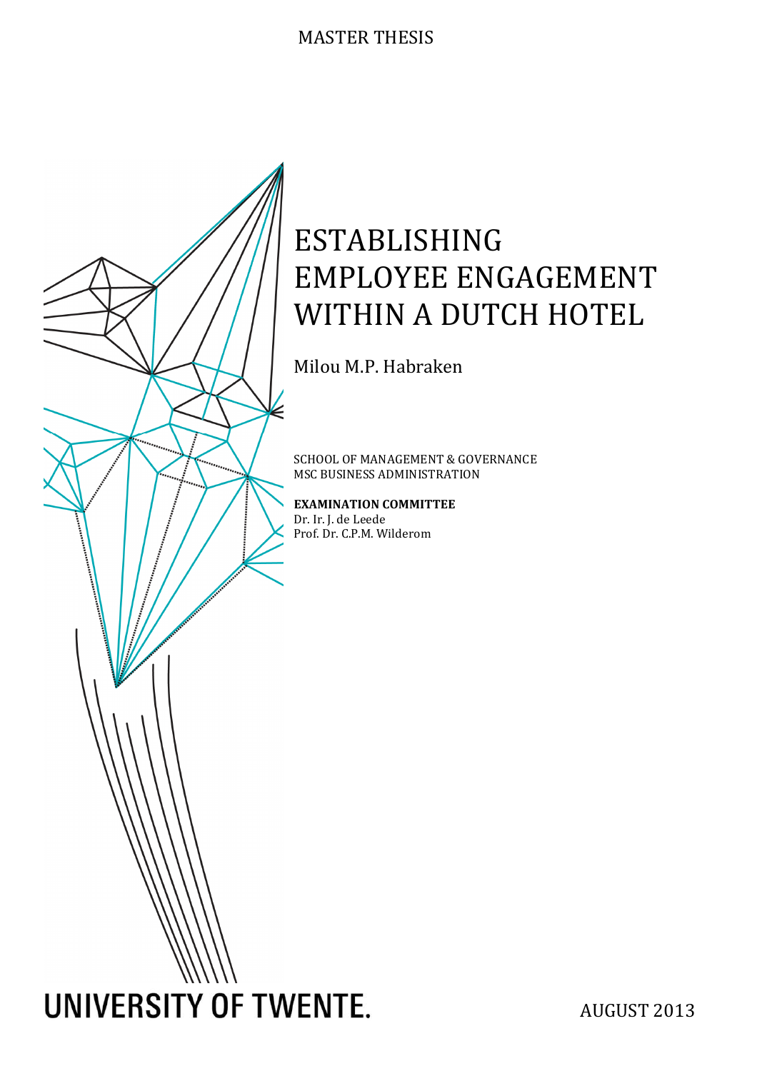MASTER THESIS

# ESTABLISHING EMPLOYEE ENGAGEMENT WITHIN A DUTCH HOTEL

Milou M.P. Habraken

SCHOOL OF MANAGEMENT & GOVERNANCE
MSC BUSINESS ADMINISTRATION

**EXAMINATION COMMITTEE**
Dr. Ir. J. de Leede
Prof. Dr. C.P.M. Wilderom

UNIVERSITY OF TWENTE.

AUGUST 2013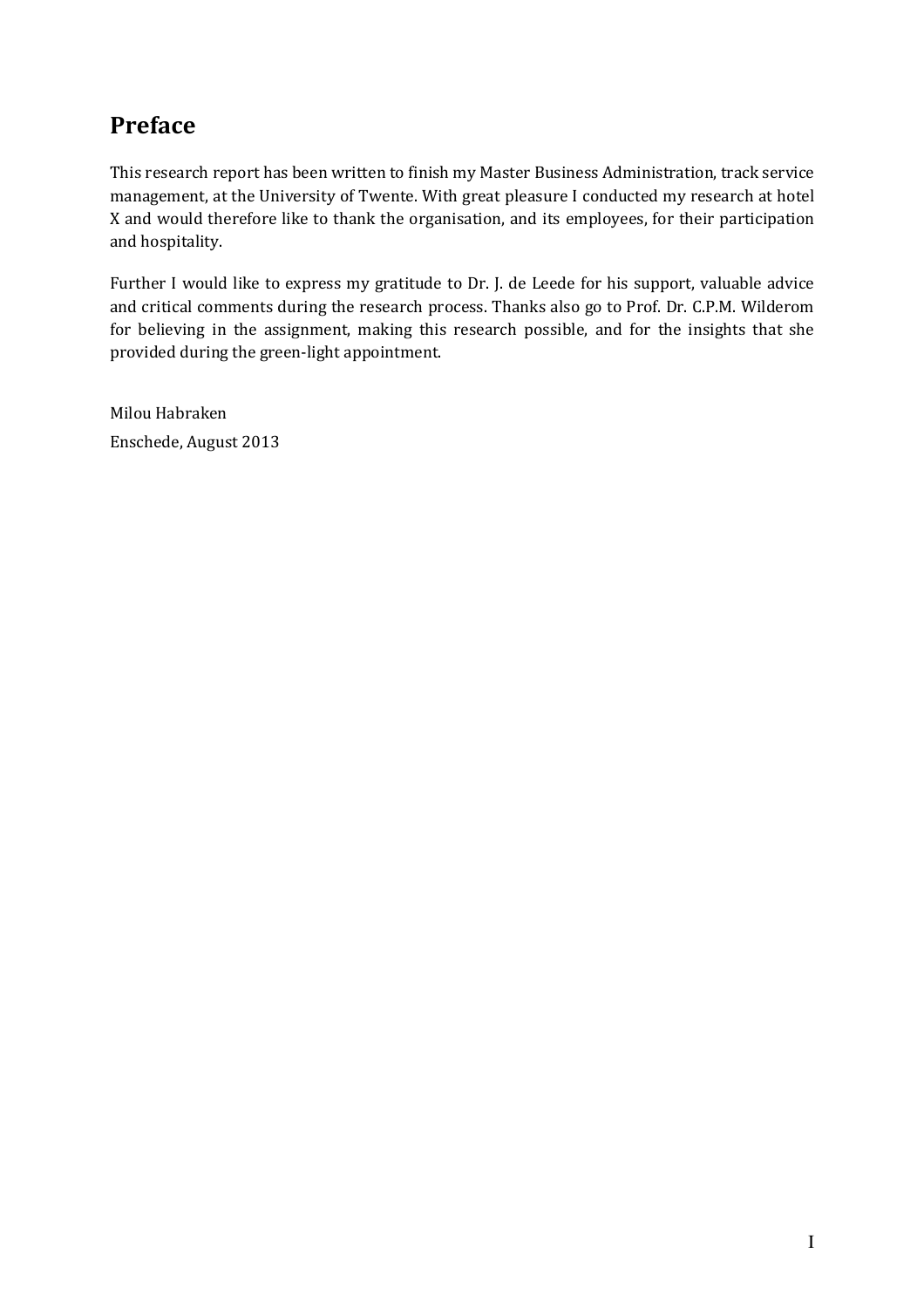## Preface

This research report has been written to finish my Master Business Administration, track service management, at the University of Twente. With great pleasure I conducted my research at hotel X and would therefore like to thank the organisation, and its employees, for their participation and hospitality.

Further I would like to express my gratitude to Dr. J. de Leede for his support, valuable advice and critical comments during the research process. Thanks also go to Prof. Dr. C.P.M. Wilderom for believing in the assignment, making this research possible, and for the insights that she provided during the green-light appointment.

Milou Habraken

Enschede, August 2013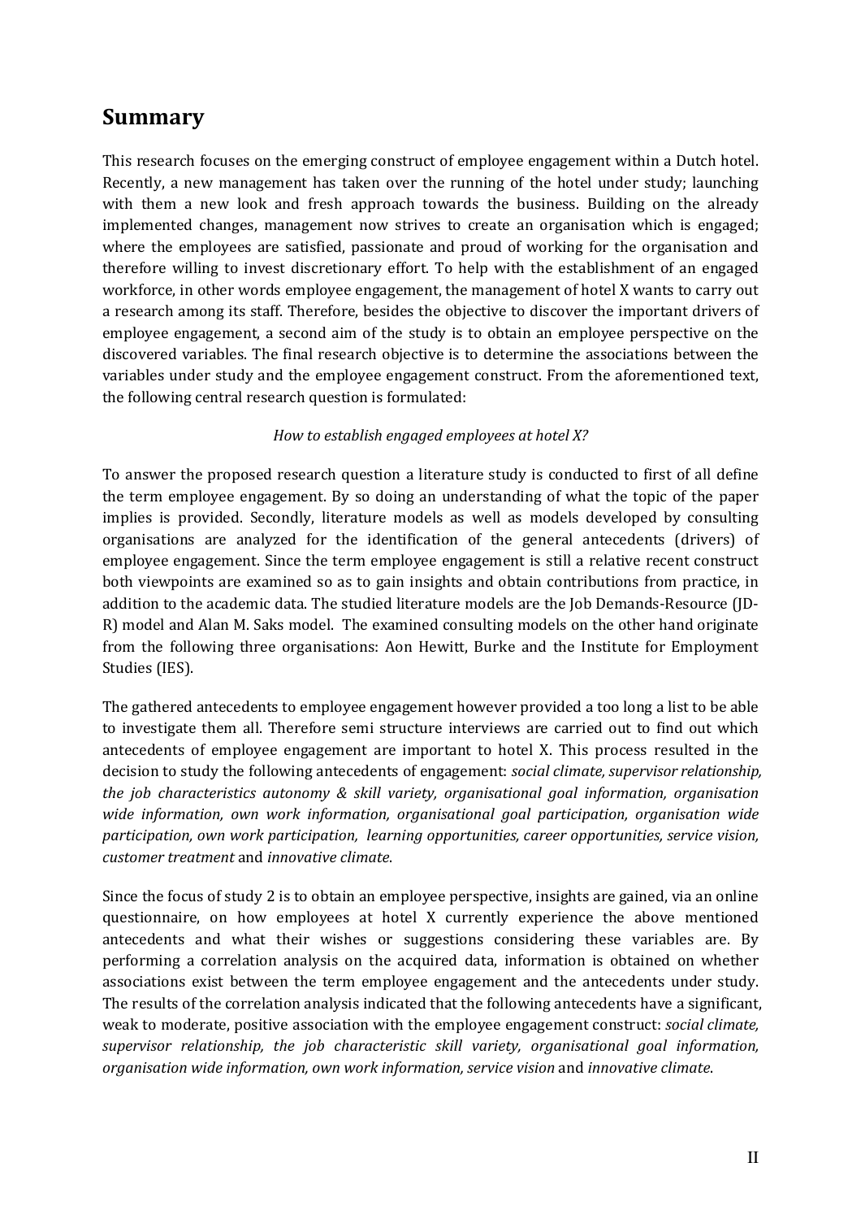## Summary

This research focuses on the emerging construct of employee engagement within a Dutch hotel. Recently, a new management has taken over the running of the hotel under study; launching with them a new look and fresh approach towards the business. Building on the already implemented changes, management now strives to create an organisation which is engaged; where the employees are satisfied, passionate and proud of working for the organisation and therefore willing to invest discretionary effort. To help with the establishment of an engaged workforce, in other words employee engagement, the management of hotel X wants to carry out a research among its staff. Therefore, besides the objective to discover the important drivers of employee engagement, a second aim of the study is to obtain an employee perspective on the discovered variables. The final research objective is to determine the associations between the variables under study and the employee engagement construct. From the aforementioned text, the following central research question is formulated:

*How to establish engaged employees at hotel X?*

To answer the proposed research question a literature study is conducted to first of all define the term employee engagement. By so doing an understanding of what the topic of the paper implies is provided. Secondly, literature models as well as models developed by consulting organisations are analyzed for the identification of the general antecedents (drivers) of employee engagement. Since the term employee engagement is still a relative recent construct both viewpoints are examined so as to gain insights and obtain contributions from practice, in addition to the academic data. The studied literature models are the Job Demands-Resource (JD-R) model and Alan M. Saks model. The examined consulting models on the other hand originate from the following three organisations: Aon Hewitt, Burke and the Institute for Employment Studies (IES).

The gathered antecedents to employee engagement however provided a too long a list to be able to investigate them all. Therefore semi structure interviews are carried out to find out which antecedents of employee engagement are important to hotel X. This process resulted in the decision to study the following antecedents of engagement: *social climate, supervisor relationship, the job characteristics autonomy & skill variety, organisational goal information, organisation wide information, own work information, organisational goal participation, organisation wide participation, own work participation, learning opportunities, career opportunities, service vision, customer treatment* and *innovative climate*.

Since the focus of study 2 is to obtain an employee perspective, insights are gained, via an online questionnaire, on how employees at hotel X currently experience the above mentioned antecedents and what their wishes or suggestions considering these variables are. By performing a correlation analysis on the acquired data, information is obtained on whether associations exist between the term employee engagement and the antecedents under study. The results of the correlation analysis indicated that the following antecedents have a significant, weak to moderate, positive association with the employee engagement construct: *social climate, supervisor relationship, the job characteristic skill variety, organisational goal information, organisation wide information, own work information, service vision* and *innovative climate*.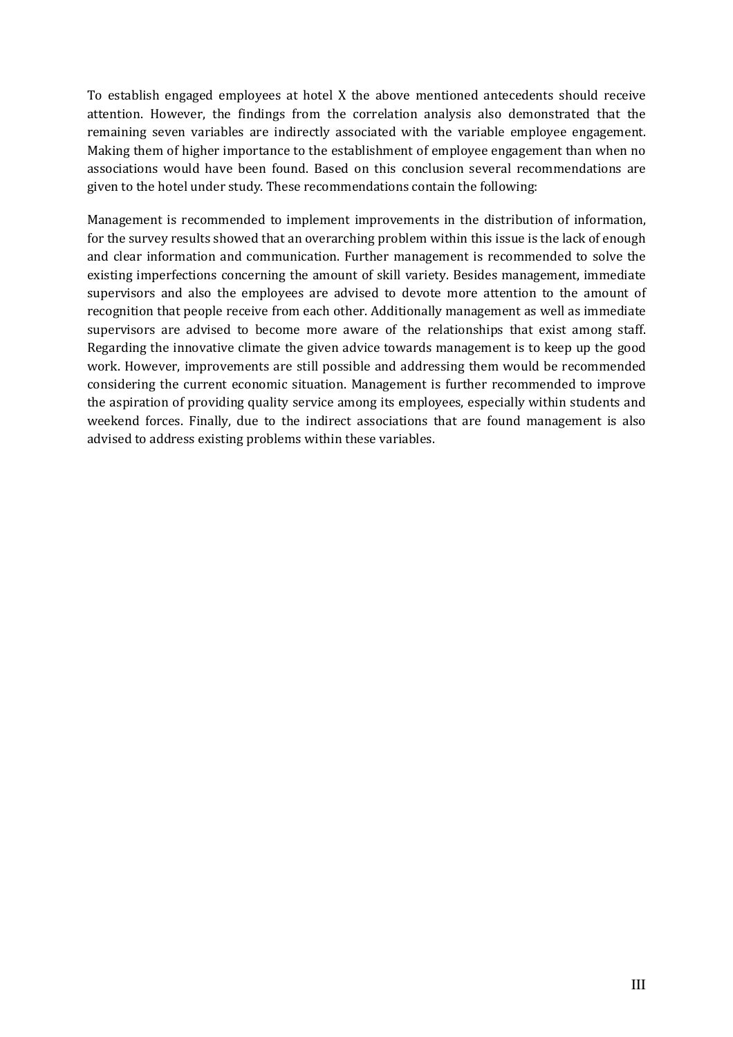To establish engaged employees at hotel X the above mentioned antecedents should receive attention. However, the findings from the correlation analysis also demonstrated that the remaining seven variables are indirectly associated with the variable employee engagement. Making them of higher importance to the establishment of employee engagement than when no associations would have been found. Based on this conclusion several recommendations are given to the hotel under study. These recommendations contain the following:

Management is recommended to implement improvements in the distribution of information, for the survey results showed that an overarching problem within this issue is the lack of enough and clear information and communication. Further management is recommended to solve the existing imperfections concerning the amount of skill variety. Besides management, immediate supervisors and also the employees are advised to devote more attention to the amount of recognition that people receive from each other. Additionally management as well as immediate supervisors are advised to become more aware of the relationships that exist among staff. Regarding the innovative climate the given advice towards management is to keep up the good work. However, improvements are still possible and addressing them would be recommended considering the current economic situation. Management is further recommended to improve the aspiration of providing quality service among its employees, especially within students and weekend forces. Finally, due to the indirect associations that are found management is also advised to address existing problems within these variables.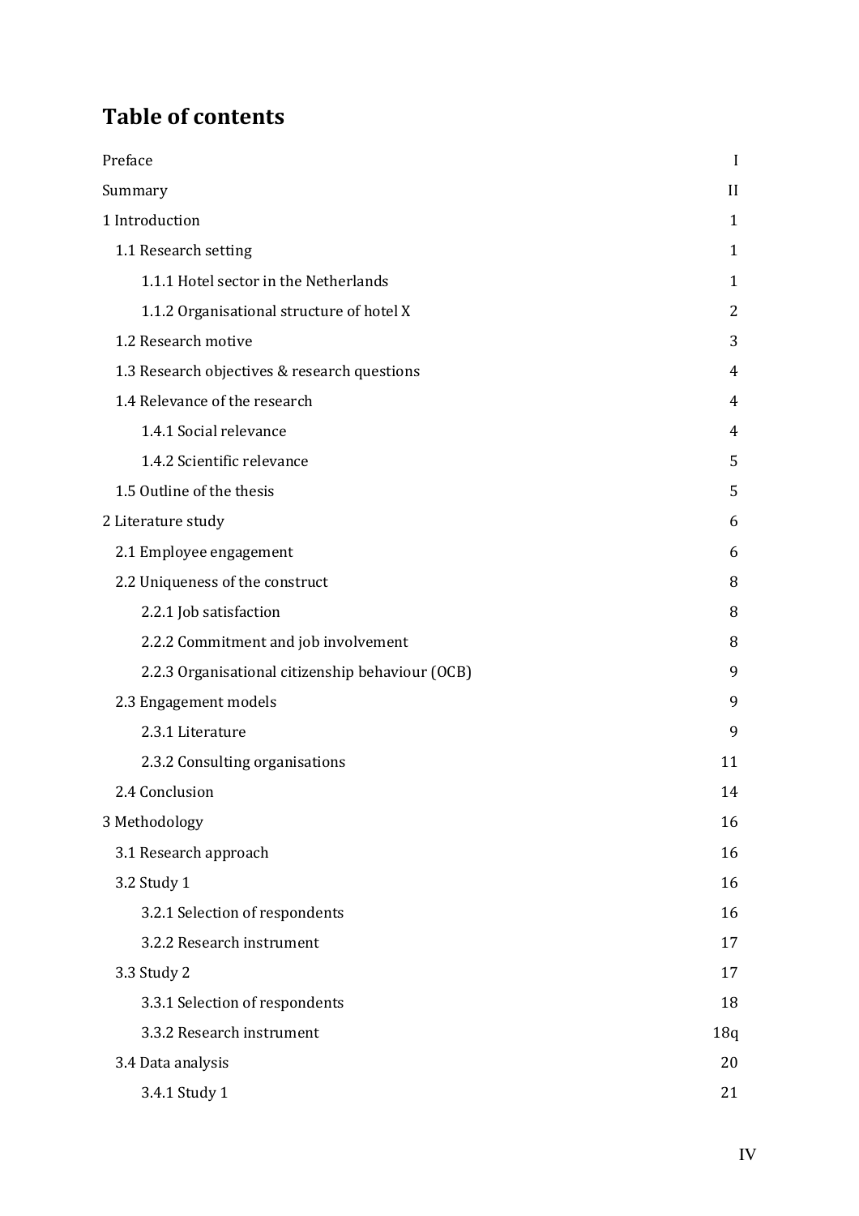# Table of contents

| | |
|---|---|
| Preface | I |
| Summary | II |
| 1 Introduction | 1 |
| 1.1 Research setting | 1 |
| 1.1.1 Hotel sector in the Netherlands | 1 |
| 1.1.2 Organisational structure of hotel X | 2 |
| 1.2 Research motive | 3 |
| 1.3 Research objectives & research questions | 4 |
| 1.4 Relevance of the research | 4 |
| 1.4.1 Social relevance | 4 |
| 1.4.2 Scientific relevance | 5 |
| 1.5 Outline of the thesis | 5 |
| 2 Literature study | 6 |
| 2.1 Employee engagement | 6 |
| 2.2 Uniqueness of the construct | 8 |
| 2.2.1 Job satisfaction | 8 |
| 2.2.2 Commitment and job involvement | 8 |
| 2.2.3 Organisational citizenship behaviour (OCB) | 9 |
| 2.3 Engagement models | 9 |
| 2.3.1 Literature | 9 |
| 2.3.2 Consulting organisations | 11 |
| 2.4 Conclusion | 14 |
| 3 Methodology | 16 |
| 3.1 Research approach | 16 |
| 3.2 Study 1 | 16 |
| 3.2.1 Selection of respondents | 16 |
| 3.2.2 Research instrument | 17 |
| 3.3 Study 2 | 17 |
| 3.3.1 Selection of respondents | 18 |
| 3.3.2 Research instrument | 18q |
| 3.4 Data analysis | 20 |
| 3.4.1 Study 1 | 21 |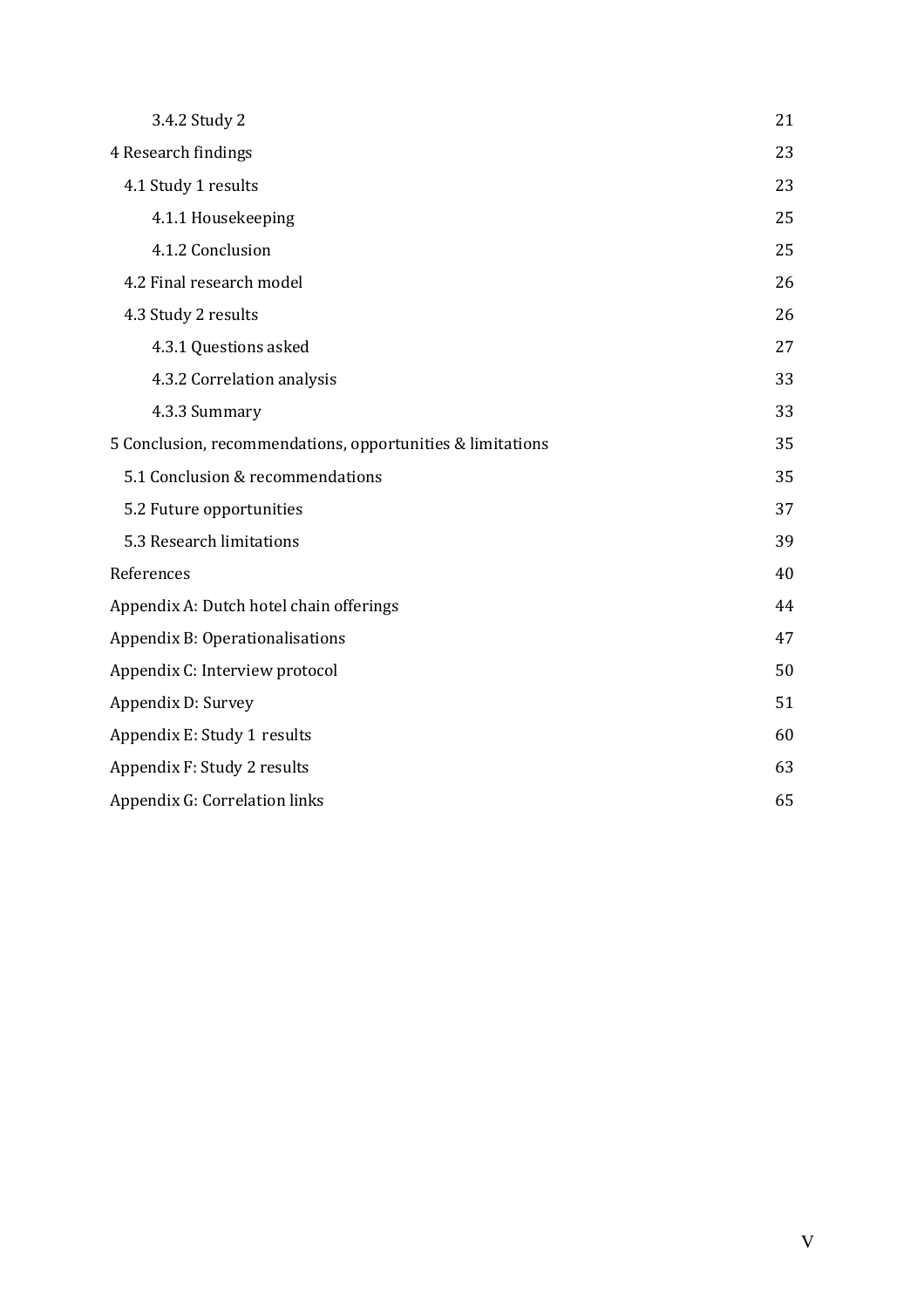| | |
|---|---|
| 3.4.2 Study 2 | 21 |
| 4 Research findings | 23 |
| 4.1 Study 1 results | 23 |
| 4.1.1 Housekeeping | 25 |
| 4.1.2 Conclusion | 25 |
| 4.2 Final research model | 26 |
| 4.3 Study 2 results | 26 |
| 4.3.1 Questions asked | 27 |
| 4.3.2 Correlation analysis | 33 |
| 4.3.3 Summary | 33 |
| 5 Conclusion, recommendations, opportunities & limitations | 35 |
| 5.1 Conclusion & recommendations | 35 |
| 5.2 Future opportunities | 37 |
| 5.3 Research limitations | 39 |
| References | 40 |
| Appendix A: Dutch hotel chain offerings | 44 |
| Appendix B: Operationalisations | 47 |
| Appendix C: Interview protocol | 50 |
| Appendix D: Survey | 51 |
| Appendix E: Study 1 results | 60 |
| Appendix F: Study 2 results | 63 |
| Appendix G: Correlation links | 65 |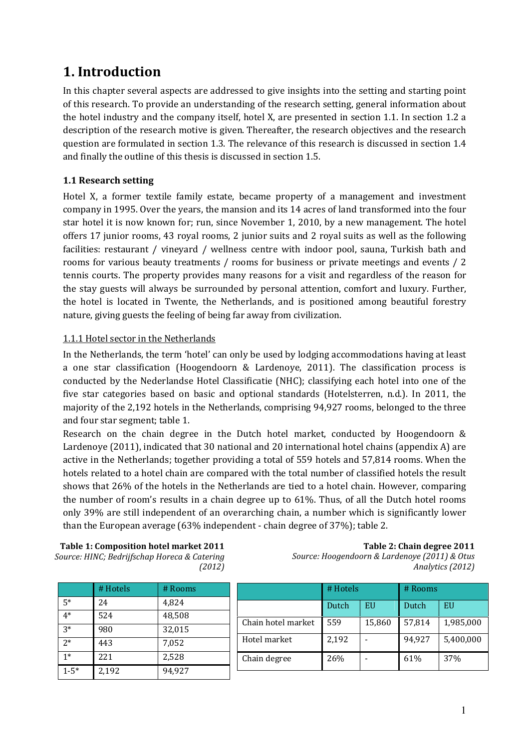# 1. Introduction

In this chapter several aspects are addressed to give insights into the setting and starting point of this research. To provide an understanding of the research setting, general information about the hotel industry and the company itself, hotel X, are presented in section 1.1. In section 1.2 a description of the research motive is given. Thereafter, the research objectives and the research question are formulated in section 1.3. The relevance of this research is discussed in section 1.4 and finally the outline of this thesis is discussed in section 1.5.

### 1.1 Research setting

Hotel X, a former textile family estate, became property of a management and investment company in 1995. Over the years, the mansion and its 14 acres of land transformed into the four star hotel it is now known for; run, since November 1, 2010, by a new management. The hotel offers 17 junior rooms, 43 royal rooms, 2 junior suits and 2 royal suits as well as the following facilities: restaurant / vineyard / wellness centre with indoor pool, sauna, Turkish bath and rooms for various beauty treatments / rooms for business or private meetings and events / 2 tennis courts. The property provides many reasons for a visit and regardless of the reason for the stay guests will always be surrounded by personal attention, comfort and luxury. Further, the hotel is located in Twente, the Netherlands, and is positioned among beautiful forestry nature, giving guests the feeling of being far away from civilization.

#### 1.1.1 Hotel sector in the Netherlands

In the Netherlands, the term 'hotel' can only be used by lodging accommodations having at least a one star classification (Hoogendoorn & Lardenoye, 2011). The classification process is conducted by the Nederlandse Hotel Classificatie (NHC); classifying each hotel into one of the five star categories based on basic and optional standards (Hotelsterren, n.d.). In 2011, the majority of the 2,192 hotels in the Netherlands, comprising 94,927 rooms, belonged to the three and four star segment; table 1.

Research on the chain degree in the Dutch hotel market, conducted by Hoogendoorn & Lardenoye (2011), indicated that 30 national and 20 international hotel chains (appendix A) are active in the Netherlands; together providing a total of 559 hotels and 57,814 rooms. When the hotels related to a hotel chain are compared with the total number of classified hotels the result shows that 26% of the hotels in the Netherlands are tied to a hotel chain. However, comparing the number of room's results in a chain degree up to 61%. Thus, of all the Dutch hotel rooms only 39% are still independent of an overarching chain, a number which is significantly lower than the European average (63% independent - chain degree of 37%); table 2.

**Table 1: Composition hotel market 2011**
*Source: HINC; Bedrijfschap Horeca & Catering (2012)*

| | # Hotels | # Rooms |
|---|---|---|
| 5* | 24 | 4,824 |
| 4* | 524 | 48,508 |
| 3* | 980 | 32,015 |
| 2* | 443 | 7,052 |
| 1* | 221 | 2,528 |
| 1-5* | 2,192 | 94,927 |

**Table 2: Chain degree 2011**
*Source: Hoogendoorn & Lardenoye (2011) & Otus Analytics (2012)*

| | # Hotels | | # Rooms | |
|---|---|---|---|---|
| | Dutch | EU | Dutch | EU |
| Chain hotel market | 559 | 15,860 | 57,814 | 1,985,000 |
| Hotel market | 2,192 | - | 94,927 | 5,400,000 |
| Chain degree | 26% | - | 61% | 37% |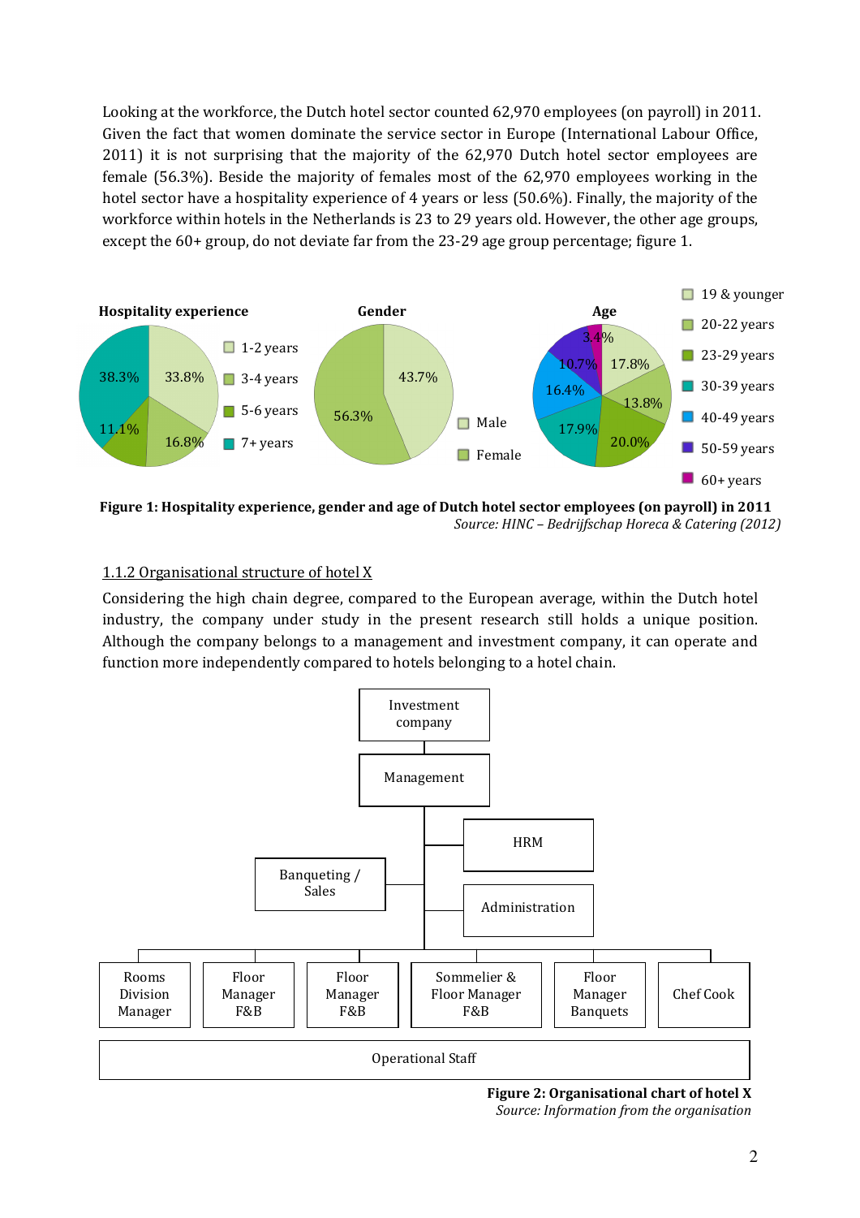Looking at the workforce, the Dutch hotel sector counted 62,970 employees (on payroll) in 2011. Given the fact that women dominate the service sector in Europe (International Labour Office, 2011) it is not surprising that the majority of the 62,970 Dutch hotel sector employees are female (56.3%). Beside the majority of females most of the 62,970 employees working in the hotel sector have a hospitality experience of 4 years or less (50.6%). Finally, the majority of the workforce within hotels in the Netherlands is 23 to 29 years old. However, the other age groups, except the 60+ group, do not deviate far from the 23-29 age group percentage; figure 1.

**Hospitality experience**

| Category | Percentage |
|---|---|
| 1-2 years | 33.8% |
| 3-4 years | 16.8% |
| 5-6 years | 11.1% |
| 7+ years | 38.3% |

**Gender**

| Category | Percentage |
|---|---|
| Male | 43.7% |
| Female | 56.3% |

**Age**

| Category | Percentage |
|---|---|
| 19 & younger | 17.8% |
| 20-22 years | 13.8% |
| 23-29 years | 20.0% |
| 30-39 years | 17.9% |
| 40-49 years | 16.4% |
| 50-59 years | 10.7% |
| 60+ years | 3.4% |

**Figure 1: Hospitality experience, gender and age of Dutch hotel sector employees (on payroll) in 2011**
*Source: HINC – Bedrijfschap Horeca & Catering (2012)*

## 1.1.2 Organisational structure of hotel X

Considering the high chain degree, compared to the European average, within the Dutch hotel industry, the company under study in the present research still holds a unique position. Although the company belongs to a management and investment company, it can operate and function more independently compared to hotels belonging to a hotel chain.

- Investment company
  - Management
    - HRM
    - Banqueting / Sales
    - Administration
    - Rooms Division Manager
    - Floor Manager F&B
    - Floor Manager F&B
    - Sommelier & Floor Manager F&B
    - Floor Manager Banquets
    - Chef Cook
      - Operational Staff

**Figure 2: Organisational chart of hotel X**
*Source: Information from the organisation*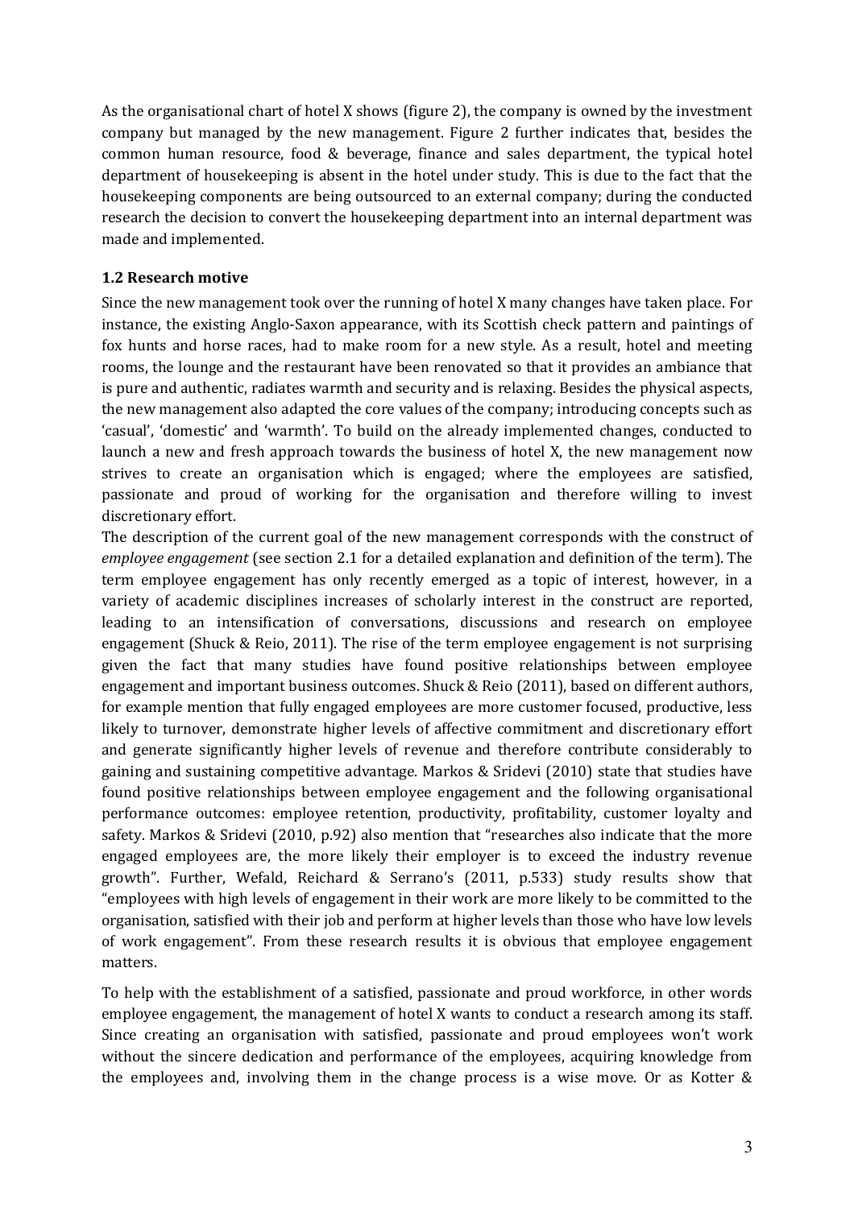As the organisational chart of hotel X shows (figure 2), the company is owned by the investment company but managed by the new management. Figure 2 further indicates that, besides the common human resource, food & beverage, finance and sales department, the typical hotel department of housekeeping is absent in the hotel under study. This is due to the fact that the housekeeping components are being outsourced to an external company; during the conducted research the decision to convert the housekeeping department into an internal department was made and implemented.

### 1.2 Research motive

Since the new management took over the running of hotel X many changes have taken place. For instance, the existing Anglo-Saxon appearance, with its Scottish check pattern and paintings of fox hunts and horse races, had to make room for a new style. As a result, hotel and meeting rooms, the lounge and the restaurant have been renovated so that it provides an ambiance that is pure and authentic, radiates warmth and security and is relaxing. Besides the physical aspects, the new management also adapted the core values of the company; introducing concepts such as 'casual', 'domestic' and 'warmth'. To build on the already implemented changes, conducted to launch a new and fresh approach towards the business of hotel X, the new management now strives to create an organisation which is engaged; where the employees are satisfied, passionate and proud of working for the organisation and therefore willing to invest discretionary effort.

The description of the current goal of the new management corresponds with the construct of *employee engagement* (see section 2.1 for a detailed explanation and definition of the term). The term employee engagement has only recently emerged as a topic of interest, however, in a variety of academic disciplines increases of scholarly interest in the construct are reported, leading to an intensification of conversations, discussions and research on employee engagement (Shuck & Reio, 2011). The rise of the term employee engagement is not surprising given the fact that many studies have found positive relationships between employee engagement and important business outcomes. Shuck & Reio (2011), based on different authors, for example mention that fully engaged employees are more customer focused, productive, less likely to turnover, demonstrate higher levels of affective commitment and discretionary effort and generate significantly higher levels of revenue and therefore contribute considerably to gaining and sustaining competitive advantage. Markos & Sridevi (2010) state that studies have found positive relationships between employee engagement and the following organisational performance outcomes: employee retention, productivity, profitability, customer loyalty and safety. Markos & Sridevi (2010, p.92) also mention that "researches also indicate that the more engaged employees are, the more likely their employer is to exceed the industry revenue growth". Further, Wefald, Reichard & Serrano's (2011, p.533) study results show that "employees with high levels of engagement in their work are more likely to be committed to the organisation, satisfied with their job and perform at higher levels than those who have low levels of work engagement". From these research results it is obvious that employee engagement matters.

To help with the establishment of a satisfied, passionate and proud workforce, in other words employee engagement, the management of hotel X wants to conduct a research among its staff. Since creating an organisation with satisfied, passionate and proud employees won't work without the sincere dedication and performance of the employees, acquiring knowledge from the employees and, involving them in the change process is a wise move. Or as Kotter &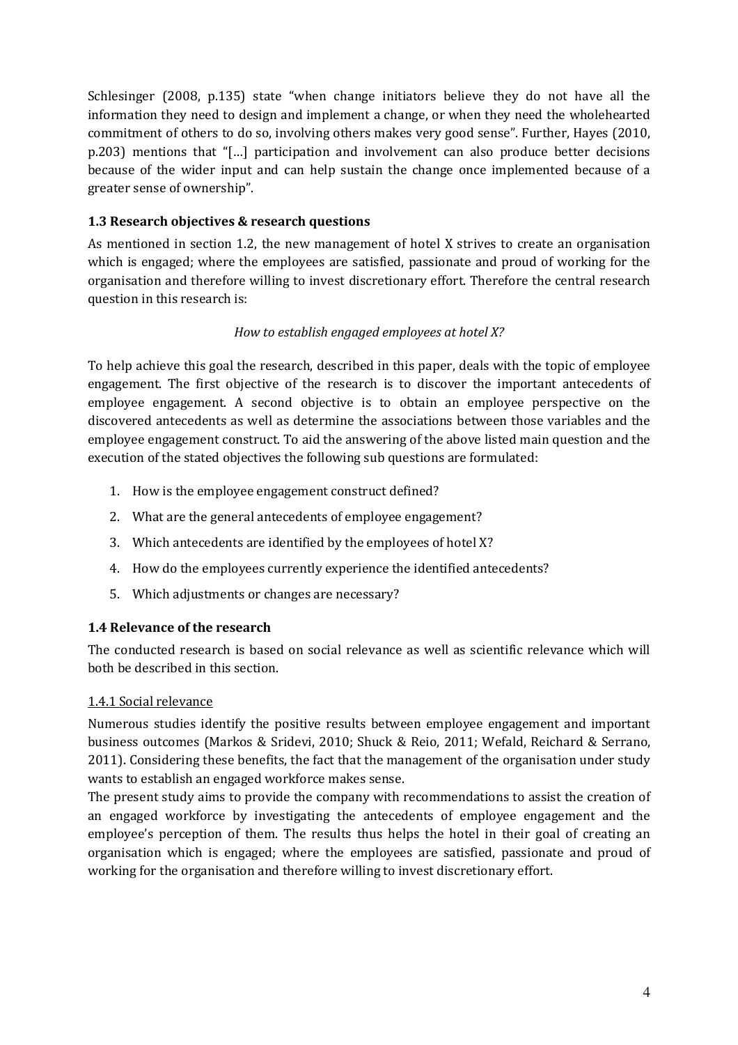Schlesinger (2008, p.135) state "when change initiators believe they do not have all the information they need to design and implement a change, or when they need the wholehearted commitment of others to do so, involving others makes very good sense". Further, Hayes (2010, p.203) mentions that "[…] participation and involvement can also produce better decisions because of the wider input and can help sustain the change once implemented because of a greater sense of ownership".

### 1.3 Research objectives & research questions

As mentioned in section 1.2, the new management of hotel X strives to create an organisation which is engaged; where the employees are satisfied, passionate and proud of working for the organisation and therefore willing to invest discretionary effort. Therefore the central research question in this research is:

*How to establish engaged employees at hotel X?*

To help achieve this goal the research, described in this paper, deals with the topic of employee engagement. The first objective of the research is to discover the important antecedents of employee engagement. A second objective is to obtain an employee perspective on the discovered antecedents as well as determine the associations between those variables and the employee engagement construct. To aid the answering of the above listed main question and the execution of the stated objectives the following sub questions are formulated:

1. How is the employee engagement construct defined?
2. What are the general antecedents of employee engagement?
3. Which antecedents are identified by the employees of hotel X?
4. How do the employees currently experience the identified antecedents?
5. Which adjustments or changes are necessary?

### 1.4 Relevance of the research

The conducted research is based on social relevance as well as scientific relevance which will both be described in this section.

#### 1.4.1 Social relevance

Numerous studies identify the positive results between employee engagement and important business outcomes (Markos & Sridevi, 2010; Shuck & Reio, 2011; Wefald, Reichard & Serrano, 2011). Considering these benefits, the fact that the management of the organisation under study wants to establish an engaged workforce makes sense.

The present study aims to provide the company with recommendations to assist the creation of an engaged workforce by investigating the antecedents of employee engagement and the employee's perception of them. The results thus helps the hotel in their goal of creating an organisation which is engaged; where the employees are satisfied, passionate and proud of working for the organisation and therefore willing to invest discretionary effort.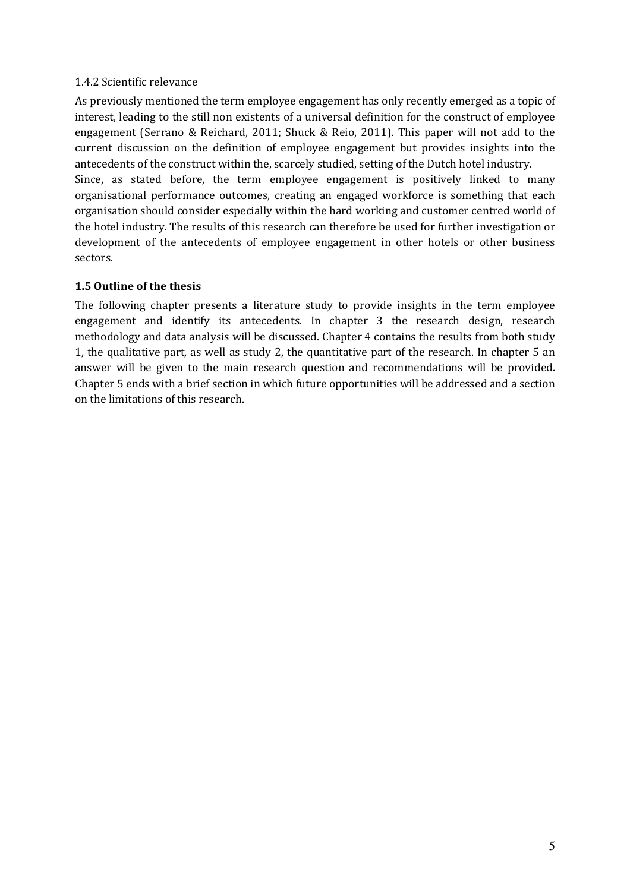#### 1.4.2 Scientific relevance

As previously mentioned the term employee engagement has only recently emerged as a topic of interest, leading to the still non existents of a universal definition for the construct of employee engagement (Serrano & Reichard, 2011; Shuck & Reio, 2011). This paper will not add to the current discussion on the definition of employee engagement but provides insights into the antecedents of the construct within the, scarcely studied, setting of the Dutch hotel industry.

Since, as stated before, the term employee engagement is positively linked to many organisational performance outcomes, creating an engaged workforce is something that each organisation should consider especially within the hard working and customer centred world of the hotel industry. The results of this research can therefore be used for further investigation or development of the antecedents of employee engagement in other hotels or other business sectors.

### 1.5 Outline of the thesis

The following chapter presents a literature study to provide insights in the term employee engagement and identify its antecedents. In chapter 3 the research design, research methodology and data analysis will be discussed. Chapter 4 contains the results from both study 1, the qualitative part, as well as study 2, the quantitative part of the research. In chapter 5 an answer will be given to the main research question and recommendations will be provided. Chapter 5 ends with a brief section in which future opportunities will be addressed and a section on the limitations of this research.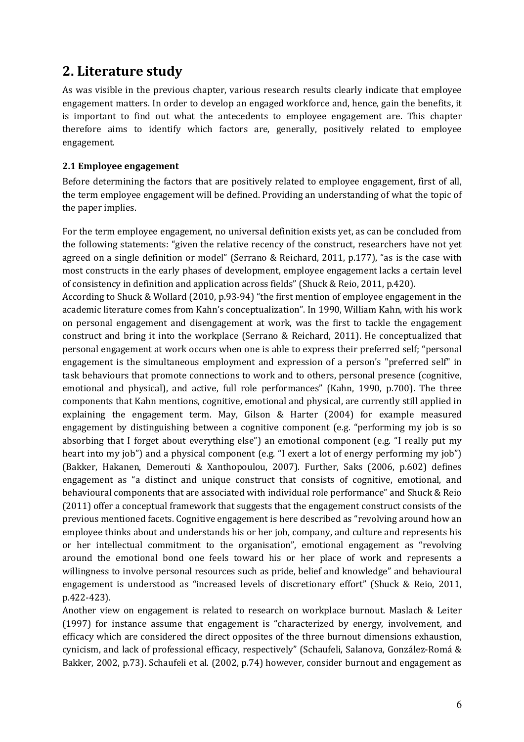## 2. Literature study

As was visible in the previous chapter, various research results clearly indicate that employee engagement matters. In order to develop an engaged workforce and, hence, gain the benefits, it is important to find out what the antecedents to employee engagement are. This chapter therefore aims to identify which factors are, generally, positively related to employee engagement.

### 2.1 Employee engagement

Before determining the factors that are positively related to employee engagement, first of all, the term employee engagement will be defined. Providing an understanding of what the topic of the paper implies.

For the term employee engagement, no universal definition exists yet, as can be concluded from the following statements: "given the relative recency of the construct, researchers have not yet agreed on a single definition or model" (Serrano & Reichard, 2011, p.177), "as is the case with most constructs in the early phases of development, employee engagement lacks a certain level of consistency in definition and application across fields" (Shuck & Reio, 2011, p.420).

According to Shuck & Wollard (2010, p.93-94) "the first mention of employee engagement in the academic literature comes from Kahn's conceptualization". In 1990, William Kahn, with his work on personal engagement and disengagement at work, was the first to tackle the engagement construct and bring it into the workplace (Serrano & Reichard, 2011). He conceptualized that personal engagement at work occurs when one is able to express their preferred self; "personal engagement is the simultaneous employment and expression of a person's "preferred self" in task behaviours that promote connections to work and to others, personal presence (cognitive, emotional and physical), and active, full role performances" (Kahn, 1990, p.700). The three components that Kahn mentions, cognitive, emotional and physical, are currently still applied in explaining the engagement term. May, Gilson & Harter (2004) for example measured engagement by distinguishing between a cognitive component (e.g. "performing my job is so absorbing that I forget about everything else") an emotional component (e.g. "I really put my heart into my job") and a physical component (e.g. "I exert a lot of energy performing my job") (Bakker, Hakanen, Demerouti & Xanthopoulou, 2007). Further, Saks (2006, p.602) defines engagement as "a distinct and unique construct that consists of cognitive, emotional, and behavioural components that are associated with individual role performance" and Shuck & Reio (2011) offer a conceptual framework that suggests that the engagement construct consists of the previous mentioned facets. Cognitive engagement is here described as "revolving around how an employee thinks about and understands his or her job, company, and culture and represents his or her intellectual commitment to the organisation", emotional engagement as "revolving around the emotional bond one feels toward his or her place of work and represents a willingness to involve personal resources such as pride, belief and knowledge" and behavioural engagement is understood as "increased levels of discretionary effort" (Shuck & Reio, 2011, p.422-423).

Another view on engagement is related to research on workplace burnout. Maslach & Leiter (1997) for instance assume that engagement is "characterized by energy, involvement, and efficacy which are considered the direct opposites of the three burnout dimensions exhaustion, cynicism, and lack of professional efficacy, respectively" (Schaufeli, Salanova, González-Romá & Bakker, 2002, p.73). Schaufeli et al. (2002, p.74) however, consider burnout and engagement as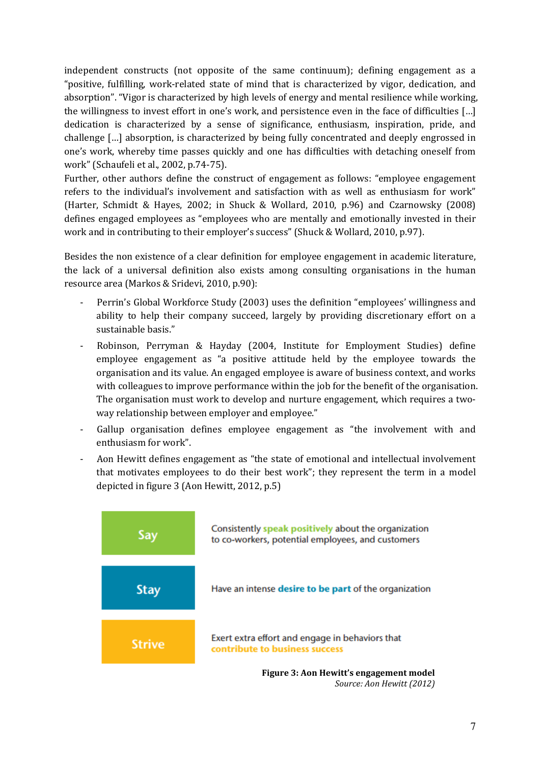independent constructs (not opposite of the same continuum); defining engagement as a "positive, fulfilling, work-related state of mind that is characterized by vigor, dedication, and absorption". "Vigor is characterized by high levels of energy and mental resilience while working, the willingness to invest effort in one's work, and persistence even in the face of difficulties […] dedication is characterized by a sense of significance, enthusiasm, inspiration, pride, and challenge […] absorption, is characterized by being fully concentrated and deeply engrossed in one's work, whereby time passes quickly and one has difficulties with detaching oneself from work" (Schaufeli et al., 2002, p.74-75).

Further, other authors define the construct of engagement as follows: "employee engagement refers to the individual's involvement and satisfaction with as well as enthusiasm for work" (Harter, Schmidt & Hayes, 2002; in Shuck & Wollard, 2010, p.96) and Czarnowsky (2008) defines engaged employees as "employees who are mentally and emotionally invested in their work and in contributing to their employer's success" (Shuck & Wollard, 2010, p.97).

Besides the non existence of a clear definition for employee engagement in academic literature, the lack of a universal definition also exists among consulting organisations in the human resource area (Markos & Sridevi, 2010, p.90):

- Perrin's Global Workforce Study (2003) uses the definition "employees' willingness and ability to help their company succeed, largely by providing discretionary effort on a sustainable basis."
- Robinson, Perryman & Hayday (2004, Institute for Employment Studies) define employee engagement as "a positive attitude held by the employee towards the organisation and its value. An engaged employee is aware of business context, and works with colleagues to improve performance within the job for the benefit of the organisation. The organisation must work to develop and nurture engagement, which requires a two-way relationship between employer and employee."
- Gallup organisation defines employee engagement as "the involvement with and enthusiasm for work".
- Aon Hewitt defines engagement as "the state of emotional and intellectual involvement that motivates employees to do their best work"; they represent the term in a model depicted in figure 3 (Aon Hewitt, 2012, p.5)

| | |
|---|---|
| **Say** | Consistently **speak positively** about the organization to co-workers, potential employees, and customers |
| **Stay** | Have an intense **desire to be part** of the organization |
| **Strive** | Exert extra effort and engage in behaviors that **contribute to business success** |

**Figure 3: Aon Hewitt's engagement model**
*Source: Aon Hewitt (2012)*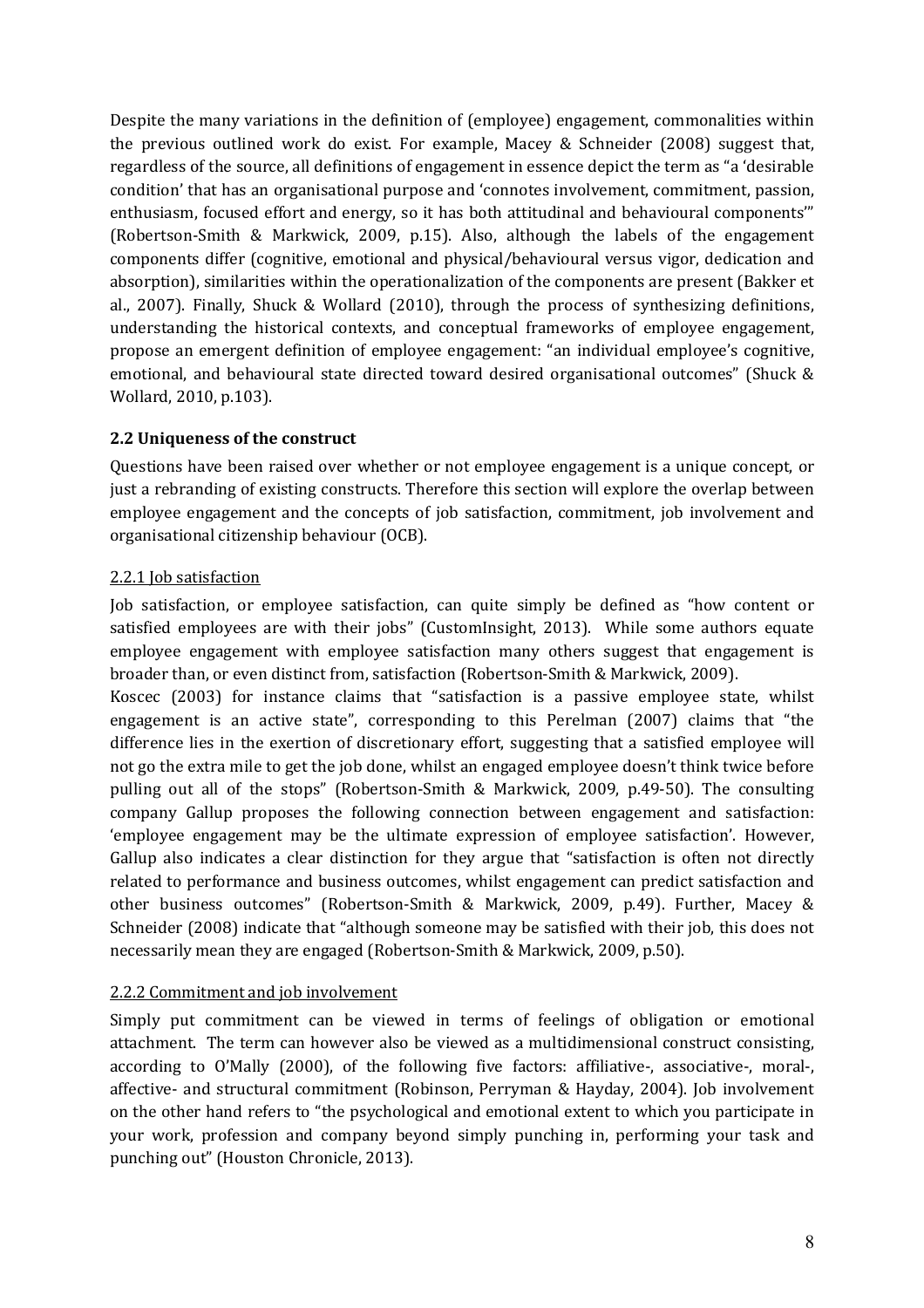Despite the many variations in the definition of (employee) engagement, commonalities within the previous outlined work do exist. For example, Macey & Schneider (2008) suggest that, regardless of the source, all definitions of engagement in essence depict the term as "a 'desirable condition' that has an organisational purpose and 'connotes involvement, commitment, passion, enthusiasm, focused effort and energy, so it has both attitudinal and behavioural components'" (Robertson-Smith & Markwick, 2009, p.15). Also, although the labels of the engagement components differ (cognitive, emotional and physical/behavioural versus vigor, dedication and absorption), similarities within the operationalization of the components are present (Bakker et al., 2007). Finally, Shuck & Wollard (2010), through the process of synthesizing definitions, understanding the historical contexts, and conceptual frameworks of employee engagement, propose an emergent definition of employee engagement: "an individual employee's cognitive, emotional, and behavioural state directed toward desired organisational outcomes" (Shuck & Wollard, 2010, p.103).

### 2.2 Uniqueness of the construct

Questions have been raised over whether or not employee engagement is a unique concept, or just a rebranding of existing constructs. Therefore this section will explore the overlap between employee engagement and the concepts of job satisfaction, commitment, job involvement and organisational citizenship behaviour (OCB).

#### 2.2.1 Job satisfaction

Job satisfaction, or employee satisfaction, can quite simply be defined as "how content or satisfied employees are with their jobs" (CustomInsight, 2013). While some authors equate employee engagement with employee satisfaction many others suggest that engagement is broader than, or even distinct from, satisfaction (Robertson-Smith & Markwick, 2009).
Koscec (2003) for instance claims that "satisfaction is a passive employee state, whilst engagement is an active state", corresponding to this Perelman (2007) claims that "the difference lies in the exertion of discretionary effort, suggesting that a satisfied employee will not go the extra mile to get the job done, whilst an engaged employee doesn't think twice before pulling out all of the stops" (Robertson-Smith & Markwick, 2009, p.49-50). The consulting company Gallup proposes the following connection between engagement and satisfaction: 'employee engagement may be the ultimate expression of employee satisfaction'. However, Gallup also indicates a clear distinction for they argue that "satisfaction is often not directly related to performance and business outcomes, whilst engagement can predict satisfaction and other business outcomes" (Robertson-Smith & Markwick, 2009, p.49). Further, Macey & Schneider (2008) indicate that "although someone may be satisfied with their job, this does not necessarily mean they are engaged (Robertson-Smith & Markwick, 2009, p.50).

#### 2.2.2 Commitment and job involvement

Simply put commitment can be viewed in terms of feelings of obligation or emotional attachment. The term can however also be viewed as a multidimensional construct consisting, according to O'Mally (2000), of the following five factors: affiliative-, associative-, moral-, affective- and structural commitment (Robinson, Perryman & Hayday, 2004). Job involvement on the other hand refers to "the psychological and emotional extent to which you participate in your work, profession and company beyond simply punching in, performing your task and punching out" (Houston Chronicle, 2013).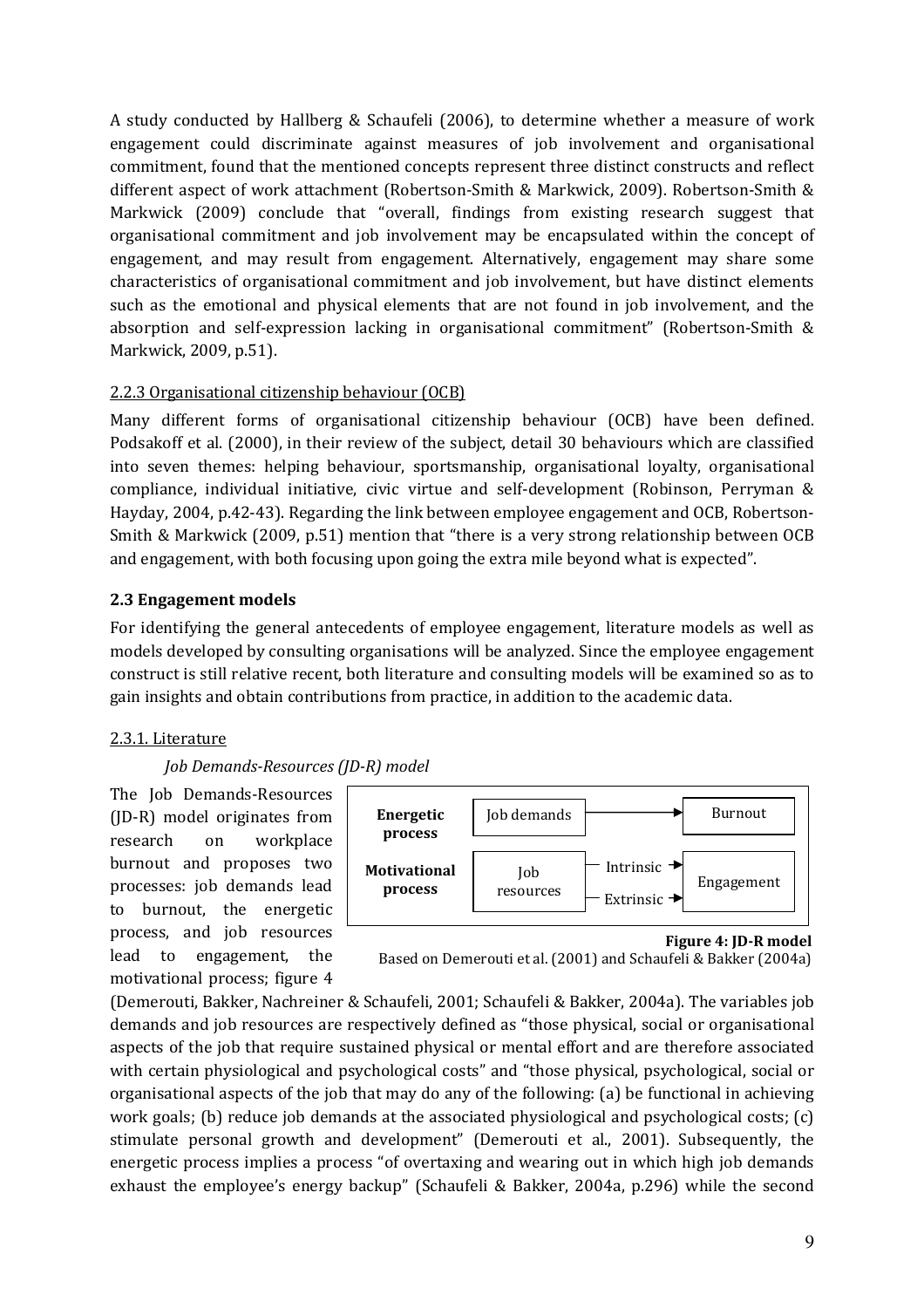A study conducted by Hallberg & Schaufeli (2006), to determine whether a measure of work engagement could discriminate against measures of job involvement and organisational commitment, found that the mentioned concepts represent three distinct constructs and reflect different aspect of work attachment (Robertson-Smith & Markwick, 2009). Robertson-Smith & Markwick (2009) conclude that "overall, findings from existing research suggest that organisational commitment and job involvement may be encapsulated within the concept of engagement, and may result from engagement. Alternatively, engagement may share some characteristics of organisational commitment and job involvement, but have distinct elements such as the emotional and physical elements that are not found in job involvement, and the absorption and self-expression lacking in organisational commitment" (Robertson-Smith & Markwick, 2009, p.51).

### 2.2.3 Organisational citizenship behaviour (OCB)

Many different forms of organisational citizenship behaviour (OCB) have been defined. Podsakoff et al. (2000), in their review of the subject, detail 30 behaviours which are classified into seven themes: helping behaviour, sportsmanship, organisational loyalty, organisational compliance, individual initiative, civic virtue and self-development (Robinson, Perryman & Hayday, 2004, p.42-43). Regarding the link between employee engagement and OCB, Robertson-Smith & Markwick (2009, p.51) mention that "there is a very strong relationship between OCB and engagement, with both focusing upon going the extra mile beyond what is expected".

## 2.3 Engagement models

For identifying the general antecedents of employee engagement, literature models as well as models developed by consulting organisations will be analyzed. Since the employee engagement construct is still relative recent, both literature and consulting models will be examined so as to gain insights and obtain contributions from practice, in addition to the academic data.

### 2.3.1. Literature

*Job Demands-Resources (JD-R) model*

| | | | |
|---|---|---|---|
| **Energetic process** | Job demands | → | Burnout |
| **Motivational process** | Job resources | Intrinsic → / Extrinsic → | Engagement |

**Figure 4: JD-R model**
Based on Demerouti et al. (2001) and Schaufeli & Bakker (2004a)

The Job Demands-Resources (JD-R) model originates from research on workplace burnout and proposes two processes: job demands lead to burnout, the energetic process, and job resources lead to engagement, the motivational process; figure 4 (Demerouti, Bakker, Nachreiner & Schaufeli, 2001; Schaufeli & Bakker, 2004a). The variables job demands and job resources are respectively defined as "those physical, social or organisational aspects of the job that require sustained physical or mental effort and are therefore associated with certain physiological and psychological costs" and "those physical, psychological, social or organisational aspects of the job that may do any of the following: (a) be functional in achieving work goals; (b) reduce job demands at the associated physiological and psychological costs; (c) stimulate personal growth and development" (Demerouti et al., 2001). Subsequently, the energetic process implies a process "of overtaxing and wearing out in which high job demands exhaust the employee's energy backup" (Schaufeli & Bakker, 2004a, p.296) while the second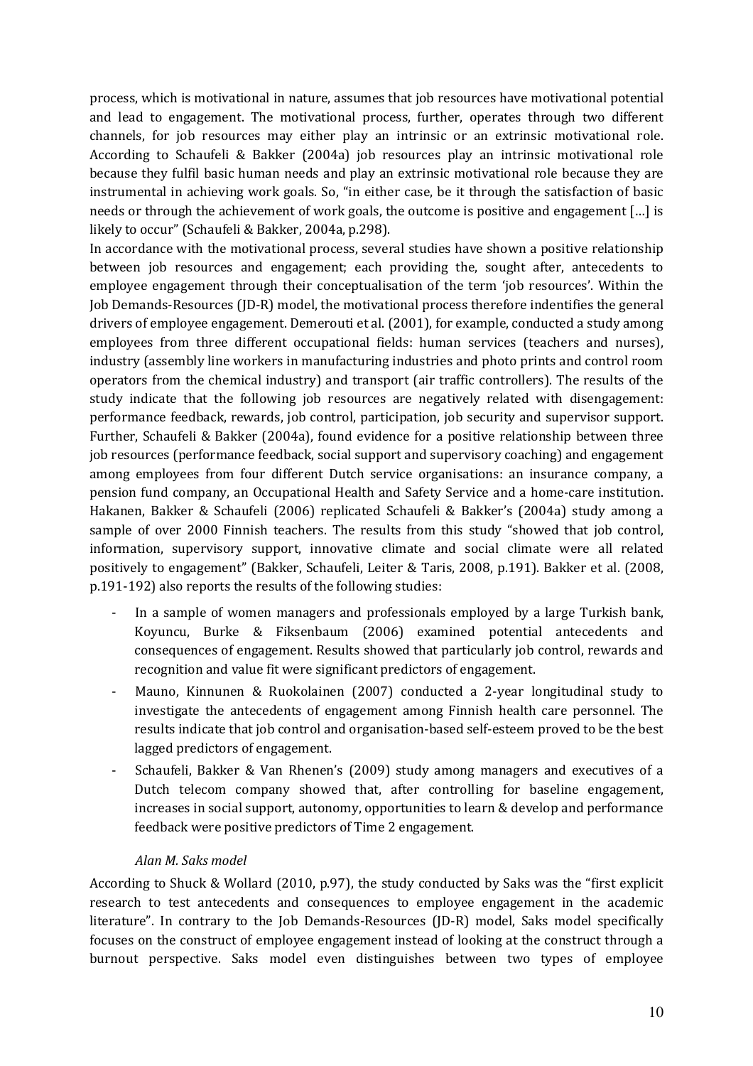process, which is motivational in nature, assumes that job resources have motivational potential and lead to engagement. The motivational process, further, operates through two different channels, for job resources may either play an intrinsic or an extrinsic motivational role. According to Schaufeli & Bakker (2004a) job resources play an intrinsic motivational role because they fulfil basic human needs and play an extrinsic motivational role because they are instrumental in achieving work goals. So, "in either case, be it through the satisfaction of basic needs or through the achievement of work goals, the outcome is positive and engagement […] is likely to occur" (Schaufeli & Bakker, 2004a, p.298).

In accordance with the motivational process, several studies have shown a positive relationship between job resources and engagement; each providing the, sought after, antecedents to employee engagement through their conceptualisation of the term 'job resources'. Within the Job Demands-Resources (JD-R) model, the motivational process therefore indentifies the general drivers of employee engagement. Demerouti et al. (2001), for example, conducted a study among employees from three different occupational fields: human services (teachers and nurses), industry (assembly line workers in manufacturing industries and photo prints and control room operators from the chemical industry) and transport (air traffic controllers). The results of the study indicate that the following job resources are negatively related with disengagement: performance feedback, rewards, job control, participation, job security and supervisor support. Further, Schaufeli & Bakker (2004a), found evidence for a positive relationship between three job resources (performance feedback, social support and supervisory coaching) and engagement among employees from four different Dutch service organisations: an insurance company, a pension fund company, an Occupational Health and Safety Service and a home-care institution. Hakanen, Bakker & Schaufeli (2006) replicated Schaufeli & Bakker's (2004a) study among a sample of over 2000 Finnish teachers. The results from this study "showed that job control, information, supervisory support, innovative climate and social climate were all related positively to engagement" (Bakker, Schaufeli, Leiter & Taris, 2008, p.191). Bakker et al. (2008, p.191-192) also reports the results of the following studies:

- In a sample of women managers and professionals employed by a large Turkish bank, Koyuncu, Burke & Fiksenbaum (2006) examined potential antecedents and consequences of engagement. Results showed that particularly job control, rewards and recognition and value fit were significant predictors of engagement.
- Mauno, Kinnunen & Ruokolainen (2007) conducted a 2-year longitudinal study to investigate the antecedents of engagement among Finnish health care personnel. The results indicate that job control and organisation-based self-esteem proved to be the best lagged predictors of engagement.
- Schaufeli, Bakker & Van Rhenen's (2009) study among managers and executives of a Dutch telecom company showed that, after controlling for baseline engagement, increases in social support, autonomy, opportunities to learn & develop and performance feedback were positive predictors of Time 2 engagement.

*Alan M. Saks model*

According to Shuck & Wollard (2010, p.97), the study conducted by Saks was the "first explicit research to test antecedents and consequences to employee engagement in the academic literature". In contrary to the Job Demands-Resources (JD-R) model, Saks model specifically focuses on the construct of employee engagement instead of looking at the construct through a burnout perspective. Saks model even distinguishes between two types of employee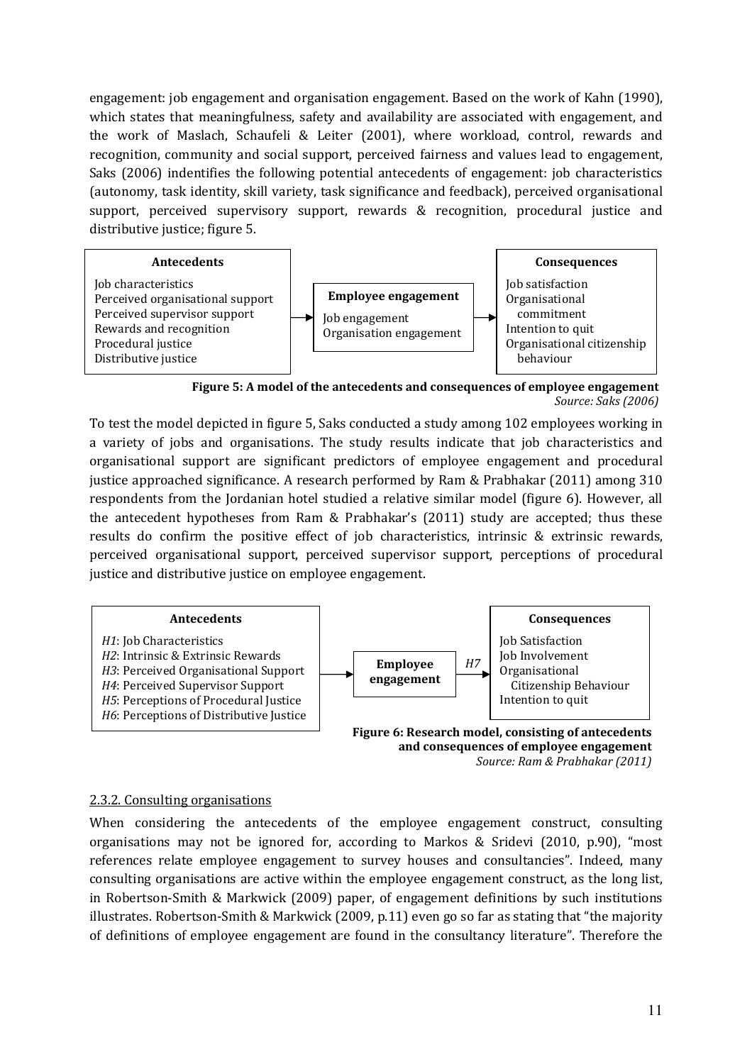engagement: job engagement and organisation engagement. Based on the work of Kahn (1990), which states that meaningfulness, safety and availability are associated with engagement, and the work of Maslach, Schaufeli & Leiter (2001), where workload, control, rewards and recognition, community and social support, perceived fairness and values lead to engagement, Saks (2006) indentifies the following potential antecedents of engagement: job characteristics (autonomy, task identity, skill variety, task significance and feedback), perceived organisational support, perceived supervisory support, rewards & recognition, procedural justice and distributive justice; figure 5.

| Antecedents | | Employee engagement | | Consequences |
|---|---|---|---|---|
| Job characteristics<br>Perceived organisational support<br>Perceived supervisor support<br>Rewards and recognition<br>Procedural justice<br>Distributive justice | → | Job engagement<br>Organisation engagement | → | Job satisfaction<br>Organisational commitment<br>Intention to quit<br>Organisational citizenship behaviour |

**Figure 5: A model of the antecedents and consequences of employee engagement**
*Source: Saks (2006)*

To test the model depicted in figure 5, Saks conducted a study among 102 employees working in a variety of jobs and organisations. The study results indicate that job characteristics and organisational support are significant predictors of employee engagement and procedural justice approached significance. A research performed by Ram & Prabhakar (2011) among 310 respondents from the Jordanian hotel studied a relative similar model (figure 6). However, all the antecedent hypotheses from Ram & Prabhakar's (2011) study are accepted; thus these results do confirm the positive effect of job characteristics, intrinsic & extrinsic rewards, perceived organisational support, perceived supervisor support, perceptions of procedural justice and distributive justice on employee engagement.

| Antecedents | | | | Consequences |
|---|---|---|---|---|
| *H1*: Job Characteristics<br>*H2*: Intrinsic & Extrinsic Rewards<br>*H3*: Perceived Organisational Support<br>*H4*: Perceived Supervisor Support<br>*H5*: Perceptions of Procedural Justice<br>*H6*: Perceptions of Distributive Justice | → | **Employee engagement** | *H7* → | Job Satisfaction<br>Job Involvement<br>Organisational Citizenship Behaviour<br>Intention to quit |

**Figure 6: Research model, consisting of antecedents and consequences of employee engagement**
*Source: Ram & Prabhakar (2011)*

### 2.3.2. Consulting organisations

When considering the antecedents of the employee engagement construct, consulting organisations may not be ignored for, according to Markos & Sridevi (2010, p.90), "most references relate employee engagement to survey houses and consultancies". Indeed, many consulting organisations are active within the employee engagement construct, as the long list, in Robertson-Smith & Markwick (2009) paper, of engagement definitions by such institutions illustrates. Robertson-Smith & Markwick (2009, p.11) even go so far as stating that "the majority of definitions of employee engagement are found in the consultancy literature". Therefore the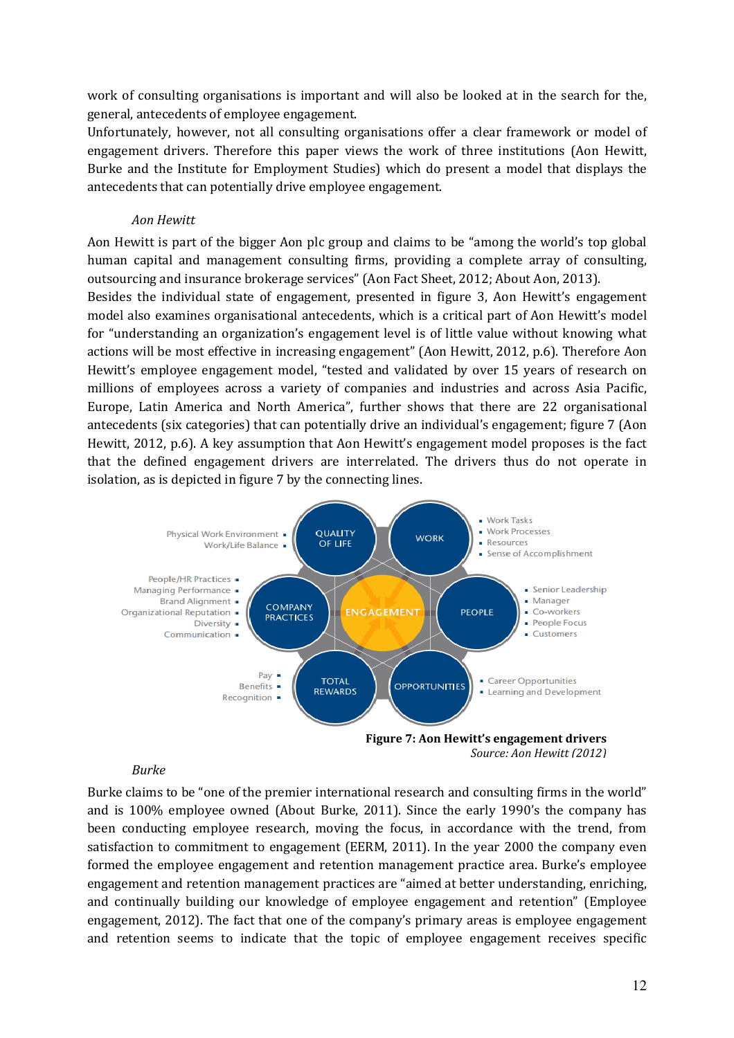work of consulting organisations is important and will also be looked at in the search for the, general, antecedents of employee engagement.
Unfortunately, however, not all consulting organisations offer a clear framework or model of engagement drivers. Therefore this paper views the work of three institutions (Aon Hewitt, Burke and the Institute for Employment Studies) which do present a model that displays the antecedents that can potentially drive employee engagement.

*Aon Hewitt*

Aon Hewitt is part of the bigger Aon plc group and claims to be "among the world's top global human capital and management consulting firms, providing a complete array of consulting, outsourcing and insurance brokerage services" (Aon Fact Sheet, 2012; About Aon, 2013).
Besides the individual state of engagement, presented in figure 3, Aon Hewitt's engagement model also examines organisational antecedents, which is a critical part of Aon Hewitt's model for "understanding an organization's engagement level is of little value without knowing what actions will be most effective in increasing engagement" (Aon Hewitt, 2012, p.6). Therefore Aon Hewitt's employee engagement model, "tested and validated by over 15 years of research on millions of employees across a variety of companies and industries and across Asia Pacific, Europe, Latin America and North America", further shows that there are 22 organisational antecedents (six categories) that can potentially drive an individual's engagement; figure 7 (Aon Hewitt, 2012, p.6). A key assumption that Aon Hewitt's engagement model proposes is the fact that the defined engagement drivers are interrelated. The drivers thus do not operate in isolation, as is depicted in figure 7 by the connecting lines.

- QUALITY OF LIFE: Physical Work Environment; Work/Life Balance
- WORK: Work Tasks; Work Processes; Resources; Sense of Accomplishment
- COMPANY PRACTICES: People/HR Practices; Managing Performance; Brand Alignment; Organizational Reputation; Diversity; Communication
- ENGAGEMENT
- PEOPLE: Senior Leadership; Manager; Co-workers; People Focus; Customers
- TOTAL REWARDS: Pay; Benefits; Recognition
- OPPORTUNITIES: Career Opportunities; Learning and Development

**Figure 7: Aon Hewitt's engagement drivers**
*Source: Aon Hewitt (2012)*

*Burke*

Burke claims to be "one of the premier international research and consulting firms in the world" and is 100% employee owned (About Burke, 2011). Since the early 1990's the company has been conducting employee research, moving the focus, in accordance with the trend, from satisfaction to commitment to engagement (EERM, 2011). In the year 2000 the company even formed the employee engagement and retention management practice area. Burke's employee engagement and retention management practices are "aimed at better understanding, enriching, and continually building our knowledge of employee engagement and retention" (Employee engagement, 2012). The fact that one of the company's primary areas is employee engagement and retention seems to indicate that the topic of employee engagement receives specific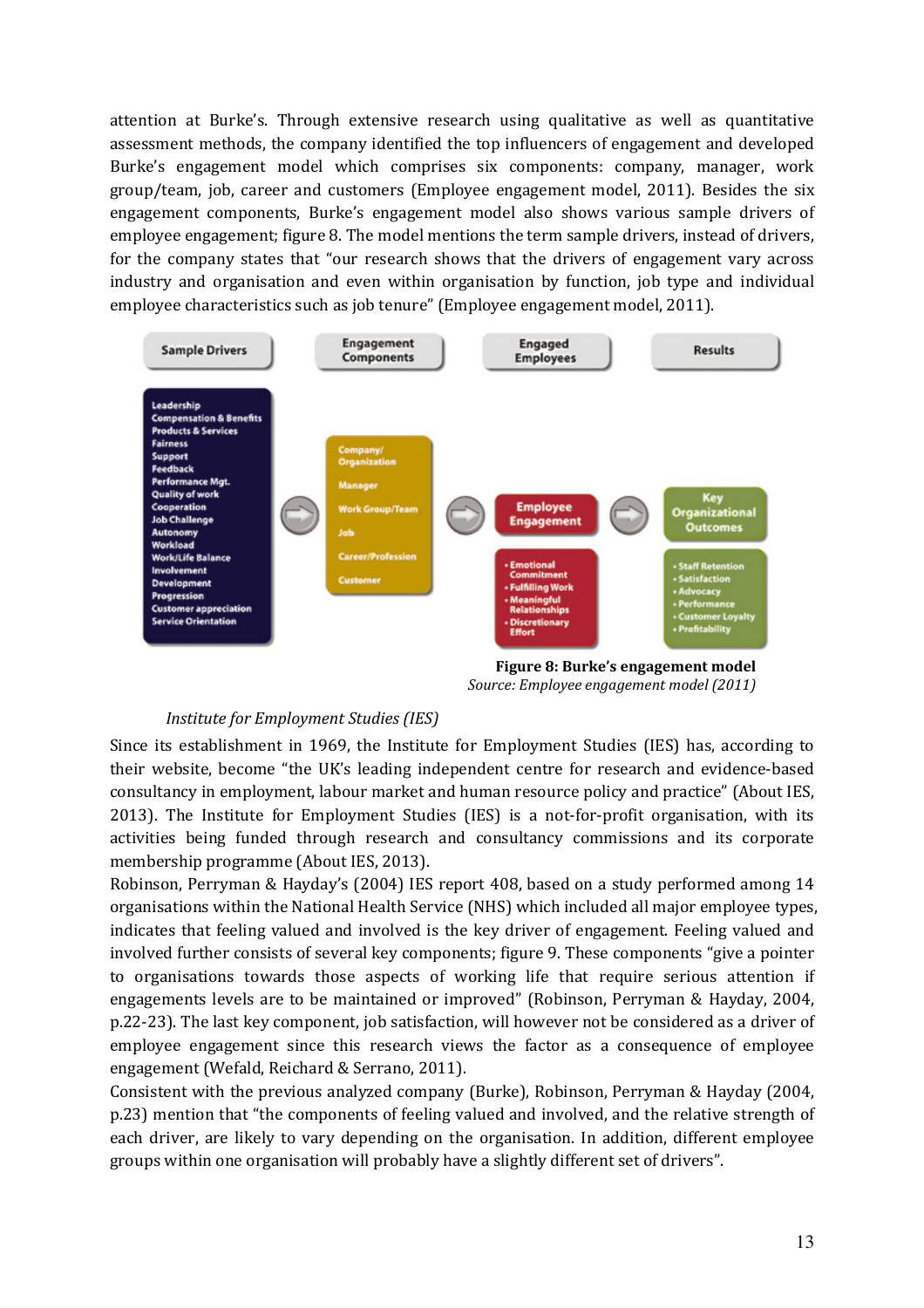attention at Burke's. Through extensive research using qualitative as well as quantitative assessment methods, the company identified the top influencers of engagement and developed Burke's engagement model which comprises six components: company, manager, work group/team, job, career and customers (Employee engagement model, 2011). Besides the six engagement components, Burke's engagement model also shows various sample drivers of employee engagement; figure 8. The model mentions the term sample drivers, instead of drivers, for the company states that "our research shows that the drivers of engagement vary across industry and organisation and even within organisation by function, job type and individual employee characteristics such as job tenure" (Employee engagement model, 2011).

| Sample Drivers | Engagement Components | Engaged Employees | Results |
|---|---|---|---|
| Leadership<br>Compensation & Benefits<br>Products & Services<br>Fairness<br>Support<br>Feedback<br>Performance Mgt.<br>Quality of work<br>Cooperation<br>Job Challenge<br>Autonomy<br>Workload<br>Work/Life Balance<br>Involvement<br>Development<br>Progression<br>Customer appreciation<br>Service Orientation | Company/ Organization<br>Manager<br>Work Group/Team<br>Job<br>Career/Profession<br>Customer | **Employee Engagement**<br>• Emotional Commitment<br>• Fulfilling Work<br>• Meaningful Relationships<br>• Discretionary Effort | **Key Organizational Outcomes**<br>• Staff Retention<br>• Satisfaction<br>• Advocacy<br>• Performance<br>• Customer Loyalty<br>• Profitability |

**Figure 8: Burke's engagement model**
*Source: Employee engagement model (2011)*

*Institute for Employment Studies (IES)*

Since its establishment in 1969, the Institute for Employment Studies (IES) has, according to their website, become "the UK's leading independent centre for research and evidence-based consultancy in employment, labour market and human resource policy and practice" (About IES, 2013). The Institute for Employment Studies (IES) is a not-for-profit organisation, with its activities being funded through research and consultancy commissions and its corporate membership programme (About IES, 2013).

Robinson, Perryman & Hayday's (2004) IES report 408, based on a study performed among 14 organisations within the National Health Service (NHS) which included all major employee types, indicates that feeling valued and involved is the key driver of engagement. Feeling valued and involved further consists of several key components; figure 9. These components "give a pointer to organisations towards those aspects of working life that require serious attention if engagements levels are to be maintained or improved" (Robinson, Perryman & Hayday, 2004, p.22-23). The last key component, job satisfaction, will however not be considered as a driver of employee engagement since this research views the factor as a consequence of employee engagement (Wefald, Reichard & Serrano, 2011).

Consistent with the previous analyzed company (Burke), Robinson, Perryman & Hayday (2004, p.23) mention that "the components of feeling valued and involved, and the relative strength of each driver, are likely to vary depending on the organisation. In addition, different employee groups within one organisation will probably have a slightly different set of drivers".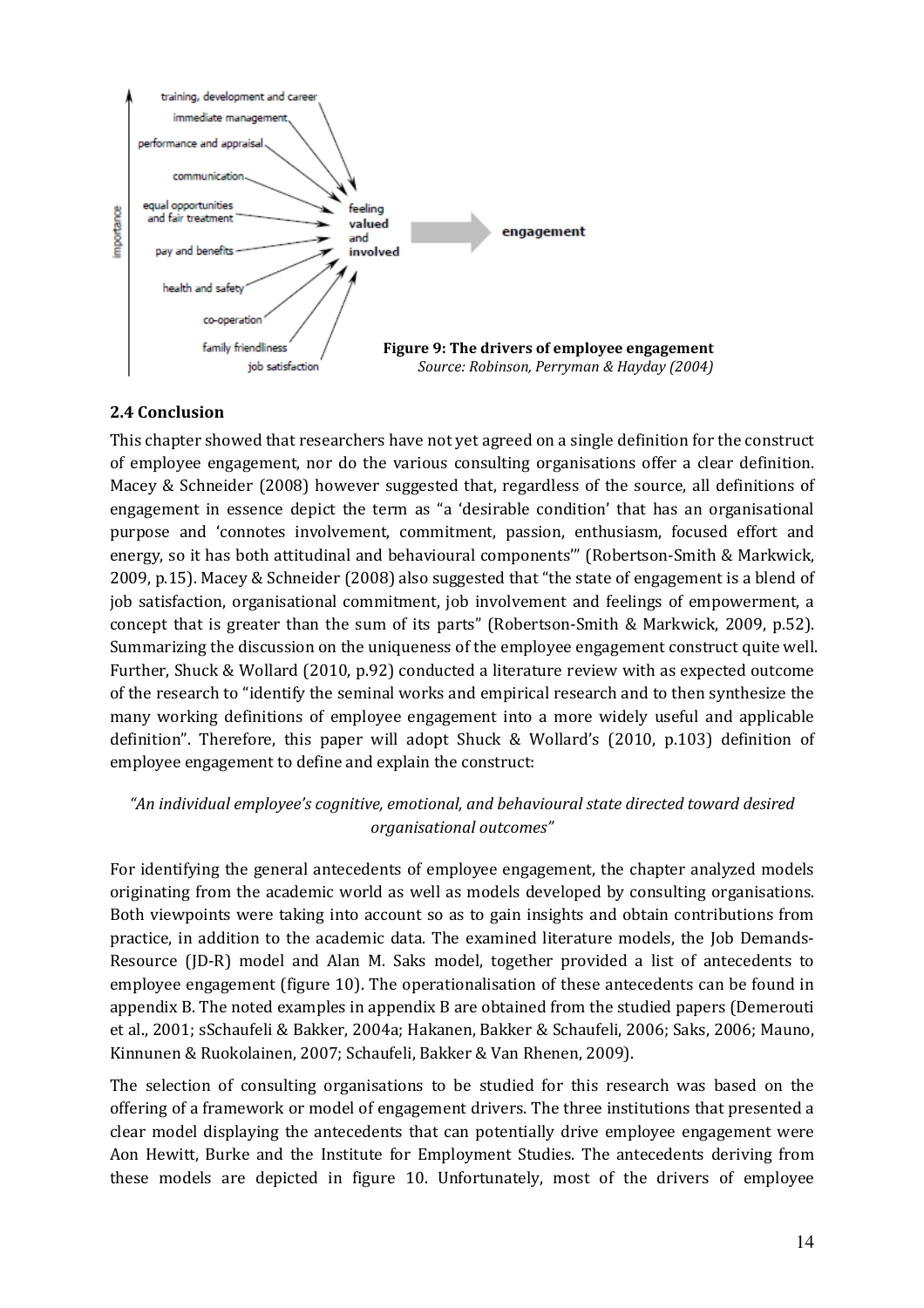importance

training, development and career
immediate management
performance and appraisal
communication
equal opportunities and fair treatment
pay and benefits
health and safety
co-operation
family friendliness
job satisfaction

feeling valued and involved → engagement

**Figure 9: The drivers of employee engagement**
*Source: Robinson, Perryman & Hayday (2004)*

### 2.4 Conclusion

This chapter showed that researchers have not yet agreed on a single definition for the construct of employee engagement, nor do the various consulting organisations offer a clear definition. Macey & Schneider (2008) however suggested that, regardless of the source, all definitions of engagement in essence depict the term as "a 'desirable condition' that has an organisational purpose and 'connotes involvement, commitment, passion, enthusiasm, focused effort and energy, so it has both attitudinal and behavioural components'" (Robertson-Smith & Markwick, 2009, p.15). Macey & Schneider (2008) also suggested that "the state of engagement is a blend of job satisfaction, organisational commitment, job involvement and feelings of empowerment, a concept that is greater than the sum of its parts" (Robertson-Smith & Markwick, 2009, p.52). Summarizing the discussion on the uniqueness of the employee engagement construct quite well. Further, Shuck & Wollard (2010, p.92) conducted a literature review with as expected outcome of the research to "identify the seminal works and empirical research and to then synthesize the many working definitions of employee engagement into a more widely useful and applicable definition". Therefore, this paper will adopt Shuck & Wollard's (2010, p.103) definition of employee engagement to define and explain the construct:

*"An individual employee's cognitive, emotional, and behavioural state directed toward desired organisational outcomes"*

For identifying the general antecedents of employee engagement, the chapter analyzed models originating from the academic world as well as models developed by consulting organisations. Both viewpoints were taking into account so as to gain insights and obtain contributions from practice, in addition to the academic data. The examined literature models, the Job Demands-Resource (JD-R) model and Alan M. Saks model, together provided a list of antecedents to employee engagement (figure 10). The operationalisation of these antecedents can be found in appendix B. The noted examples in appendix B are obtained from the studied papers (Demerouti et al., 2001; sSchaufeli & Bakker, 2004a; Hakanen, Bakker & Schaufeli, 2006; Saks, 2006; Mauno, Kinnunen & Ruokolainen, 2007; Schaufeli, Bakker & Van Rhenen, 2009).

The selection of consulting organisations to be studied for this research was based on the offering of a framework or model of engagement drivers. The three institutions that presented a clear model displaying the antecedents that can potentially drive employee engagement were Aon Hewitt, Burke and the Institute for Employment Studies. The antecedents deriving from these models are depicted in figure 10. Unfortunately, most of the drivers of employee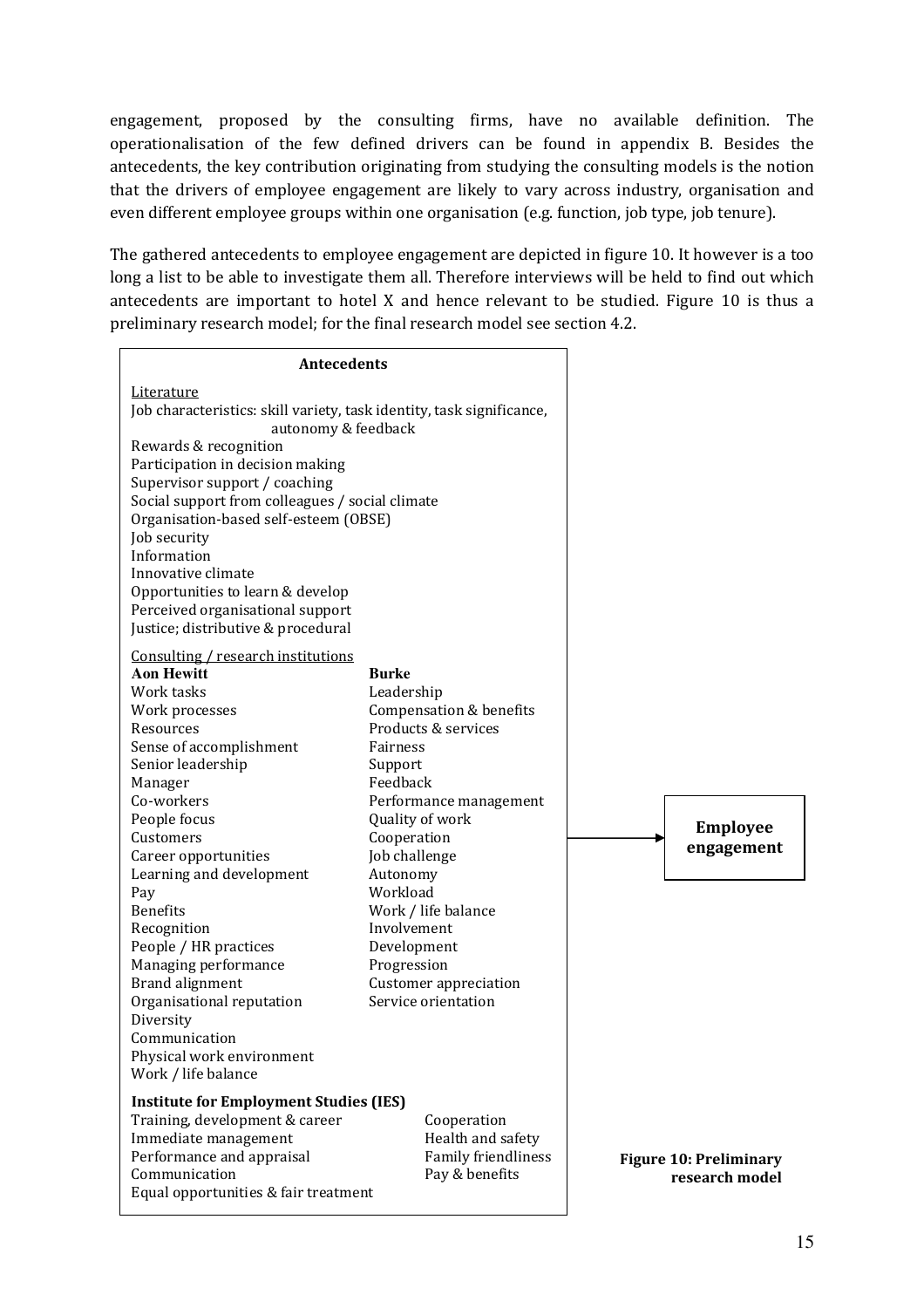engagement, proposed by the consulting firms, have no available definition. The operationalisation of the few defined drivers can be found in appendix B. Besides the antecedents, the key contribution originating from studying the consulting models is the notion that the drivers of employee engagement are likely to vary across industry, organisation and even different employee groups within one organisation (e.g. function, job type, job tenure).

The gathered antecedents to employee engagement are depicted in figure 10. It however is a too long a list to be able to investigate them all. Therefore interviews will be held to find out which antecedents are important to hotel X and hence relevant to be studied. Figure 10 is thus a preliminary research model; for the final research model see section 4.2.

**Antecedents**

Literature

- Job characteristics: skill variety, task identity, task significance, autonomy & feedback
- Rewards & recognition
- Participation in decision making
- Supervisor support / coaching
- Social support from colleagues / social climate
- Organisation-based self-esteem (OBSE)
- Job security
- Information
- Innovative climate
- Opportunities to learn & develop
- Perceived organisational support
- Justice; distributive & procedural

Consulting / research institutions

| **Aon Hewitt** | **Burke** |
|---|---|
| Work tasks | Leadership |
| Work processes | Compensation & benefits |
| Resources | Products & services |
| Sense of accomplishment | Fairness |
| Senior leadership | Support |
| Manager | Feedback |
| Co-workers | Performance management |
| People focus | Quality of work |
| Customers | Cooperation |
| Career opportunities | Job challenge |
| Learning and development | Autonomy |
| Pay | Workload |
| Benefits | Work / life balance |
| Recognition | Involvement |
| People / HR practices | Development |
| Managing performance | Progression |
| Brand alignment | Customer appreciation |
| Organisational reputation | Service orientation |
| Diversity | |
| Communication | |
| Physical work environment | |
| Work / life balance | |

**Institute for Employment Studies (IES)**

| | |
|---|---|
| Training, development & career | Cooperation |
| Immediate management | Health and safety |
| Performance and appraisal | Family friendliness |
| Communication | Pay & benefits |
| Equal opportunities & fair treatment | |

→ **Employee engagement**

**Figure 10: Preliminary research model**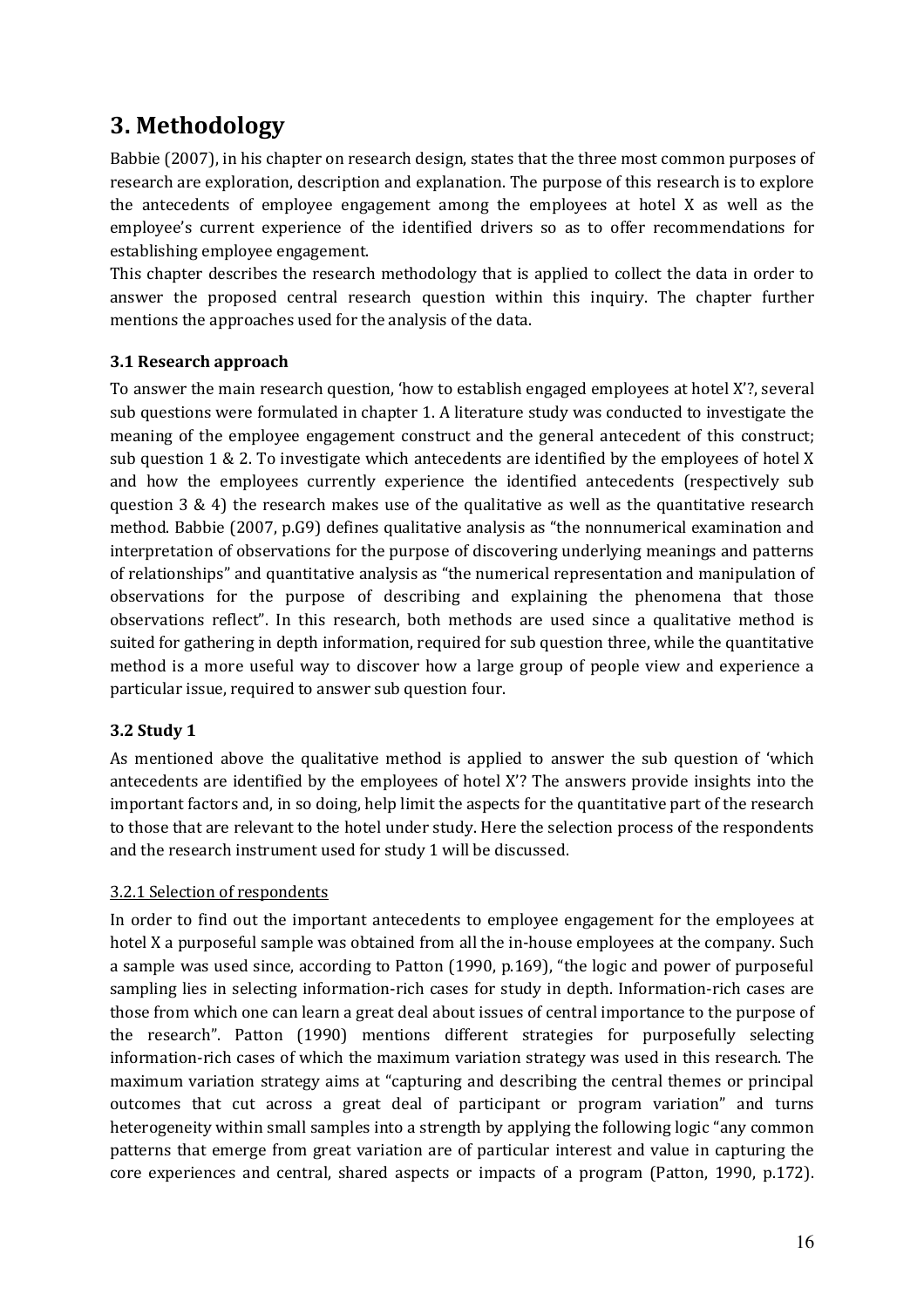# 3. Methodology

Babbie (2007), in his chapter on research design, states that the three most common purposes of research are exploration, description and explanation. The purpose of this research is to explore the antecedents of employee engagement among the employees at hotel X as well as the employee's current experience of the identified drivers so as to offer recommendations for establishing employee engagement.

This chapter describes the research methodology that is applied to collect the data in order to answer the proposed central research question within this inquiry. The chapter further mentions the approaches used for the analysis of the data.

### 3.1 Research approach

To answer the main research question, 'how to establish engaged employees at hotel X'?, several sub questions were formulated in chapter 1. A literature study was conducted to investigate the meaning of the employee engagement construct and the general antecedent of this construct; sub question 1 & 2. To investigate which antecedents are identified by the employees of hotel X and how the employees currently experience the identified antecedents (respectively sub question 3 & 4) the research makes use of the qualitative as well as the quantitative research method. Babbie (2007, p.G9) defines qualitative analysis as "the nonnumerical examination and interpretation of observations for the purpose of discovering underlying meanings and patterns of relationships" and quantitative analysis as "the numerical representation and manipulation of observations for the purpose of describing and explaining the phenomena that those observations reflect". In this research, both methods are used since a qualitative method is suited for gathering in depth information, required for sub question three, while the quantitative method is a more useful way to discover how a large group of people view and experience a particular issue, required to answer sub question four.

### 3.2 Study 1

As mentioned above the qualitative method is applied to answer the sub question of 'which antecedents are identified by the employees of hotel X'? The answers provide insights into the important factors and, in so doing, help limit the aspects for the quantitative part of the research to those that are relevant to the hotel under study. Here the selection process of the respondents and the research instrument used for study 1 will be discussed.

#### 3.2.1 Selection of respondents

In order to find out the important antecedents to employee engagement for the employees at hotel X a purposeful sample was obtained from all the in-house employees at the company. Such a sample was used since, according to Patton (1990, p.169), "the logic and power of purposeful sampling lies in selecting information-rich cases for study in depth. Information-rich cases are those from which one can learn a great deal about issues of central importance to the purpose of the research". Patton (1990) mentions different strategies for purposefully selecting information-rich cases of which the maximum variation strategy was used in this research. The maximum variation strategy aims at "capturing and describing the central themes or principal outcomes that cut across a great deal of participant or program variation" and turns heterogeneity within small samples into a strength by applying the following logic "any common patterns that emerge from great variation are of particular interest and value in capturing the core experiences and central, shared aspects or impacts of a program (Patton, 1990, p.172).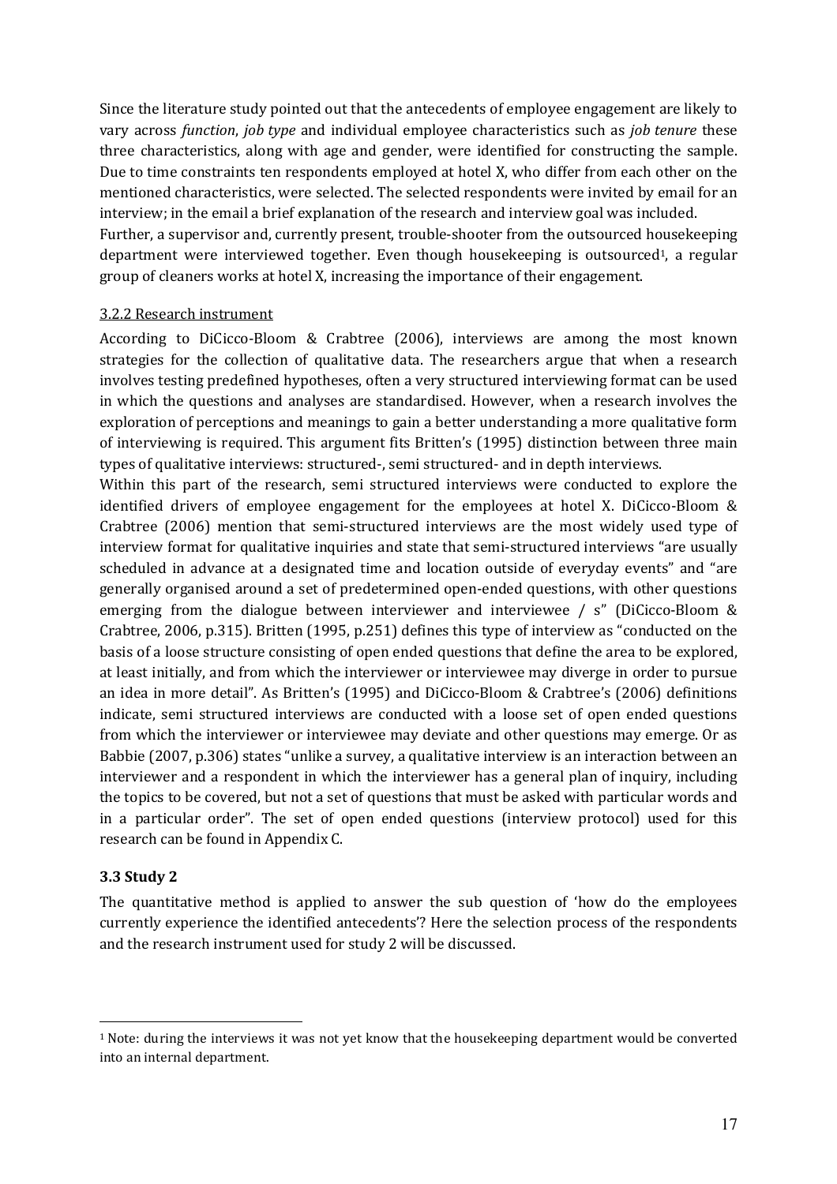Since the literature study pointed out that the antecedents of employee engagement are likely to vary across *function*, *job type* and individual employee characteristics such as *job tenure* these three characteristics, along with age and gender, were identified for constructing the sample. Due to time constraints ten respondents employed at hotel X, who differ from each other on the mentioned characteristics, were selected. The selected respondents were invited by email for an interview; in the email a brief explanation of the research and interview goal was included.
Further, a supervisor and, currently present, trouble-shooter from the outsourced housekeeping department were interviewed together. Even though housekeeping is outsourced[1], a regular group of cleaners works at hotel X, increasing the importance of their engagement.

3.2.2 Research instrument

According to DiCicco-Bloom & Crabtree (2006), interviews are among the most known strategies for the collection of qualitative data. The researchers argue that when a research involves testing predefined hypotheses, often a very structured interviewing format can be used in which the questions and analyses are standardised. However, when a research involves the exploration of perceptions and meanings to gain a better understanding a more qualitative form of interviewing is required. This argument fits Britten's (1995) distinction between three main types of qualitative interviews: structured-, semi structured- and in depth interviews.
Within this part of the research, semi structured interviews were conducted to explore the identified drivers of employee engagement for the employees at hotel X. DiCicco-Bloom & Crabtree (2006) mention that semi-structured interviews are the most widely used type of interview format for qualitative inquiries and state that semi-structured interviews "are usually scheduled in advance at a designated time and location outside of everyday events" and "are generally organised around a set of predetermined open-ended questions, with other questions emerging from the dialogue between interviewer and interviewee / s" (DiCicco-Bloom & Crabtree, 2006, p.315). Britten (1995, p.251) defines this type of interview as "conducted on the basis of a loose structure consisting of open ended questions that define the area to be explored, at least initially, and from which the interviewer or interviewee may diverge in order to pursue an idea in more detail". As Britten's (1995) and DiCicco-Bloom & Crabtree's (2006) definitions indicate, semi structured interviews are conducted with a loose set of open ended questions from which the interviewer or interviewee may deviate and other questions may emerge. Or as Babbie (2007, p.306) states "unlike a survey, a qualitative interview is an interaction between an interviewer and a respondent in which the interviewer has a general plan of inquiry, including the topics to be covered, but not a set of questions that must be asked with particular words and in a particular order". The set of open ended questions (interview protocol) used for this research can be found in Appendix C.

### 3.3 Study 2

The quantitative method is applied to answer the sub question of 'how do the employees currently experience the identified antecedents'? Here the selection process of the respondents and the research instrument used for study 2 will be discussed.

[1] Note: during the interviews it was not yet know that the housekeeping department would be converted into an internal department.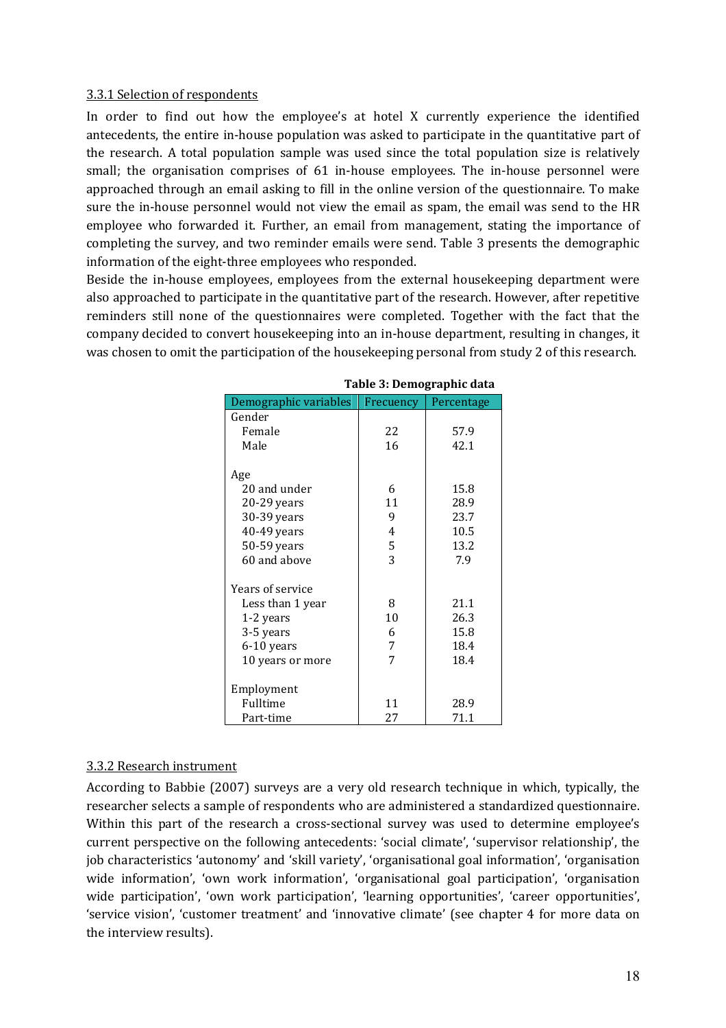3.3.1 Selection of respondents

In order to find out how the employee's at hotel X currently experience the identified antecedents, the entire in-house population was asked to participate in the quantitative part of the research. A total population sample was used since the total population size is relatively small; the organisation comprises of 61 in-house employees. The in-house personnel were approached through an email asking to fill in the online version of the questionnaire. To make sure the in-house personnel would not view the email as spam, the email was send to the HR employee who forwarded it. Further, an email from management, stating the importance of completing the survey, and two reminder emails were send. Table 3 presents the demographic information of the eight-three employees who responded.

Beside the in-house employees, employees from the external housekeeping department were also approached to participate in the quantitative part of the research. However, after repetitive reminders still none of the questionnaires were completed. Together with the fact that the company decided to convert housekeeping into an in-house department, resulting in changes, it was chosen to omit the participation of the housekeeping personal from study 2 of this research.

**Table 3: Demographic data**

| Demographic variables | Frecuency | Percentage |
|---|---|---|
| Gender | | |
| Female | 22 | 57.9 |
| Male | 16 | 42.1 |
| | | |
| Age | | |
| 20 and under | 6 | 15.8 |
| 20-29 years | 11 | 28.9 |
| 30-39 years | 9 | 23.7 |
| 40-49 years | 4 | 10.5 |
| 50-59 years | 5 | 13.2 |
| 60 and above | 3 | 7.9 |
| | | |
| Years of service | | |
| Less than 1 year | 8 | 21.1 |
| 1-2 years | 10 | 26.3 |
| 3-5 years | 6 | 15.8 |
| 6-10 years | 7 | 18.4 |
| 10 years or more | 7 | 18.4 |
| | | |
| Employment | | |
| Fulltime | 11 | 28.9 |
| Part-time | 27 | 71.1 |

3.3.2 Research instrument

According to Babbie (2007) surveys are a very old research technique in which, typically, the researcher selects a sample of respondents who are administered a standardized questionnaire. Within this part of the research a cross-sectional survey was used to determine employee's current perspective on the following antecedents: 'social climate', 'supervisor relationship', the job characteristics 'autonomy' and 'skill variety', 'organisational goal information', 'organisation wide information', 'own work information', 'organisational goal participation', 'organisation wide participation', 'own work participation', 'learning opportunities', 'career opportunities', 'service vision', 'customer treatment' and 'innovative climate' (see chapter 4 for more data on the interview results).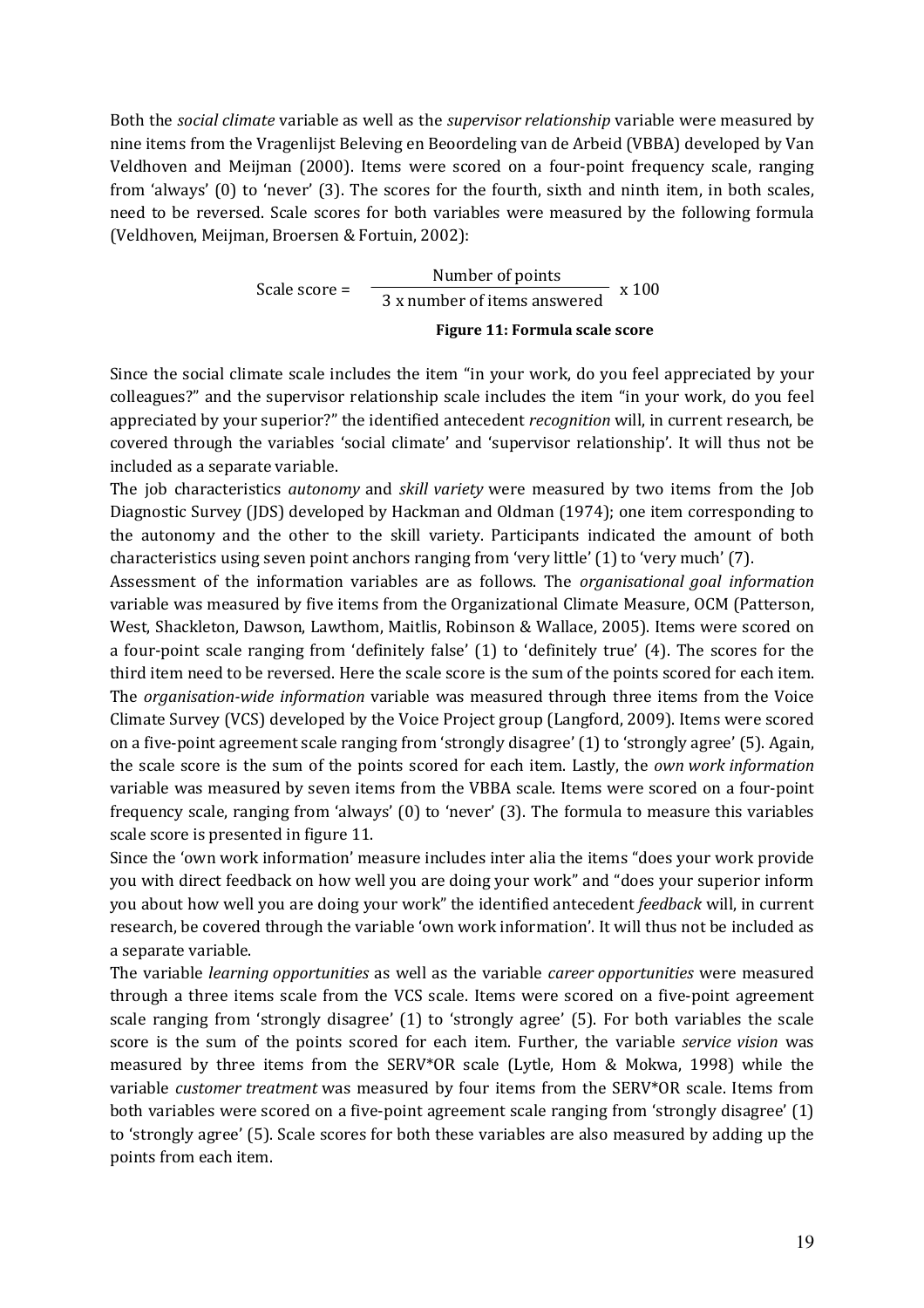Both the *social climate* variable as well as the *supervisor relationship* variable were measured by nine items from the Vragenlijst Beleving en Beoordeling van de Arbeid (VBBA) developed by Van Veldhoven and Meijman (2000). Items were scored on a four-point frequency scale, ranging from 'always' (0) to 'never' (3). The scores for the fourth, sixth and ninth item, in both scales, need to be reversed. Scale scores for both variables were measured by the following formula (Veldhoven, Meijman, Broersen & Fortuin, 2002):

$$\text{Scale score} = \frac{\text{Number of points}}{3 \text{ x number of items answered}} \text{ x } 100$$

**Figure 11: Formula scale score**

Since the social climate scale includes the item "in your work, do you feel appreciated by your colleagues?" and the supervisor relationship scale includes the item "in your work, do you feel appreciated by your superior?" the identified antecedent *recognition* will, in current research, be covered through the variables 'social climate' and 'supervisor relationship'. It will thus not be included as a separate variable.

The job characteristics *autonomy* and *skill variety* were measured by two items from the Job Diagnostic Survey (JDS) developed by Hackman and Oldman (1974); one item corresponding to the autonomy and the other to the skill variety. Participants indicated the amount of both characteristics using seven point anchors ranging from 'very little' (1) to 'very much' (7).

Assessment of the information variables are as follows. The *organisational goal information* variable was measured by five items from the Organizational Climate Measure, OCM (Patterson, West, Shackleton, Dawson, Lawthom, Maitlis, Robinson & Wallace, 2005). Items were scored on a four-point scale ranging from 'definitely false' (1) to 'definitely true' (4). The scores for the third item need to be reversed. Here the scale score is the sum of the points scored for each item. The *organisation-wide information* variable was measured through three items from the Voice Climate Survey (VCS) developed by the Voice Project group (Langford, 2009). Items were scored on a five-point agreement scale ranging from 'strongly disagree' (1) to 'strongly agree' (5). Again, the scale score is the sum of the points scored for each item. Lastly, the *own work information* variable was measured by seven items from the VBBA scale. Items were scored on a four-point frequency scale, ranging from 'always' (0) to 'never' (3). The formula to measure this variables scale score is presented in figure 11.

Since the 'own work information' measure includes inter alia the items "does your work provide you with direct feedback on how well you are doing your work" and "does your superior inform you about how well you are doing your work" the identified antecedent *feedback* will, in current research, be covered through the variable 'own work information'. It will thus not be included as a separate variable.

The variable *learning opportunities* as well as the variable *career opportunities* were measured through a three items scale from the VCS scale. Items were scored on a five-point agreement scale ranging from 'strongly disagree' (1) to 'strongly agree' (5). For both variables the scale score is the sum of the points scored for each item. Further, the variable *service vision* was measured by three items from the SERV*OR scale (Lytle, Hom & Mokwa, 1998) while the variable *customer treatment* was measured by four items from the SERV*OR scale. Items from both variables were scored on a five-point agreement scale ranging from 'strongly disagree' (1) to 'strongly agree' (5). Scale scores for both these variables are also measured by adding up the points from each item.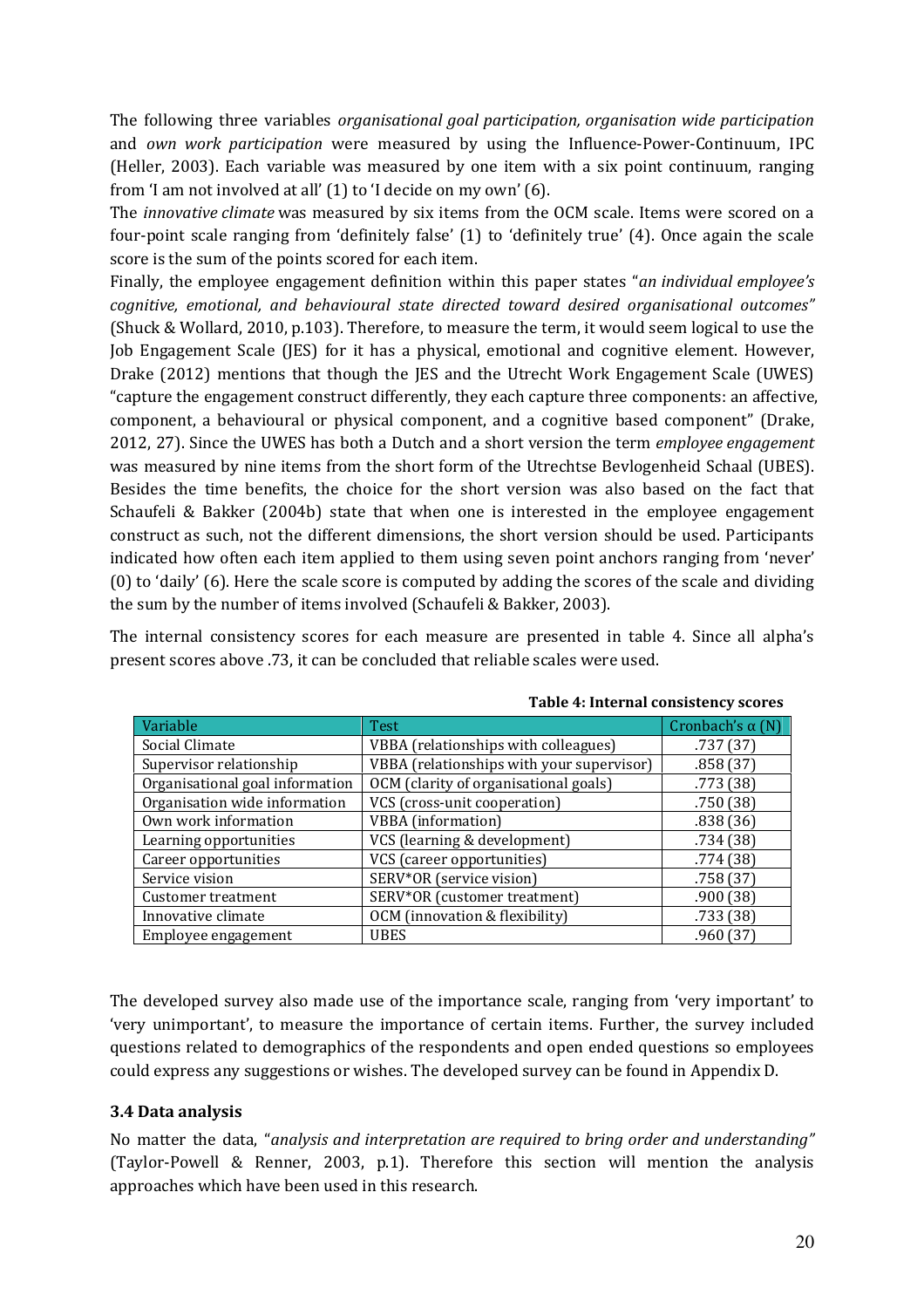The following three variables *organisational goal participation, organisation wide participation* and *own work participation* were measured by using the Influence-Power-Continuum, IPC (Heller, 2003). Each variable was measured by one item with a six point continuum, ranging from 'I am not involved at all' (1) to 'I decide on my own' (6).

The *innovative climate* was measured by six items from the OCM scale. Items were scored on a four-point scale ranging from 'definitely false' (1) to 'definitely true' (4). Once again the scale score is the sum of the points scored for each item.

Finally, the employee engagement definition within this paper states "*an individual employee's cognitive, emotional, and behavioural state directed toward desired organisational outcomes*" (Shuck & Wollard, 2010, p.103). Therefore, to measure the term, it would seem logical to use the Job Engagement Scale (JES) for it has a physical, emotional and cognitive element. However, Drake (2012) mentions that though the JES and the Utrecht Work Engagement Scale (UWES) "capture the engagement construct differently, they each capture three components: an affective, component, a behavioural or physical component, and a cognitive based component" (Drake, 2012, 27). Since the UWES has both a Dutch and a short version the term *employee engagement* was measured by nine items from the short form of the Utrechtse Bevlogenheid Schaal (UBES). Besides the time benefits, the choice for the short version was also based on the fact that Schaufeli & Bakker (2004b) state that when one is interested in the employee engagement construct as such, not the different dimensions, the short version should be used. Participants indicated how often each item applied to them using seven point anchors ranging from 'never' (0) to 'daily' (6). Here the scale score is computed by adding the scores of the scale and dividing the sum by the number of items involved (Schaufeli & Bakker, 2003).

The internal consistency scores for each measure are presented in table 4. Since all alpha's present scores above .73, it can be concluded that reliable scales were used.

**Table 4: Internal consistency scores**

| Variable | Test | Cronbach's α (N) |
|---|---|---|
| Social Climate | VBBA (relationships with colleagues) | .737 (37) |
| Supervisor relationship | VBBA (relationships with your supervisor) | .858 (37) |
| Organisational goal information | OCM (clarity of organisational goals) | .773 (38) |
| Organisation wide information | VCS (cross-unit cooperation) | .750 (38) |
| Own work information | VBBA (information) | .838 (36) |
| Learning opportunities | VCS (learning & development) | .734 (38) |
| Career opportunities | VCS (career opportunities) | .774 (38) |
| Service vision | SERV*OR (service vision) | .758 (37) |
| Customer treatment | SERV*OR (customer treatment) | .900 (38) |
| Innovative climate | OCM (innovation & flexibility) | .733 (38) |
| Employee engagement | UBES | .960 (37) |

The developed survey also made use of the importance scale, ranging from 'very important' to 'very unimportant', to measure the importance of certain items. Further, the survey included questions related to demographics of the respondents and open ended questions so employees could express any suggestions or wishes. The developed survey can be found in Appendix D.

### 3.4 Data analysis

No matter the data, "*analysis and interpretation are required to bring order and understanding*" (Taylor-Powell & Renner, 2003, p.1). Therefore this section will mention the analysis approaches which have been used in this research.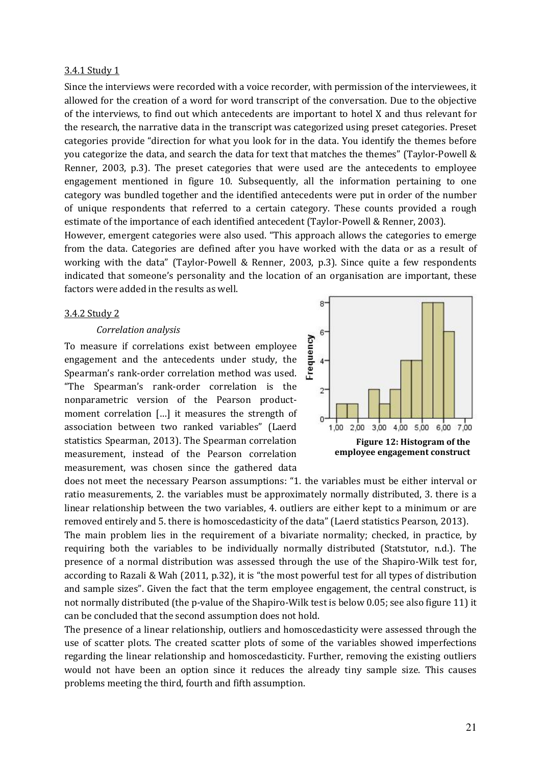### 3.4.1 Study 1

Since the interviews were recorded with a voice recorder, with permission of the interviewees, it allowed for the creation of a word for word transcript of the conversation. Due to the objective of the interviews, to find out which antecedents are important to hotel X and thus relevant for the research, the narrative data in the transcript was categorized using preset categories. Preset categories provide "direction for what you look for in the data. You identify the themes before you categorize the data, and search the data for text that matches the themes" (Taylor-Powell & Renner, 2003, p.3). The preset categories that were used are the antecedents to employee engagement mentioned in figure 10. Subsequently, all the information pertaining to one category was bundled together and the identified antecedents were put in order of the number of unique respondents that referred to a certain category. These counts provided a rough estimate of the importance of each identified antecedent (Taylor-Powell & Renner, 2003).

However, emergent categories were also used. "This approach allows the categories to emerge from the data. Categories are defined after you have worked with the data or as a result of working with the data" (Taylor-Powell & Renner, 2003, p.3). Since quite a few respondents indicated that someone's personality and the location of an organisation are important, these factors were added in the results as well.

### 3.4.2 Study 2

*Correlation analysis*

To measure if correlations exist between employee engagement and the antecedents under study, the Spearman's rank-order correlation method was used. "The Spearman's rank-order correlation is the nonparametric version of the Pearson product-moment correlation […] it measures the strength of association between two ranked variables" (Laerd statistics Spearman, 2013). The Spearman correlation measurement, instead of the Pearson correlation measurement, was chosen since the gathered data does not meet the necessary Pearson assumptions: "1. the variables must be either interval or ratio measurements, 2. the variables must be approximately normally distributed, 3. there is a linear relationship between the two variables, 4. outliers are either kept to a minimum or are removed entirely and 5. there is homoscedasticity of the data" (Laerd statistics Pearson, 2013).

**Figure 12: Histogram of the employee engagement construct**

The main problem lies in the requirement of a bivariate normality; checked, in practice, by requiring both the variables to be individually normally distributed (Statstutor, n.d.). The presence of a normal distribution was assessed through the use of the Shapiro-Wilk test for, according to Razali & Wah (2011, p.32), it is "the most powerful test for all types of distribution and sample sizes". Given the fact that the term employee engagement, the central construct, is not normally distributed (the p-value of the Shapiro-Wilk test is below 0.05; see also figure 11) it can be concluded that the second assumption does not hold.

The presence of a linear relationship, outliers and homoscedasticity were assessed through the use of scatter plots. The created scatter plots of some of the variables showed imperfections regarding the linear relationship and homoscedasticity. Further, removing the existing outliers would not have been an option since it reduces the already tiny sample size. This causes problems meeting the third, fourth and fifth assumption.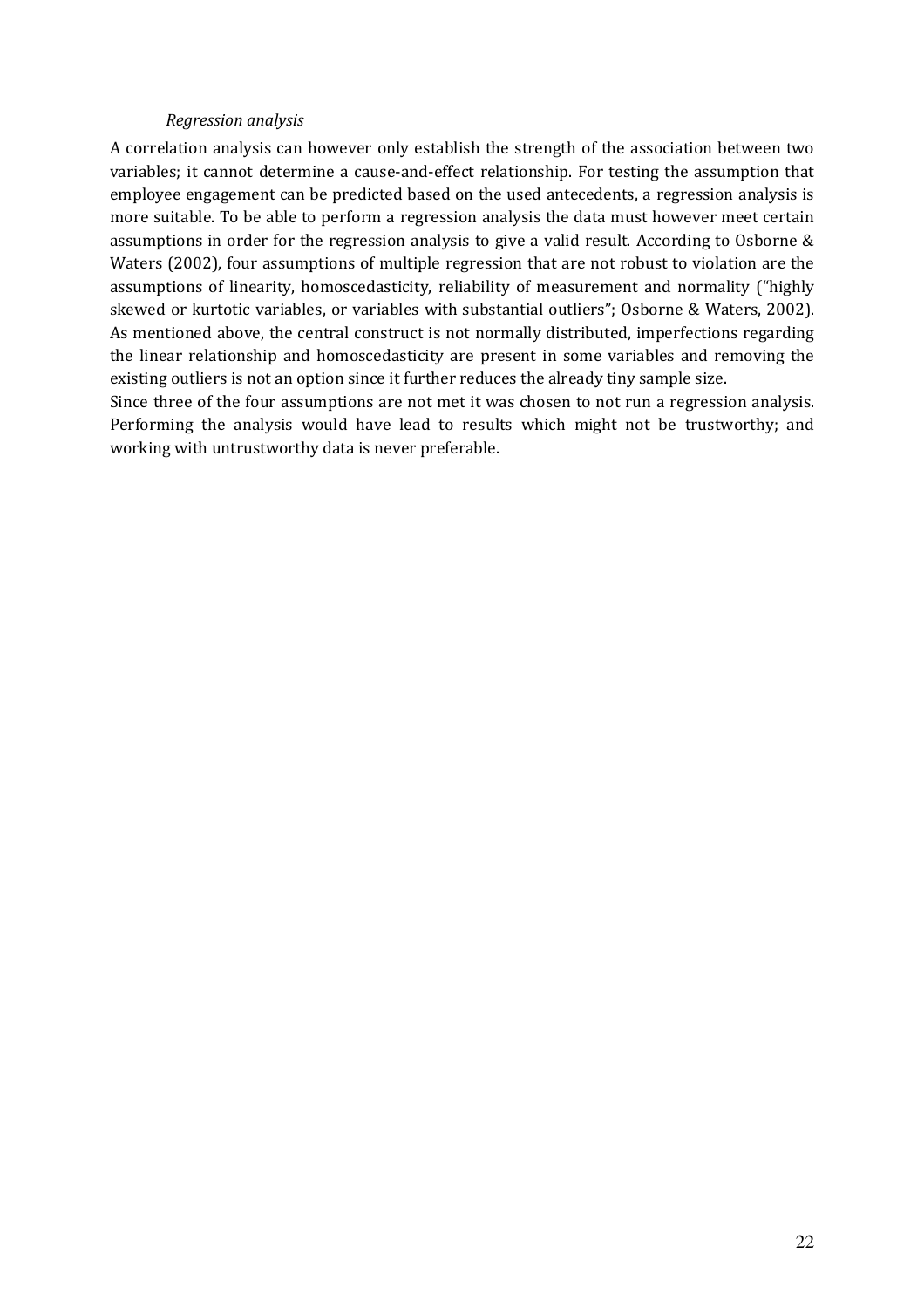*Regression analysis*

A correlation analysis can however only establish the strength of the association between two variables; it cannot determine a cause-and-effect relationship. For testing the assumption that employee engagement can be predicted based on the used antecedents, a regression analysis is more suitable. To be able to perform a regression analysis the data must however meet certain assumptions in order for the regression analysis to give a valid result. According to Osborne & Waters (2002), four assumptions of multiple regression that are not robust to violation are the assumptions of linearity, homoscedasticity, reliability of measurement and normality ("highly skewed or kurtotic variables, or variables with substantial outliers"; Osborne & Waters, 2002). As mentioned above, the central construct is not normally distributed, imperfections regarding the linear relationship and homoscedasticity are present in some variables and removing the existing outliers is not an option since it further reduces the already tiny sample size.

Since three of the four assumptions are not met it was chosen to not run a regression analysis. Performing the analysis would have lead to results which might not be trustworthy; and working with untrustworthy data is never preferable.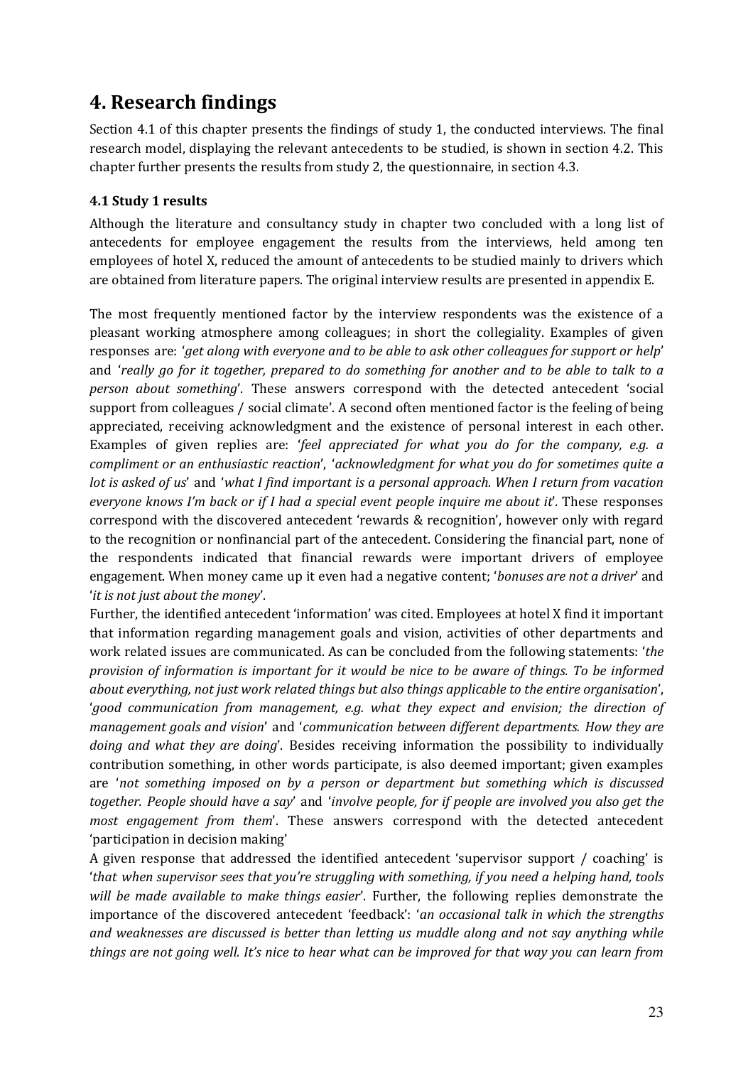# 4. Research findings

Section 4.1 of this chapter presents the findings of study 1, the conducted interviews. The final research model, displaying the relevant antecedents to be studied, is shown in section 4.2. This chapter further presents the results from study 2, the questionnaire, in section 4.3.

### 4.1 Study 1 results

Although the literature and consultancy study in chapter two concluded with a long list of antecedents for employee engagement the results from the interviews, held among ten employees of hotel X, reduced the amount of antecedents to be studied mainly to drivers which are obtained from literature papers. The original interview results are presented in appendix E.

The most frequently mentioned factor by the interview respondents was the existence of a pleasant working atmosphere among colleagues; in short the collegiality. Examples of given responses are: '*get along with everyone and to be able to ask other colleagues for support or help*' and '*really go for it together, prepared to do something for another and to be able to talk to a person about something*'. These answers correspond with the detected antecedent 'social support from colleagues / social climate'. A second often mentioned factor is the feeling of being appreciated, receiving acknowledgment and the existence of personal interest in each other. Examples of given replies are: '*feel appreciated for what you do for the company, e.g. a compliment or an enthusiastic reaction*', '*acknowledgment for what you do for sometimes quite a lot is asked of us*' and '*what I find important is a personal approach. When I return from vacation everyone knows I'm back or if I had a special event people inquire me about it*'. These responses correspond with the discovered antecedent 'rewards & recognition', however only with regard to the recognition or nonfinancial part of the antecedent. Considering the financial part, none of the respondents indicated that financial rewards were important drivers of employee engagement. When money came up it even had a negative content; '*bonuses are not a driver*' and '*it is not just about the money*'.

Further, the identified antecedent 'information' was cited. Employees at hotel X find it important that information regarding management goals and vision, activities of other departments and work related issues are communicated. As can be concluded from the following statements: '*the provision of information is important for it would be nice to be aware of things. To be informed about everything, not just work related things but also things applicable to the entire organisation*', '*good communication from management, e.g. what they expect and envision; the direction of management goals and vision*' and '*communication between different departments. How they are doing and what they are doing*'. Besides receiving information the possibility to individually contribution something, in other words participate, is also deemed important; given examples are '*not something imposed on by a person or department but something which is discussed together. People should have a say*' and '*involve people, for if people are involved you also get the most engagement from them*'. These answers correspond with the detected antecedent 'participation in decision making'

A given response that addressed the identified antecedent 'supervisor support / coaching' is '*that when supervisor sees that you're struggling with something, if you need a helping hand, tools will be made available to make things easier*'. Further, the following replies demonstrate the importance of the discovered antecedent 'feedback': '*an occasional talk in which the strengths and weaknesses are discussed is better than letting us muddle along and not say anything while things are not going well. It's nice to hear what can be improved for that way you can learn from*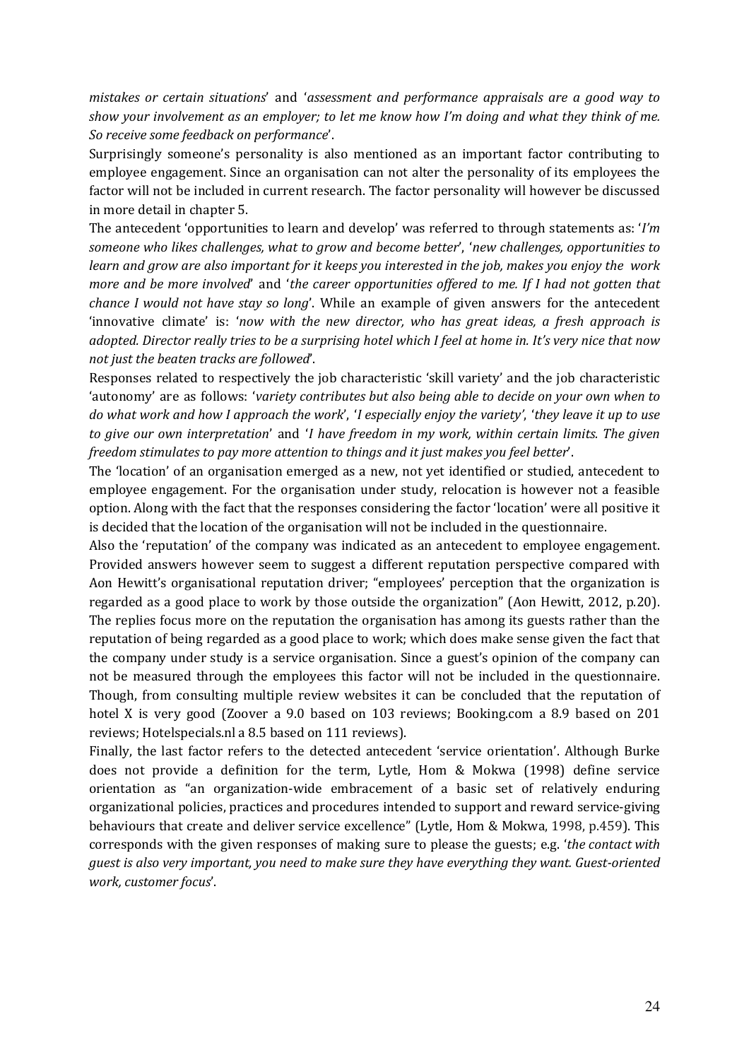*mistakes or certain situations*' and '*assessment and performance appraisals are a good way to show your involvement as an employer; to let me know how I'm doing and what they think of me. So receive some feedback on performance*'.

Surprisingly someone's personality is also mentioned as an important factor contributing to employee engagement. Since an organisation can not alter the personality of its employees the factor will not be included in current research. The factor personality will however be discussed in more detail in chapter 5.

The antecedent 'opportunities to learn and develop' was referred to through statements as: '*I'm someone who likes challenges, what to grow and become better*', '*new challenges, opportunities to learn and grow are also important for it keeps you interested in the job, makes you enjoy the work more and be more involved*' and '*the career opportunities offered to me. If I had not gotten that chance I would not have stay so long*'. While an example of given answers for the antecedent 'innovative climate' is: '*now with the new director, who has great ideas, a fresh approach is adopted. Director really tries to be a surprising hotel which I feel at home in. It's very nice that now not just the beaten tracks are followed*'.

Responses related to respectively the job characteristic 'skill variety' and the job characteristic 'autonomy' are as follows: '*variety contributes but also being able to decide on your own when to do what work and how I approach the work*', '*I especially enjoy the variety*', '*they leave it up to use to give our own interpretation*' and '*I have freedom in my work, within certain limits. The given freedom stimulates to pay more attention to things and it just makes you feel better*'.

The 'location' of an organisation emerged as a new, not yet identified or studied, antecedent to employee engagement. For the organisation under study, relocation is however not a feasible option. Along with the fact that the responses considering the factor 'location' were all positive it is decided that the location of the organisation will not be included in the questionnaire.

Also the 'reputation' of the company was indicated as an antecedent to employee engagement. Provided answers however seem to suggest a different reputation perspective compared with Aon Hewitt's organisational reputation driver; "employees' perception that the organization is regarded as a good place to work by those outside the organization" (Aon Hewitt, 2012, p.20). The replies focus more on the reputation the organisation has among its guests rather than the reputation of being regarded as a good place to work; which does make sense given the fact that the company under study is a service organisation. Since a guest's opinion of the company can not be measured through the employees this factor will not be included in the questionnaire. Though, from consulting multiple review websites it can be concluded that the reputation of hotel X is very good (Zoover a 9.0 based on 103 reviews; Booking.com a 8.9 based on 201 reviews; Hotelspecials.nl a 8.5 based on 111 reviews).

Finally, the last factor refers to the detected antecedent 'service orientation'. Although Burke does not provide a definition for the term, Lytle, Hom & Mokwa (1998) define service orientation as "an organization-wide embracement of a basic set of relatively enduring organizational policies, practices and procedures intended to support and reward service-giving behaviours that create and deliver service excellence" (Lytle, Hom & Mokwa, 1998, p.459). This corresponds with the given responses of making sure to please the guests; e.g. '*the contact with guest is also very important, you need to make sure they have everything they want. Guest-oriented work, customer focus*'.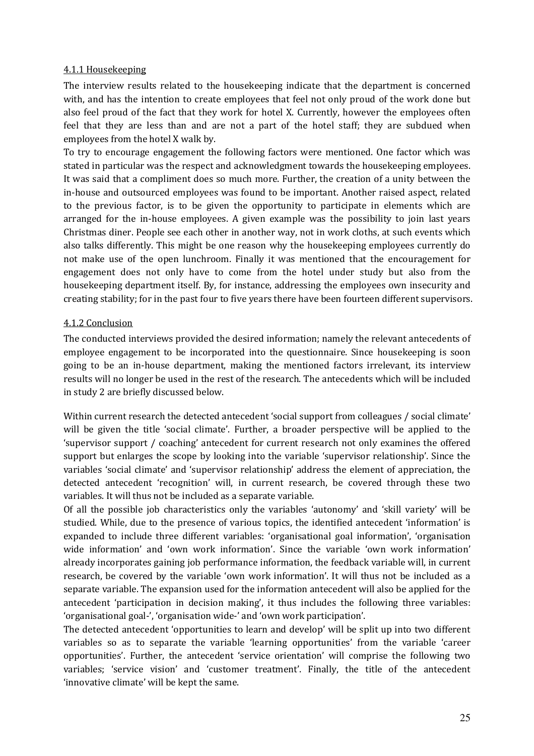#### 4.1.1 Housekeeping

The interview results related to the housekeeping indicate that the department is concerned with, and has the intention to create employees that feel not only proud of the work done but also feel proud of the fact that they work for hotel X. Currently, however the employees often feel that they are less than and are not a part of the hotel staff; they are subdued when employees from the hotel X walk by.

To try to encourage engagement the following factors were mentioned. One factor which was stated in particular was the respect and acknowledgment towards the housekeeping employees. It was said that a compliment does so much more. Further, the creation of a unity between the in-house and outsourced employees was found to be important. Another raised aspect, related to the previous factor, is to be given the opportunity to participate in elements which are arranged for the in-house employees. A given example was the possibility to join last years Christmas diner. People see each other in another way, not in work cloths, at such events which also talks differently. This might be one reason why the housekeeping employees currently do not make use of the open lunchroom. Finally it was mentioned that the encouragement for engagement does not only have to come from the hotel under study but also from the housekeeping department itself. By, for instance, addressing the employees own insecurity and creating stability; for in the past four to five years there have been fourteen different supervisors.

#### 4.1.2 Conclusion

The conducted interviews provided the desired information; namely the relevant antecedents of employee engagement to be incorporated into the questionnaire. Since housekeeping is soon going to be an in-house department, making the mentioned factors irrelevant, its interview results will no longer be used in the rest of the research. The antecedents which will be included in study 2 are briefly discussed below.

Within current research the detected antecedent 'social support from colleagues / social climate' will be given the title 'social climate'. Further, a broader perspective will be applied to the 'supervisor support / coaching' antecedent for current research not only examines the offered support but enlarges the scope by looking into the variable 'supervisor relationship'. Since the variables 'social climate' and 'supervisor relationship' address the element of appreciation, the detected antecedent 'recognition' will, in current research, be covered through these two variables. It will thus not be included as a separate variable.

Of all the possible job characteristics only the variables 'autonomy' and 'skill variety' will be studied. While, due to the presence of various topics, the identified antecedent 'information' is expanded to include three different variables: 'organisational goal information', 'organisation wide information' and 'own work information'. Since the variable 'own work information' already incorporates gaining job performance information, the feedback variable will, in current research, be covered by the variable 'own work information'. It will thus not be included as a separate variable. The expansion used for the information antecedent will also be applied for the antecedent 'participation in decision making', it thus includes the following three variables: 'organisational goal-', 'organisation wide-' and 'own work participation'.

The detected antecedent 'opportunities to learn and develop' will be split up into two different variables so as to separate the variable 'learning opportunities' from the variable 'career opportunities'. Further, the antecedent 'service orientation' will comprise the following two variables; 'service vision' and 'customer treatment'. Finally, the title of the antecedent 'innovative climate' will be kept the same.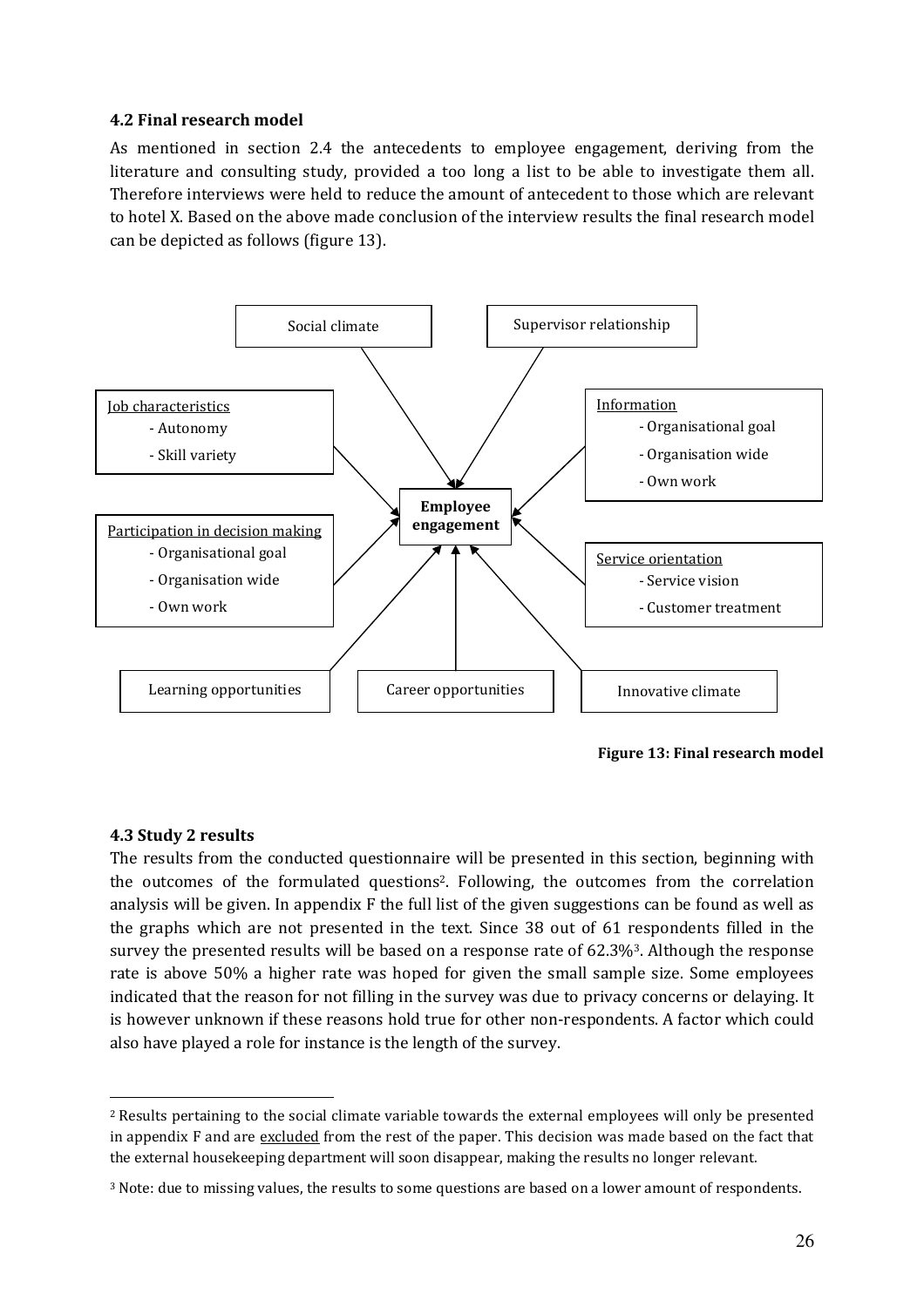### 4.2 Final research model

As mentioned in section 2.4 the antecedents to employee engagement, deriving from the literature and consulting study, provided a too long a list to be able to investigate them all. Therefore interviews were held to reduce the amount of antecedent to those which are relevant to hotel X. Based on the above made conclusion of the interview results the final research model can be depicted as follows (figure 13).

Social climate

Supervisor relationship

Job characteristics
- Autonomy
- Skill variety

Information
- Organisational goal
- Organisation wide
- Own work

**Employee engagement**

Participation in decision making
- Organisational goal
- Organisation wide
- Own work

Service orientation
- Service vision
- Customer treatment

Learning opportunities

Career opportunities

Innovative climate

**Figure 13: Final research model**

### 4.3 Study 2 results

The results from the conducted questionnaire will be presented in this section, beginning with the outcomes of the formulated questions[2]. Following, the outcomes from the correlation analysis will be given. In appendix F the full list of the given suggestions can be found as well as the graphs which are not presented in the text. Since 38 out of 61 respondents filled in the survey the presented results will be based on a response rate of 62.3%[3]. Although the response rate is above 50% a higher rate was hoped for given the small sample size. Some employees indicated that the reason for not filling in the survey was due to privacy concerns or delaying. It is however unknown if these reasons hold true for other non-respondents. A factor which could also have played a role for instance is the length of the survey.

---

[2] Results pertaining to the social climate variable towards the external employees will only be presented in appendix F and are excluded from the rest of the paper. This decision was made based on the fact that the external housekeeping department will soon disappear, making the results no longer relevant.

[3] Note: due to missing values, the results to some questions are based on a lower amount of respondents.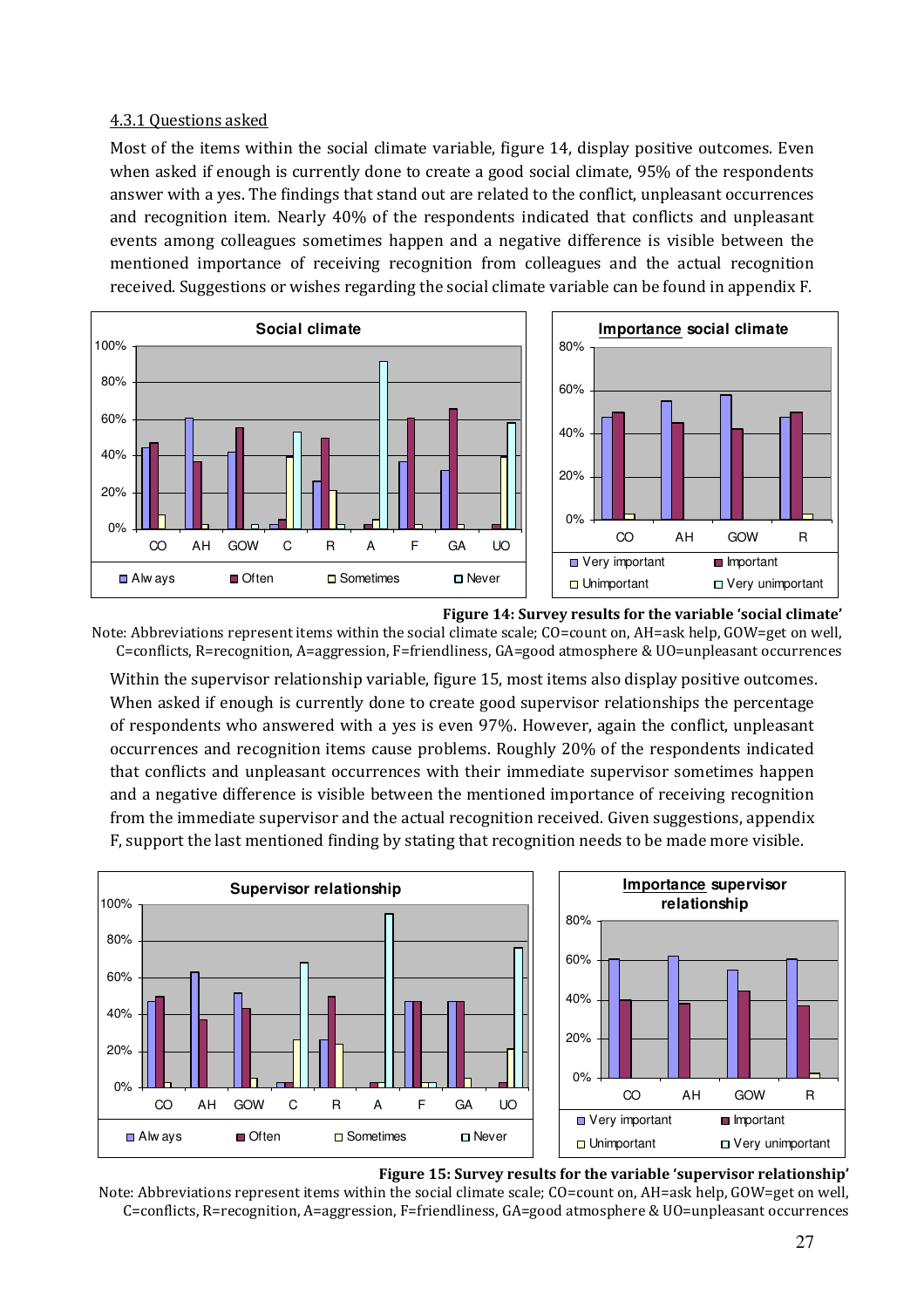### 4.3.1 Questions asked

Most of the items within the social climate variable, figure 14, display positive outcomes. Even when asked if enough is currently done to create a good social climate, 95% of the respondents answer with a yes. The findings that stand out are related to the conflict, unpleasant occurrences and recognition item. Nearly 40% of the respondents indicated that conflicts and unpleasant events among colleagues sometimes happen and a negative difference is visible between the mentioned importance of receiving recognition from colleagues and the actual recognition received. Suggestions or wishes regarding the social climate variable can be found in appendix F.

**Figure 14: Survey results for the variable 'social climate'**

Note: Abbreviations represent items within the social climate scale; CO=count on, AH=ask help, GOW=get on well, C=conflicts, R=recognition, A=aggression, F=friendliness, GA=good atmosphere & UO=unpleasant occurrences

Within the supervisor relationship variable, figure 15, most items also display positive outcomes. When asked if enough is currently done to create good supervisor relationships the percentage of respondents who answered with a yes is even 97%. However, again the conflict, unpleasant occurrences and recognition items cause problems. Roughly 20% of the respondents indicated that conflicts and unpleasant occurrences with their immediate supervisor sometimes happen and a negative difference is visible between the mentioned importance of receiving recognition from the immediate supervisor and the actual recognition received. Given suggestions, appendix F, support the last mentioned finding by stating that recognition needs to be made more visible.

**Figure 15: Survey results for the variable 'supervisor relationship'**

Note: Abbreviations represent items within the social climate scale; CO=count on, AH=ask help, GOW=get on well, C=conflicts, R=recognition, A=aggression, F=friendliness, GA=good atmosphere & UO=unpleasant occurrences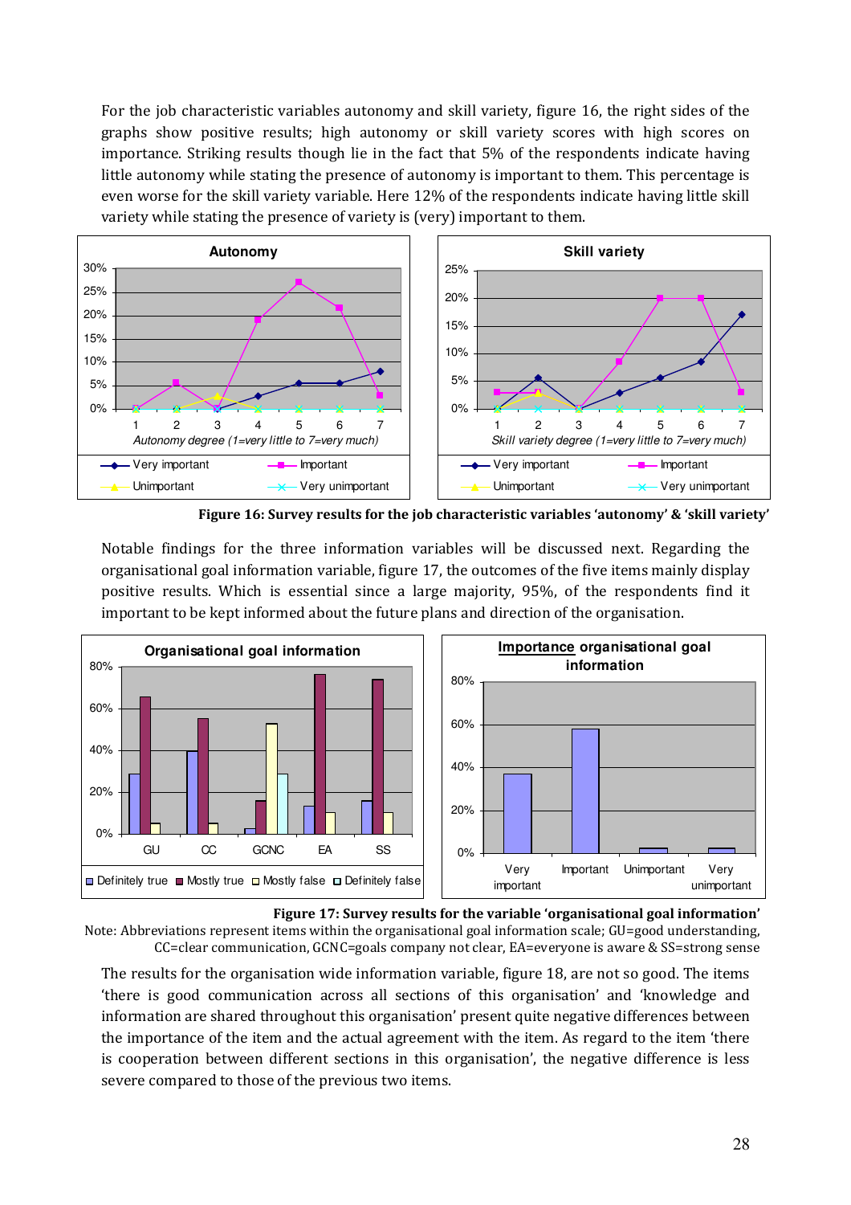For the job characteristic variables autonomy and skill variety, figure 16, the right sides of the graphs show positive results; high autonomy or skill variety scores with high scores on importance. Striking results though lie in the fact that 5% of the respondents indicate having little autonomy while stating the presence of autonomy is important to them. This percentage is even worse for the skill variety variable. Here 12% of the respondents indicate having little skill variety while stating the presence of variety is (very) important to them.

**Figure 16: Survey results for the job characteristic variables 'autonomy' & 'skill variety'**

Notable findings for the three information variables will be discussed next. Regarding the organisational goal information variable, figure 17, the outcomes of the five items mainly display positive results. Which is essential since a large majority, 95%, of the respondents find it important to be kept informed about the future plans and direction of the organisation.

**Figure 17: Survey results for the variable 'organisational goal information'**

Note: Abbreviations represent items within the organisational goal information scale; GU=good understanding, CC=clear communication, GCNC=goals company not clear, EA=everyone is aware & SS=strong sense

The results for the organisation wide information variable, figure 18, are not so good. The items 'there is good communication across all sections of this organisation' and 'knowledge and information are shared throughout this organisation' present quite negative differences between the importance of the item and the actual agreement with the item. As regard to the item 'there is cooperation between different sections in this organisation', the negative difference is less severe compared to those of the previous two items.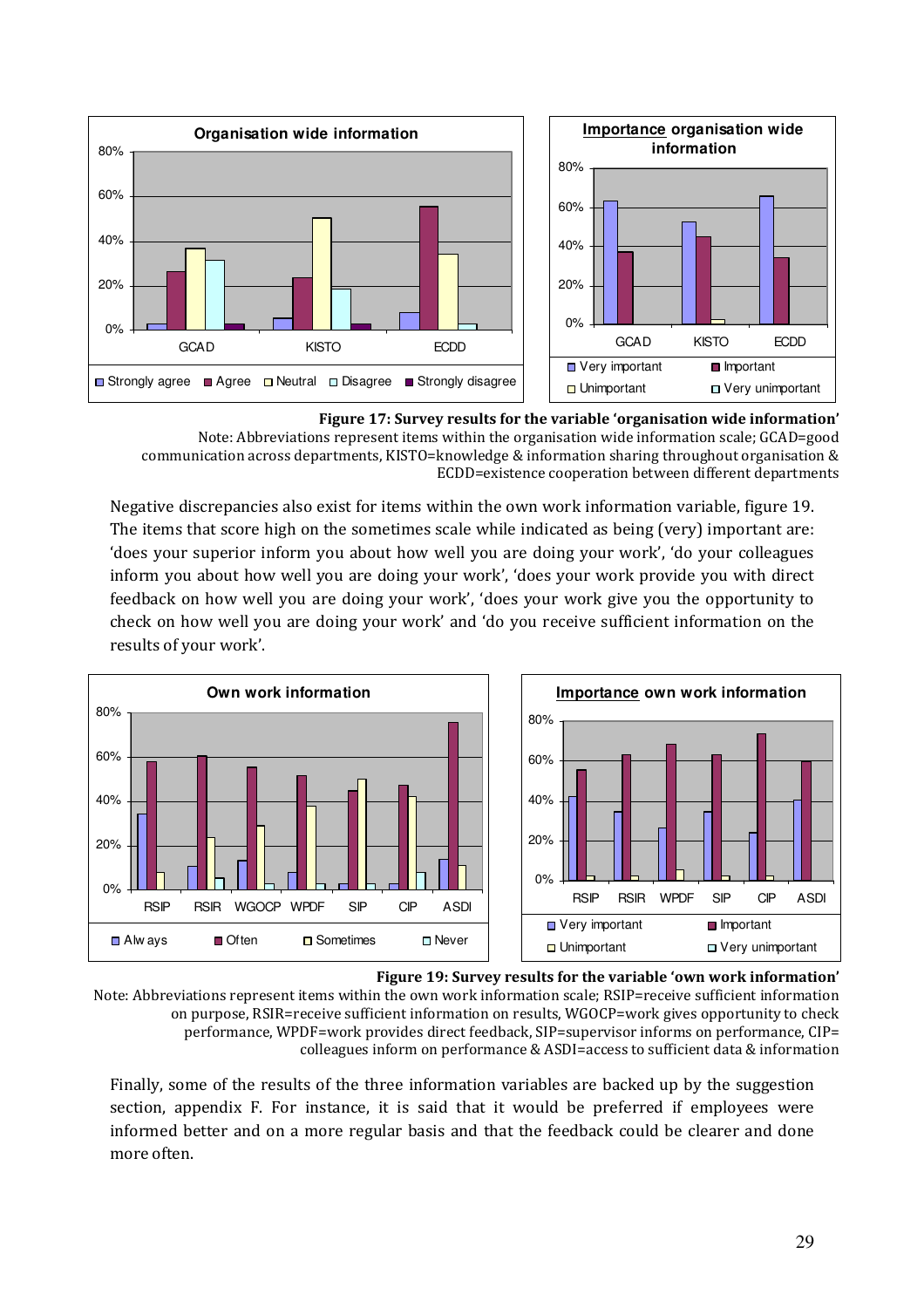**Figure 17: Survey results for the variable 'organisation wide information'**

Note: Abbreviations represent items within the organisation wide information scale; GCAD=good communication across departments, KISTO=knowledge & information sharing throughout organisation & ECDD=existence cooperation between different departments

Negative discrepancies also exist for items within the own work information variable, figure 19. The items that score high on the sometimes scale while indicated as being (very) important are: 'does your superior inform you about how well you are doing your work', 'do your colleagues inform you about how well you are doing your work', 'does your work provide you with direct feedback on how well you are doing your work', 'does your work give you the opportunity to check on how well you are doing your work' and 'do you receive sufficient information on the results of your work'.

**Figure 19: Survey results for the variable 'own work information'**

Note: Abbreviations represent items within the own work information scale; RSIP=receive sufficient information on purpose, RSIR=receive sufficient information on results, WGOCP=work gives opportunity to check performance, WPDF=work provides direct feedback, SIP=supervisor informs on performance, CIP= colleagues inform on performance & ASDI=access to sufficient data & information

Finally, some of the results of the three information variables are backed up by the suggestion section, appendix F. For instance, it is said that it would be preferred if employees were informed better and on a more regular basis and that the feedback could be clearer and done more often.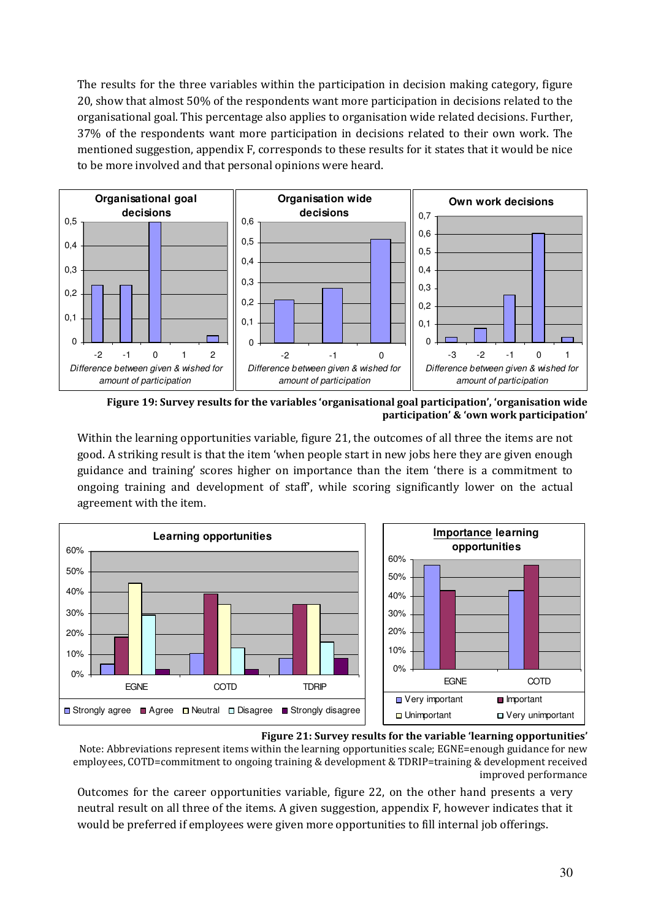The results for the three variables within the participation in decision making category, figure 20, show that almost 50% of the respondents want more participation in decisions related to the organisational goal. This percentage also applies to organisation wide related decisions. Further, 37% of the respondents want more participation in decisions related to their own work. The mentioned suggestion, appendix F, corresponds to these results for it states that it would be nice to be more involved and that personal opinions were heard.

**Figure 19: Survey results for the variables 'organisational goal participation', 'organisation wide participation' & 'own work participation'**

Within the learning opportunities variable, figure 21, the outcomes of all three the items are not good. A striking result is that the item 'when people start in new jobs here they are given enough guidance and training' scores higher on importance than the item 'there is a commitment to ongoing training and development of staff', while scoring significantly lower on the actual agreement with the item.

**Figure 21: Survey results for the variable 'learning opportunities'**

Note: Abbreviations represent items within the learning opportunities scale; EGNE=enough guidance for new employees, COTD=commitment to ongoing training & development & TDRIP=training & development received improved performance

Outcomes for the career opportunities variable, figure 22, on the other hand presents a very neutral result on all three of the items. A given suggestion, appendix F, however indicates that it would be preferred if employees were given more opportunities to fill internal job offerings.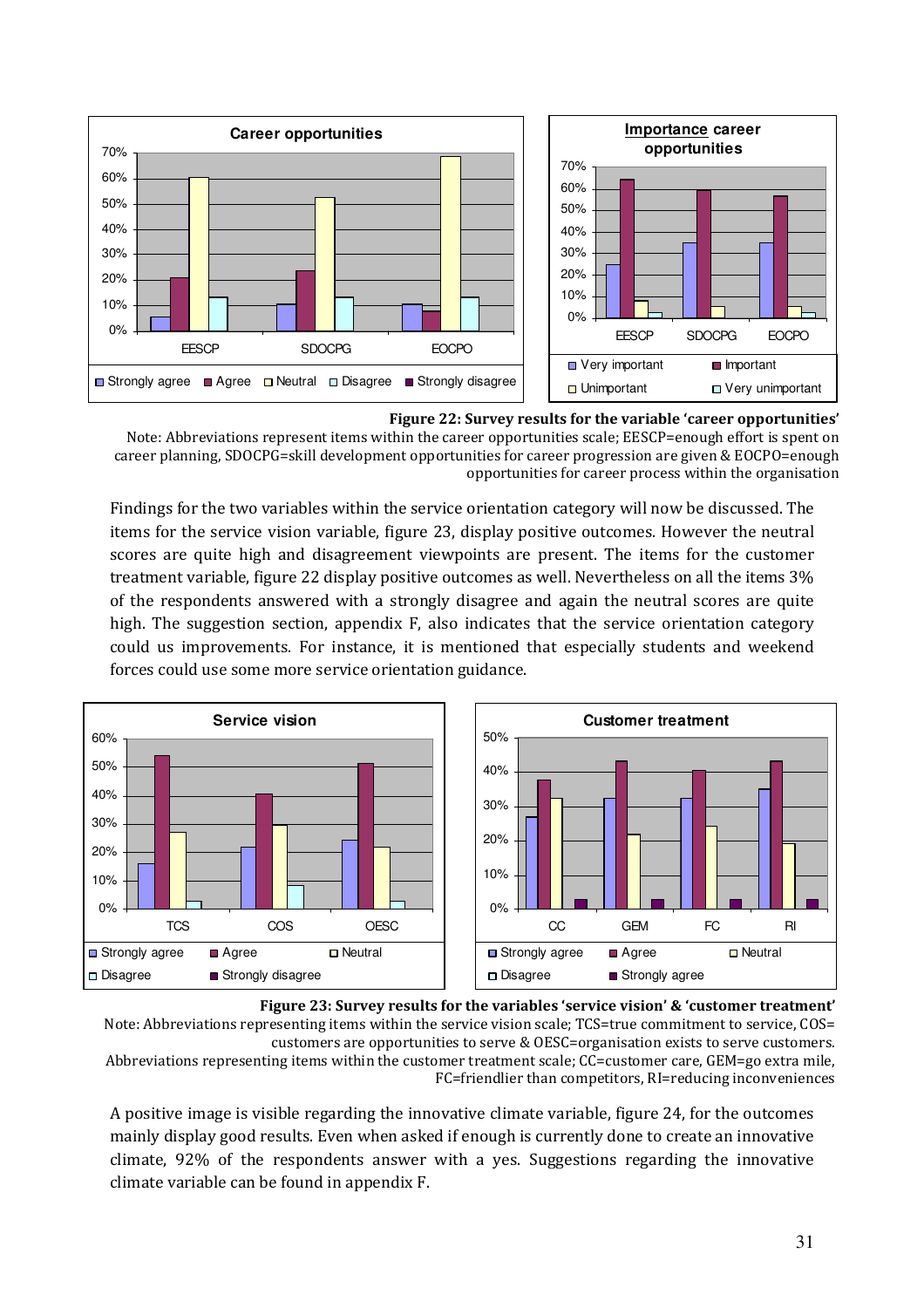**Figure 22: Survey results for the variable 'career opportunities'**

Note: Abbreviations represent items within the career opportunities scale; EESCP=enough effort is spent on career planning, SDOCPG=skill development opportunities for career progression are given & EOCPO=enough opportunities for career process within the organisation

Findings for the two variables within the service orientation category will now be discussed. The items for the service vision variable, figure 23, display positive outcomes. However the neutral scores are quite high and disagreement viewpoints are present. The items for the customer treatment variable, figure 22 display positive outcomes as well. Nevertheless on all the items 3% of the respondents answered with a strongly disagree and again the neutral scores are quite high. The suggestion section, appendix F, also indicates that the service orientation category could us improvements. For instance, it is mentioned that especially students and weekend forces could use some more service orientation guidance.

**Figure 23: Survey results for the variables 'service vision' & 'customer treatment'**

Note: Abbreviations representing items within the service vision scale; TCS=true commitment to service, COS= customers are opportunities to serve & OESC=organisation exists to serve customers. Abbreviations representing items within the customer treatment scale; CC=customer care, GEM=go extra mile, FC=friendlier than competitors, RI=reducing inconveniences

A positive image is visible regarding the innovative climate variable, figure 24, for the outcomes mainly display good results. Even when asked if enough is currently done to create an innovative climate, 92% of the respondents answer with a yes. Suggestions regarding the innovative climate variable can be found in appendix F.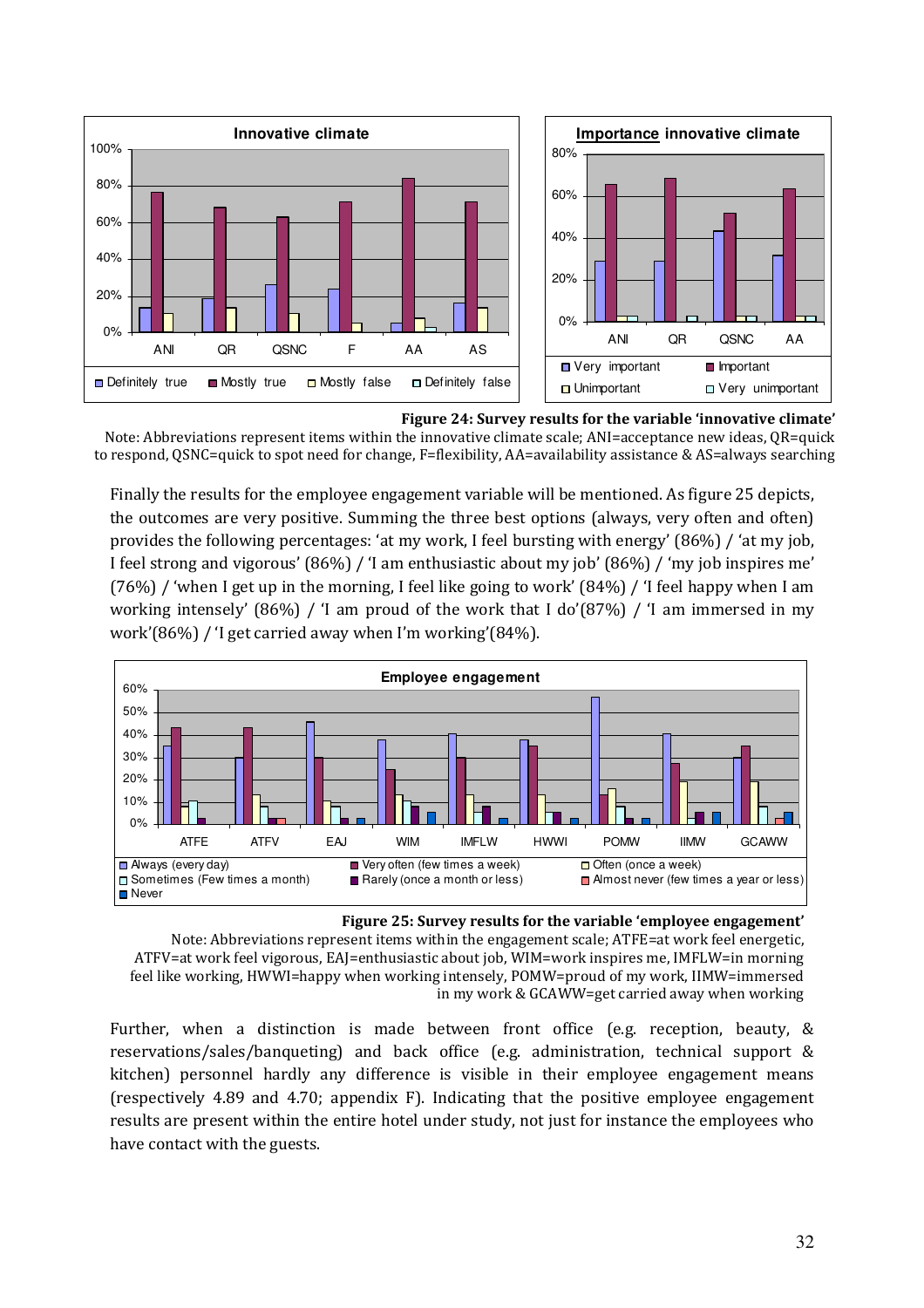**Figure 24: Survey results for the variable 'innovative climate'**

Note: Abbreviations represent items within the innovative climate scale; ANI=acceptance new ideas, QR=quick to respond, QSNC=quick to spot need for change, F=flexibility, AA=availability assistance & AS=always searching

Finally the results for the employee engagement variable will be mentioned. As figure 25 depicts, the outcomes are very positive. Summing the three best options (always, very often and often) provides the following percentages: 'at my work, I feel bursting with energy' (86%) / 'at my job, I feel strong and vigorous' (86%) / 'I am enthusiastic about my job' (86%) / 'my job inspires me' (76%) / 'when I get up in the morning, I feel like going to work' (84%) / 'I feel happy when I am working intensely' (86%) / 'I am proud of the work that I do'(87%) / 'I am immersed in my work'(86%) / 'I get carried away when I'm working'(84%).

**Figure 25: Survey results for the variable 'employee engagement'**

Note: Abbreviations represent items within the engagement scale; ATFE=at work feel energetic, ATFV=at work feel vigorous, EAJ=enthusiastic about job, WIM=work inspires me, IMFLW=in morning feel like working, HWWI=happy when working intensely, POMW=proud of my work, IIMW=immersed in my work & GCAWW=get carried away when working

Further, when a distinction is made between front office (e.g. reception, beauty, & reservations/sales/banqueting) and back office (e.g. administration, technical support & kitchen) personnel hardly any difference is visible in their employee engagement means (respectively 4.89 and 4.70; appendix F). Indicating that the positive employee engagement results are present within the entire hotel under study, not just for instance the employees who have contact with the guests.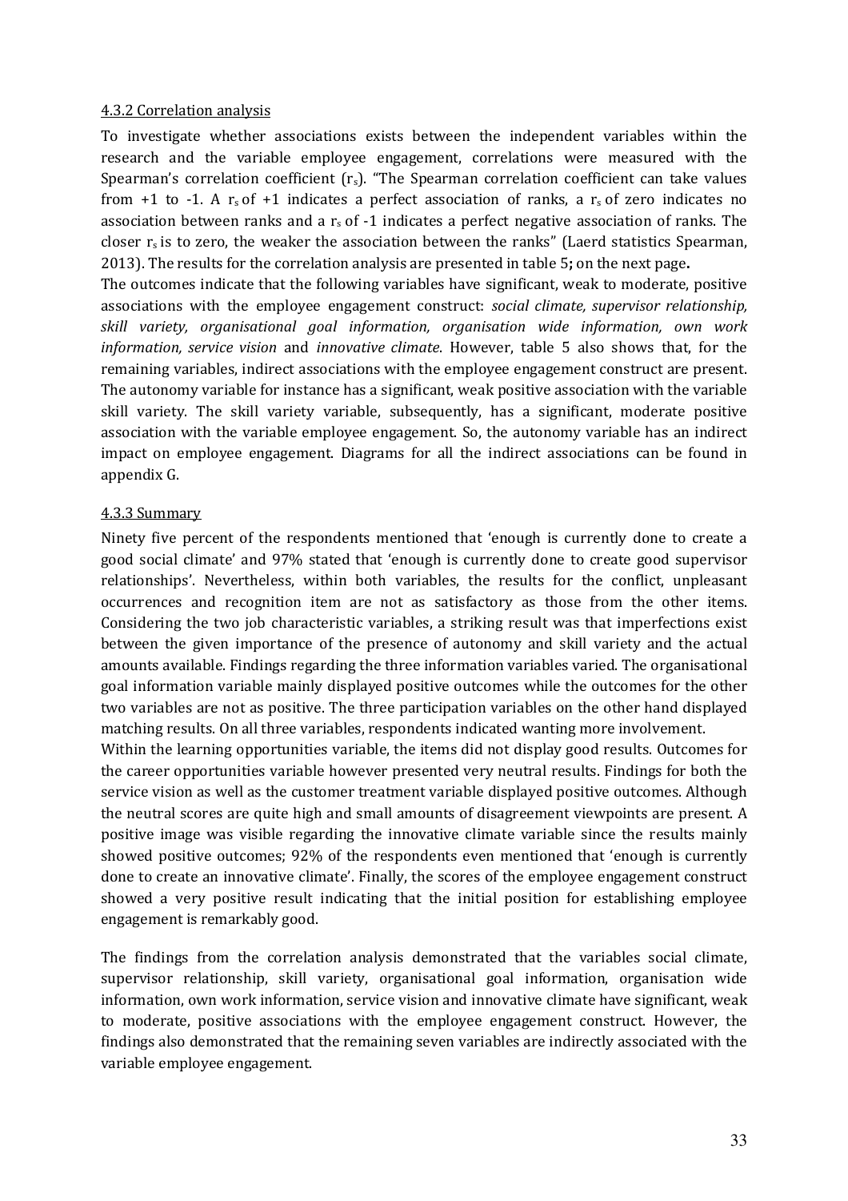4.3.2 Correlation analysis

To investigate whether associations exists between the independent variables within the research and the variable employee engagement, correlations were measured with the Spearman's correlation coefficient ($r_s$). "The Spearman correlation coefficient can take values from +1 to -1. A $r_s$ of +1 indicates a perfect association of ranks, a $r_s$ of zero indicates no association between ranks and a $r_s$ of -1 indicates a perfect negative association of ranks. The closer $r_s$ is to zero, the weaker the association between the ranks" (Laerd statistics Spearman, 2013). The results for the correlation analysis are presented in table 5**;** on the next page**.**

The outcomes indicate that the following variables have significant, weak to moderate, positive associations with the employee engagement construct: *social climate, supervisor relationship, skill variety, organisational goal information, organisation wide information, own work information, service vision* and *innovative climate*. However, table 5 also shows that, for the remaining variables, indirect associations with the employee engagement construct are present. The autonomy variable for instance has a significant, weak positive association with the variable skill variety. The skill variety variable, subsequently, has a significant, moderate positive association with the variable employee engagement. So, the autonomy variable has an indirect impact on employee engagement. Diagrams for all the indirect associations can be found in appendix G.

4.3.3 Summary

Ninety five percent of the respondents mentioned that 'enough is currently done to create a good social climate' and 97% stated that 'enough is currently done to create good supervisor relationships'. Nevertheless, within both variables, the results for the conflict, unpleasant occurrences and recognition item are not as satisfactory as those from the other items. Considering the two job characteristic variables, a striking result was that imperfections exist between the given importance of the presence of autonomy and skill variety and the actual amounts available. Findings regarding the three information variables varied. The organisational goal information variable mainly displayed positive outcomes while the outcomes for the other two variables are not as positive. The three participation variables on the other hand displayed matching results. On all three variables, respondents indicated wanting more involvement.

Within the learning opportunities variable, the items did not display good results. Outcomes for the career opportunities variable however presented very neutral results. Findings for both the service vision as well as the customer treatment variable displayed positive outcomes. Although the neutral scores are quite high and small amounts of disagreement viewpoints are present. A positive image was visible regarding the innovative climate variable since the results mainly showed positive outcomes; 92% of the respondents even mentioned that 'enough is currently done to create an innovative climate'. Finally, the scores of the employee engagement construct showed a very positive result indicating that the initial position for establishing employee engagement is remarkably good.

The findings from the correlation analysis demonstrated that the variables social climate, supervisor relationship, skill variety, organisational goal information, organisation wide information, own work information, service vision and innovative climate have significant, weak to moderate, positive associations with the employee engagement construct. However, the findings also demonstrated that the remaining seven variables are indirectly associated with the variable employee engagement.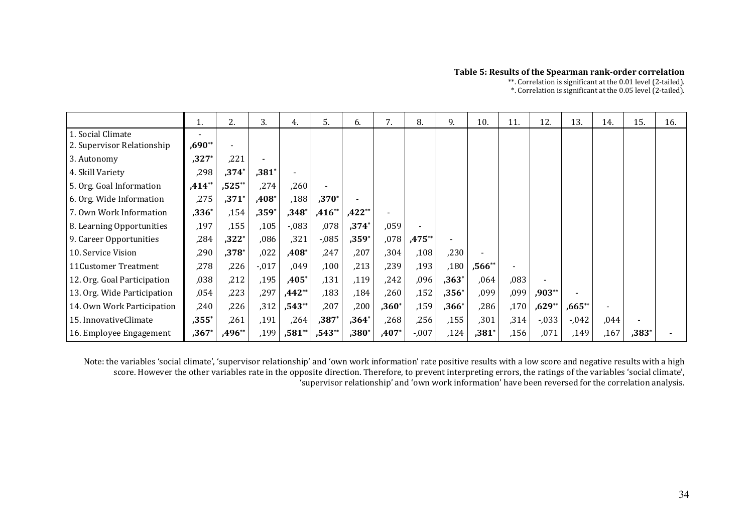**Table 5: Results of the Spearman rank-order correlation**

**. Correlation is significant at the 0.01 level (2-tailed).
*. Correlation is significant at the 0.05 level (2-tailed).

| | 1. | 2. | 3. | 4. | 5. | 6. | 7. | 8. | 9. | 10. | 11. | 12. | 13. | 14. | 15. | 16. |
|---|---|---|---|---|---|---|---|---|---|---|---|---|---|---|---|---|
| 1. Social Climate | - | | | | | | | | | | | | | | | |
| 2. Supervisor Relationship | **,690**** | - | | | | | | | | | | | | | | |
| 3. Autonomy | **,327*** | ,221 | - | | | | | | | | | | | | | |
| 4. Skill Variety | ,298 | **,374*** | **,381*** | - | | | | | | | | | | | | |
| 5. Org. Goal Information | **,414**** | **,525**** | ,274 | ,260 | - | | | | | | | | | | | |
| 6. Org. Wide Information | ,275 | **,371*** | **,408*** | ,188 | **,370*** | - | | | | | | | | | | |
| 7. Own Work Information | **,336*** | ,154 | **,359*** | **,348*** | **,416**** | **,422**** | - | | | | | | | | | |
| 8. Learning Opportunities | ,197 | ,155 | ,105 | -,083 | ,078 | **,374*** | ,059 | - | | | | | | | | |
| 9. Career Opportunities | ,284 | **,322*** | ,086 | ,321 | -,085 | **,359*** | ,078 | **,475**** | - | | | | | | | |
| 10. Service Vision | ,290 | **,378*** | ,022 | **,408*** | ,247 | ,207 | ,304 | ,108 | ,230 | - | | | | | | |
| 11Customer Treatment | ,278 | ,226 | -,017 | ,049 | ,100 | ,213 | ,239 | ,193 | ,180 | **,566**** | - | | | | | |
| 12. Org. Goal Participation | ,038 | ,212 | ,195 | **,405*** | ,131 | ,119 | ,242 | ,096 | **,363*** | ,064 | ,083 | - | | | | |
| 13. Org. Wide Participation | ,054 | ,223 | ,297 | **,442**** | ,183 | ,184 | ,260 | ,152 | **,356*** | ,099 | ,099 | **,903**** | - | | | |
| 14. Own Work Participation | ,240 | ,226 | ,312 | **,543**** | ,207 | ,200 | **,360*** | ,159 | **,366*** | ,286 | ,170 | **,629**** | **,665**** | - | | |
| 15. InnovativeClimate | **,355*** | ,261 | ,191 | ,264 | **,387*** | **,364*** | ,268 | ,256 | ,155 | ,301 | ,314 | -,033 | -,042 | ,044 | - | |
| 16. Employee Engagement | **,367*** | **,496**** | ,199 | **,581**** | **,543**** | **,380*** | **,407*** | -,007 | ,124 | **,381*** | ,156 | ,071 | ,149 | ,167 | **,383*** | - |

Note: the variables 'social climate', 'supervisor relationship' and 'own work information' rate positive results with a low score and negative results with a high score. However the other variables rate in the opposite direction. Therefore, to prevent interpreting errors, the ratings of the variables 'social climate', 'supervisor relationship' and 'own work information' have been reversed for the correlation analysis.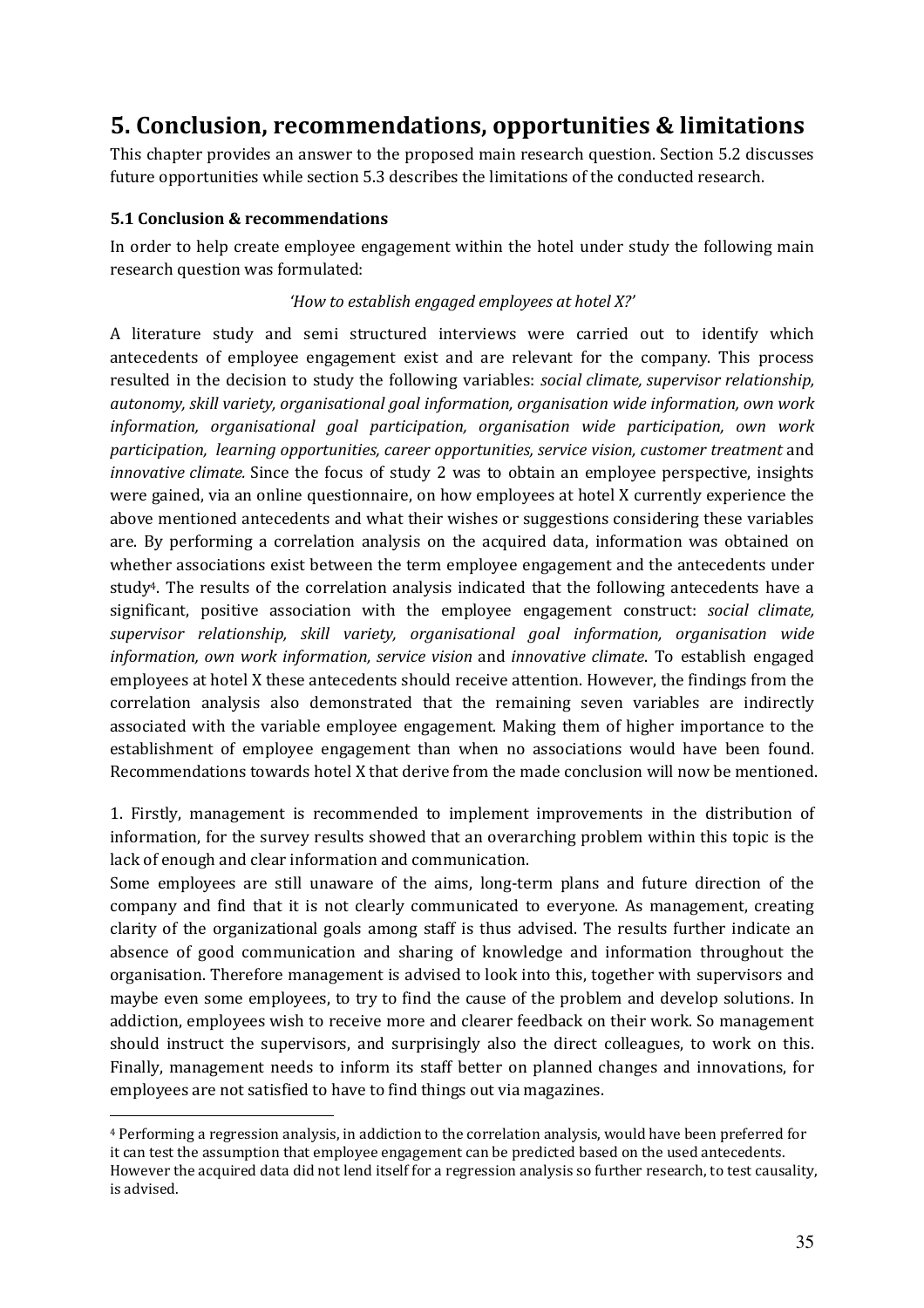# 5. Conclusion, recommendations, opportunities & limitations

This chapter provides an answer to the proposed main research question. Section 5.2 discusses future opportunities while section 5.3 describes the limitations of the conducted research.

### 5.1 Conclusion & recommendations

In order to help create employee engagement within the hotel under study the following main research question was formulated:

*'How to establish engaged employees at hotel X?'*

A literature study and semi structured interviews were carried out to identify which antecedents of employee engagement exist and are relevant for the company. This process resulted in the decision to study the following variables: *social climate, supervisor relationship, autonomy, skill variety, organisational goal information, organisation wide information, own work information, organisational goal participation, organisation wide participation, own work participation, learning opportunities, career opportunities, service vision, customer treatment* and *innovative climate.* Since the focus of study 2 was to obtain an employee perspective, insights were gained, via an online questionnaire, on how employees at hotel X currently experience the above mentioned antecedents and what their wishes or suggestions considering these variables are. By performing a correlation analysis on the acquired data, information was obtained on whether associations exist between the term employee engagement and the antecedents under study[4]. The results of the correlation analysis indicated that the following antecedents have a significant, positive association with the employee engagement construct: *social climate, supervisor relationship, skill variety, organisational goal information, organisation wide information, own work information, service vision* and *innovative climate*. To establish engaged employees at hotel X these antecedents should receive attention. However, the findings from the correlation analysis also demonstrated that the remaining seven variables are indirectly associated with the variable employee engagement. Making them of higher importance to the establishment of employee engagement than when no associations would have been found. Recommendations towards hotel X that derive from the made conclusion will now be mentioned.

1. Firstly, management is recommended to implement improvements in the distribution of information, for the survey results showed that an overarching problem within this topic is the lack of enough and clear information and communication.
Some employees are still unaware of the aims, long-term plans and future direction of the company and find that it is not clearly communicated to everyone. As management, creating clarity of the organizational goals among staff is thus advised. The results further indicate an absence of good communication and sharing of knowledge and information throughout the organisation. Therefore management is advised to look into this, together with supervisors and maybe even some employees, to try to find the cause of the problem and develop solutions. In addiction, employees wish to receive more and clearer feedback on their work. So management should instruct the supervisors, and surprisingly also the direct colleagues, to work on this. Finally, management needs to inform its staff better on planned changes and innovations, for employees are not satisfied to have to find things out via magazines.

---

[4] Performing a regression analysis, in addiction to the correlation analysis, would have been preferred for it can test the assumption that employee engagement can be predicted based on the used antecedents. However the acquired data did not lend itself for a regression analysis so further research, to test causality, is advised.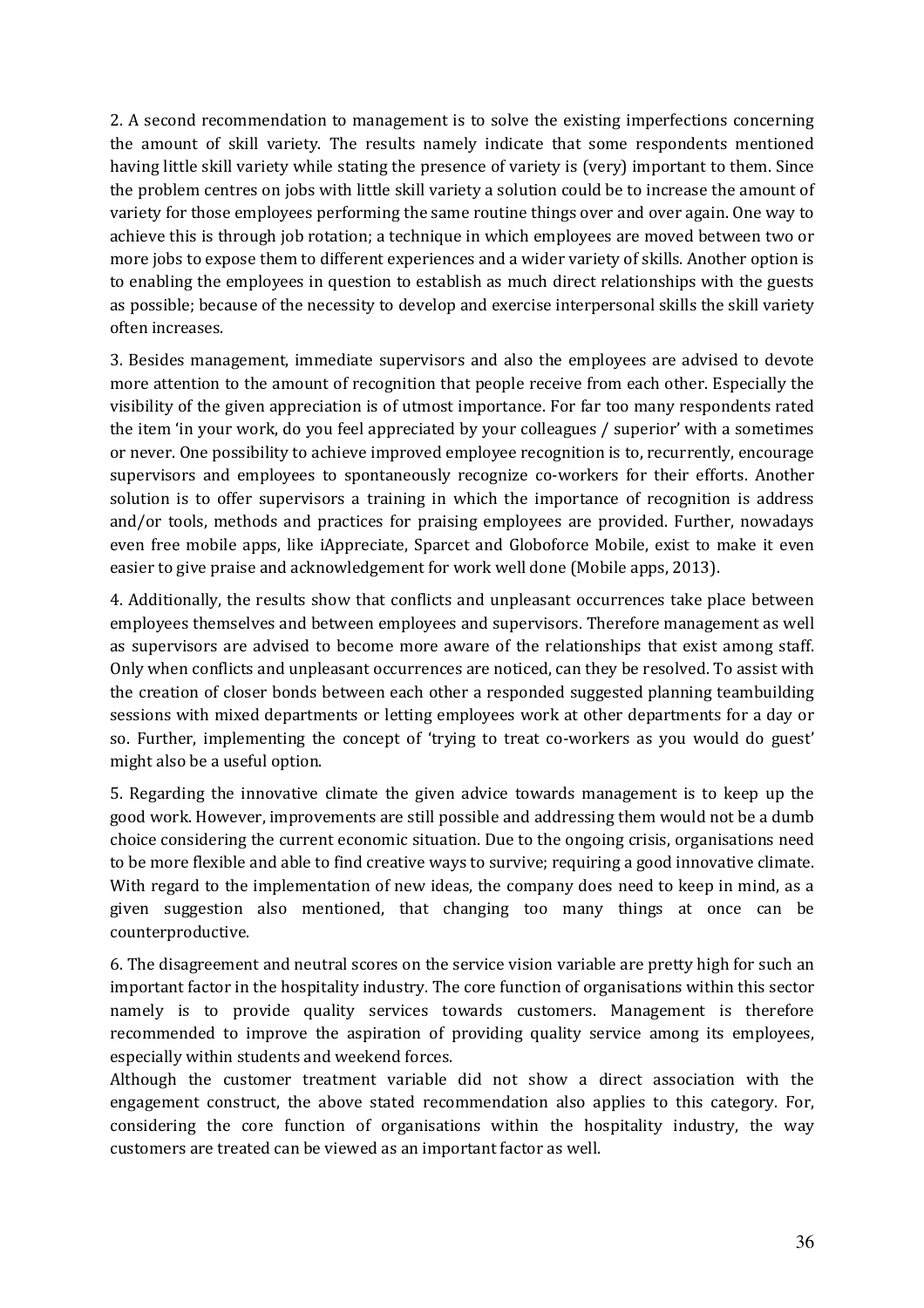2. A second recommendation to management is to solve the existing imperfections concerning the amount of skill variety. The results namely indicate that some respondents mentioned having little skill variety while stating the presence of variety is (very) important to them. Since the problem centres on jobs with little skill variety a solution could be to increase the amount of variety for those employees performing the same routine things over and over again. One way to achieve this is through job rotation; a technique in which employees are moved between two or more jobs to expose them to different experiences and a wider variety of skills. Another option is to enabling the employees in question to establish as much direct relationships with the guests as possible; because of the necessity to develop and exercise interpersonal skills the skill variety often increases.

3. Besides management, immediate supervisors and also the employees are advised to devote more attention to the amount of recognition that people receive from each other. Especially the visibility of the given appreciation is of utmost importance. For far too many respondents rated the item 'in your work, do you feel appreciated by your colleagues / superior' with a sometimes or never. One possibility to achieve improved employee recognition is to, recurrently, encourage supervisors and employees to spontaneously recognize co-workers for their efforts. Another solution is to offer supervisors a training in which the importance of recognition is address and/or tools, methods and practices for praising employees are provided. Further, nowadays even free mobile apps, like iAppreciate, Sparcet and Globoforce Mobile, exist to make it even easier to give praise and acknowledgement for work well done (Mobile apps, 2013).

4. Additionally, the results show that conflicts and unpleasant occurrences take place between employees themselves and between employees and supervisors. Therefore management as well as supervisors are advised to become more aware of the relationships that exist among staff. Only when conflicts and unpleasant occurrences are noticed, can they be resolved. To assist with the creation of closer bonds between each other a responded suggested planning teambuilding sessions with mixed departments or letting employees work at other departments for a day or so. Further, implementing the concept of 'trying to treat co-workers as you would do guest' might also be a useful option.

5. Regarding the innovative climate the given advice towards management is to keep up the good work. However, improvements are still possible and addressing them would not be a dumb choice considering the current economic situation. Due to the ongoing crisis, organisations need to be more flexible and able to find creative ways to survive; requiring a good innovative climate. With regard to the implementation of new ideas, the company does need to keep in mind, as a given suggestion also mentioned, that changing too many things at once can be counterproductive.

6. The disagreement and neutral scores on the service vision variable are pretty high for such an important factor in the hospitality industry. The core function of organisations within this sector namely is to provide quality services towards customers. Management is therefore recommended to improve the aspiration of providing quality service among its employees, especially within students and weekend forces.
Although the customer treatment variable did not show a direct association with the engagement construct, the above stated recommendation also applies to this category. For, considering the core function of organisations within the hospitality industry, the way customers are treated can be viewed as an important factor as well.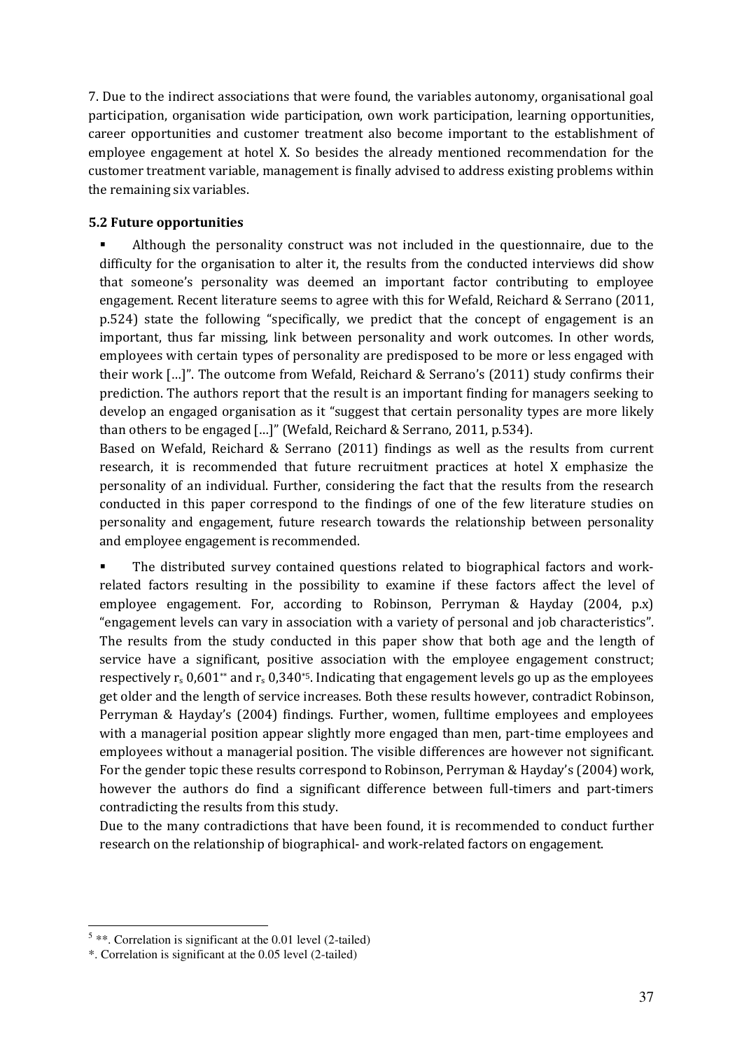7. Due to the indirect associations that were found, the variables autonomy, organisational goal participation, organisation wide participation, own work participation, learning opportunities, career opportunities and customer treatment also become important to the establishment of employee engagement at hotel X. So besides the already mentioned recommendation for the customer treatment variable, management is finally advised to address existing problems within the remaining six variables.

### 5.2 Future opportunities

- Although the personality construct was not included in the questionnaire, due to the difficulty for the organisation to alter it, the results from the conducted interviews did show that someone's personality was deemed an important factor contributing to employee engagement. Recent literature seems to agree with this for Wefald, Reichard & Serrano (2011, p.524) state the following "specifically, we predict that the concept of engagement is an important, thus far missing, link between personality and work outcomes. In other words, employees with certain types of personality are predisposed to be more or less engaged with their work […]". The outcome from Wefald, Reichard & Serrano's (2011) study confirms their prediction. The authors report that the result is an important finding for managers seeking to develop an engaged organisation as it "suggest that certain personality types are more likely than others to be engaged […]" (Wefald, Reichard & Serrano, 2011, p.534).

  Based on Wefald, Reichard & Serrano (2011) findings as well as the results from current research, it is recommended that future recruitment practices at hotel X emphasize the personality of an individual. Further, considering the fact that the results from the research conducted in this paper correspond to the findings of one of the few literature studies on personality and engagement, future research towards the relationship between personality and employee engagement is recommended.

- The distributed survey contained questions related to biographical factors and work-related factors resulting in the possibility to examine if these factors affect the level of employee engagement. For, according to Robinson, Perryman & Hayday (2004, p.x) "engagement levels can vary in association with a variety of personal and job characteristics". The results from the study conducted in this paper show that both age and the length of service have a significant, positive association with the employee engagement construct; respectively $r_s$ 0,601** and $r_s$ 0,340*[5]. Indicating that engagement levels go up as the employees get older and the length of service increases. Both these results however, contradict Robinson, Perryman & Hayday's (2004) findings. Further, women, fulltime employees and employees with a managerial position appear slightly more engaged than men, part-time employees and employees without a managerial position. The visible differences are however not significant. For the gender topic these results correspond to Robinson, Perryman & Hayday's (2004) work, however the authors do find a significant difference between full-timers and part-timers contradicting the results from this study.

  Due to the many contradictions that have been found, it is recommended to conduct further research on the relationship of biographical- and work-related factors on engagement.

---

[5] **. Correlation is significant at the 0.01 level (2-tailed)

*. Correlation is significant at the 0.05 level (2-tailed)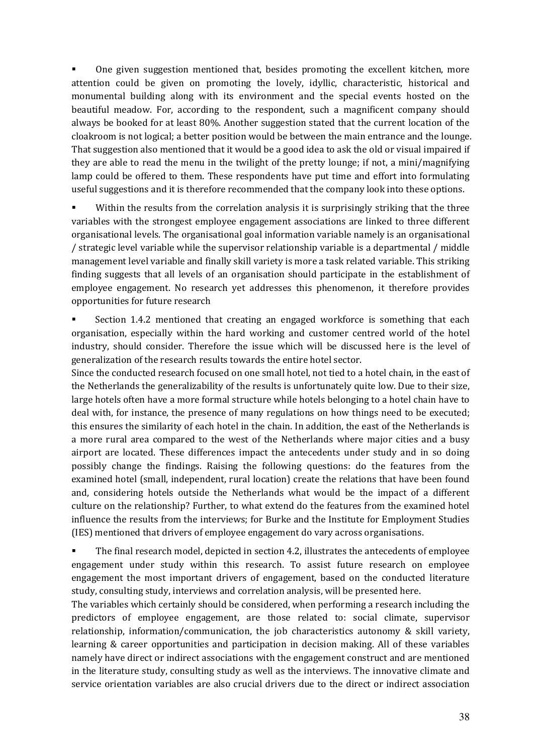- One given suggestion mentioned that, besides promoting the excellent kitchen, more attention could be given on promoting the lovely, idyllic, characteristic, historical and monumental building along with its environment and the special events hosted on the beautiful meadow. For, according to the respondent, such a magnificent company should always be booked for at least 80%. Another suggestion stated that the current location of the cloakroom is not logical; a better position would be between the main entrance and the lounge. That suggestion also mentioned that it would be a good idea to ask the old or visual impaired if they are able to read the menu in the twilight of the pretty lounge; if not, a mini/magnifying lamp could be offered to them. These respondents have put time and effort into formulating useful suggestions and it is therefore recommended that the company look into these options.

- Within the results from the correlation analysis it is surprisingly striking that the three variables with the strongest employee engagement associations are linked to three different organisational levels. The organisational goal information variable namely is an organisational / strategic level variable while the supervisor relationship variable is a departmental / middle management level variable and finally skill variety is more a task related variable. This striking finding suggests that all levels of an organisation should participate in the establishment of employee engagement. No research yet addresses this phenomenon, it therefore provides opportunities for future research

- Section 1.4.2 mentioned that creating an engaged workforce is something that each organisation, especially within the hard working and customer centred world of the hotel industry, should consider. Therefore the issue which will be discussed here is the level of generalization of the research results towards the entire hotel sector.
  Since the conducted research focused on one small hotel, not tied to a hotel chain, in the east of the Netherlands the generalizability of the results is unfortunately quite low. Due to their size, large hotels often have a more formal structure while hotels belonging to a hotel chain have to deal with, for instance, the presence of many regulations on how things need to be executed; this ensures the similarity of each hotel in the chain. In addition, the east of the Netherlands is a more rural area compared to the west of the Netherlands where major cities and a busy airport are located. These differences impact the antecedents under study and in so doing possibly change the findings. Raising the following questions: do the features from the examined hotel (small, independent, rural location) create the relations that have been found and, considering hotels outside the Netherlands what would be the impact of a different culture on the relationship? Further, to what extend do the features from the examined hotel influence the results from the interviews; for Burke and the Institute for Employment Studies (IES) mentioned that drivers of employee engagement do vary across organisations.

- The final research model, depicted in section 4.2, illustrates the antecedents of employee engagement under study within this research. To assist future research on employee engagement the most important drivers of engagement, based on the conducted literature study, consulting study, interviews and correlation analysis, will be presented here.
  The variables which certainly should be considered, when performing a research including the predictors of employee engagement, are those related to: social climate, supervisor relationship, information/communication, the job characteristics autonomy & skill variety, learning & career opportunities and participation in decision making. All of these variables namely have direct or indirect associations with the engagement construct and are mentioned in the literature study, consulting study as well as the interviews. The innovative climate and service orientation variables are also crucial drivers due to the direct or indirect association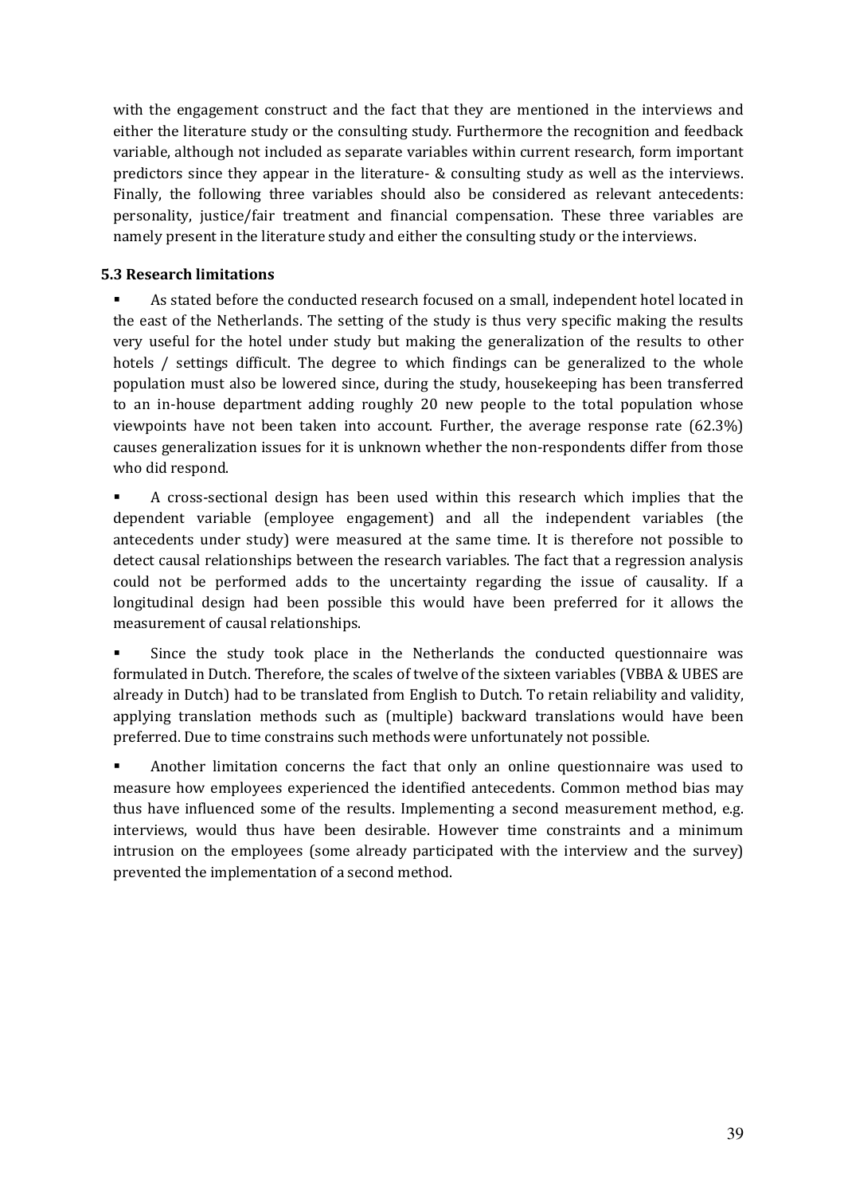with the engagement construct and the fact that they are mentioned in the interviews and either the literature study or the consulting study. Furthermore the recognition and feedback variable, although not included as separate variables within current research, form important predictors since they appear in the literature- & consulting study as well as the interviews. Finally, the following three variables should also be considered as relevant antecedents: personality, justice/fair treatment and financial compensation. These three variables are namely present in the literature study and either the consulting study or the interviews.

### 5.3 Research limitations

- As stated before the conducted research focused on a small, independent hotel located in the east of the Netherlands. The setting of the study is thus very specific making the results very useful for the hotel under study but making the generalization of the results to other hotels / settings difficult. The degree to which findings can be generalized to the whole population must also be lowered since, during the study, housekeeping has been transferred to an in-house department adding roughly 20 new people to the total population whose viewpoints have not been taken into account. Further, the average response rate (62.3%) causes generalization issues for it is unknown whether the non-respondents differ from those who did respond.

- A cross-sectional design has been used within this research which implies that the dependent variable (employee engagement) and all the independent variables (the antecedents under study) were measured at the same time. It is therefore not possible to detect causal relationships between the research variables. The fact that a regression analysis could not be performed adds to the uncertainty regarding the issue of causality. If a longitudinal design had been possible this would have been preferred for it allows the measurement of causal relationships.

- Since the study took place in the Netherlands the conducted questionnaire was formulated in Dutch. Therefore, the scales of twelve of the sixteen variables (VBBA & UBES are already in Dutch) had to be translated from English to Dutch. To retain reliability and validity, applying translation methods such as (multiple) backward translations would have been preferred. Due to time constrains such methods were unfortunately not possible.

- Another limitation concerns the fact that only an online questionnaire was used to measure how employees experienced the identified antecedents. Common method bias may thus have influenced some of the results. Implementing a second measurement method, e.g. interviews, would thus have been desirable. However time constraints and a minimum intrusion on the employees (some already participated with the interview and the survey) prevented the implementation of a second method.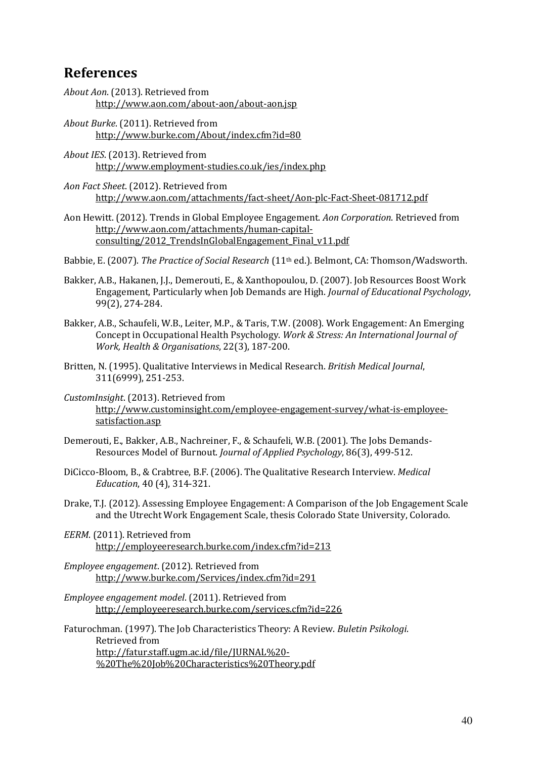## References

*About Aon*. (2013). Retrieved from http://www.aon.com/about-aon/about-aon.jsp

*About Burke*. (2011). Retrieved from http://www.burke.com/About/index.cfm?id=80

*About IES*. (2013). Retrieved from http://www.employment-studies.co.uk/ies/index.php

*Aon Fact Sheet*. (2012). Retrieved from http://www.aon.com/attachments/fact-sheet/Aon-plc-Fact-Sheet-081712.pdf

Aon Hewitt. (2012). Trends in Global Employee Engagement. *Aon Corporation*. Retrieved from http://www.aon.com/attachments/human-capital-consulting/2012_TrendsInGlobalEngagement_Final_v11.pdf

Babbie, E. (2007). *The Practice of Social Research* (11th ed.). Belmont, CA: Thomson/Wadsworth.

Bakker, A.B., Hakanen, J.J., Demerouti, E., & Xanthopoulou, D. (2007). Job Resources Boost Work Engagement, Particularly when Job Demands are High. *Journal of Educational Psychology*, 99(2), 274-284.

Bakker, A.B., Schaufeli, W.B., Leiter, M.P., & Taris, T.W. (2008). Work Engagement: An Emerging Concept in Occupational Health Psychology. *Work & Stress: An International Journal of Work, Health & Organisations*, 22(3), 187-200.

Britten, N. (1995). Qualitative Interviews in Medical Research. *British Medical Journal*, 311(6999), 251-253.

*CustomInsight*. (2013). Retrieved from http://www.custominsight.com/employee-engagement-survey/what-is-employee-satisfaction.asp

Demerouti, E., Bakker, A.B., Nachreiner, F., & Schaufeli, W.B. (2001). The Jobs Demands-Resources Model of Burnout. *Journal of Applied Psychology*, 86(3), 499-512.

DiCicco-Bloom, B., & Crabtree, B.F. (2006). The Qualitative Research Interview. *Medical Education*, 40 (4), 314-321.

Drake, T.J. (2012). Assessing Employee Engagement: A Comparison of the Job Engagement Scale and the Utrecht Work Engagement Scale, thesis Colorado State University, Colorado.

*EERM*. (2011). Retrieved from http://employeeresearch.burke.com/index.cfm?id=213

*Employee engagement*. (2012). Retrieved from http://www.burke.com/Services/index.cfm?id=291

*Employee engagement model*. (2011). Retrieved from http://employeeresearch.burke.com/services.cfm?id=226

Faturochman. (1997). The Job Characteristics Theory: A Review. *Buletin Psikologi*. Retrieved from http://fatur.staff.ugm.ac.id/file/JURNAL%20-%20The%20Job%20Characteristics%20Theory.pdf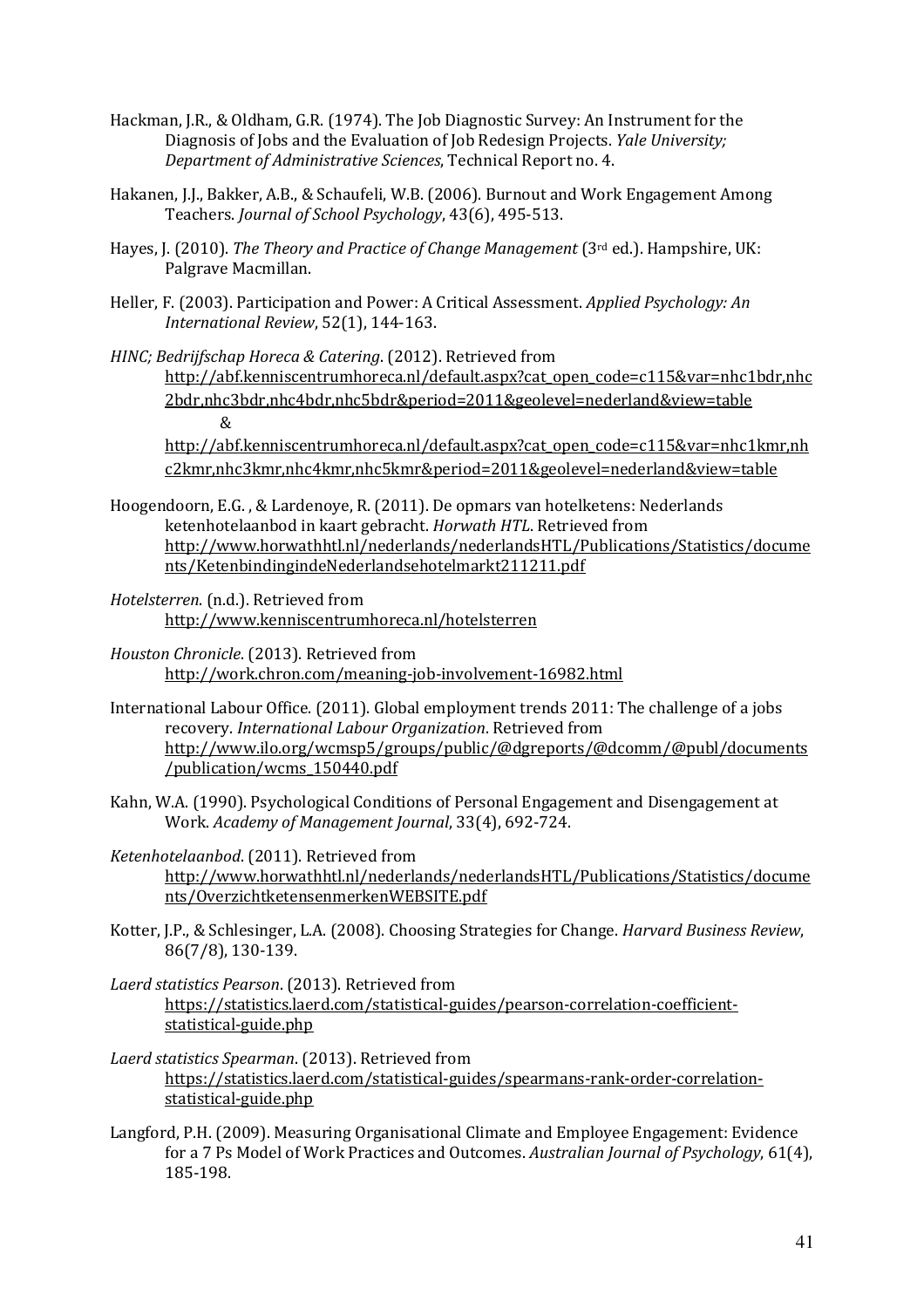Hackman, J.R., & Oldham, G.R. (1974). The Job Diagnostic Survey: An Instrument for the Diagnosis of Jobs and the Evaluation of Job Redesign Projects. *Yale University; Department of Administrative Sciences*, Technical Report no. 4.

Hakanen, J.J., Bakker, A.B., & Schaufeli, W.B. (2006). Burnout and Work Engagement Among Teachers. *Journal of School Psychology*, 43(6), 495-513.

Hayes, J. (2010). *The Theory and Practice of Change Management* (3rd ed.). Hampshire, UK: Palgrave Macmillan.

Heller, F. (2003). Participation and Power: A Critical Assessment. *Applied Psychology: An International Review*, 52(1), 144-163.

*HINC; Bedrijfschap Horeca & Catering*. (2012). Retrieved from http://abf.kenniscentrumhoreca.nl/default.aspx?cat_open_code=c115&var=nhc1bdr,nhc2bdr,nhc3bdr,nhc4bdr,nhc5bdr&period=2011&geolevel=nederland&view=table &
http://abf.kenniscentrumhoreca.nl/default.aspx?cat_open_code=c115&var=nhc1kmr,nhc2kmr,nhc3kmr,nhc4kmr,nhc5kmr&period=2011&geolevel=nederland&view=table

Hoogendoorn, E.G. , & Lardenoye, R. (2011). De opmars van hotelketens: Nederlands ketenhotelaanbod in kaart gebracht. *Horwath HTL*. Retrieved from http://www.horwathhtl.nl/nederlands/nederlandsHTL/Publications/Statistics/documents/KetenbindingindeNederlandsehotelmarkt211211.pdf

*Hotelsterren*. (n.d.). Retrieved from http://www.kenniscentrumhoreca.nl/hotelsterren

*Houston Chronicle*. (2013). Retrieved from http://work.chron.com/meaning-job-involvement-16982.html

International Labour Office. (2011). Global employment trends 2011: The challenge of a jobs recovery. *International Labour Organization*. Retrieved from http://www.ilo.org/wcmsp5/groups/public/@dgreports/@dcomm/@publ/documents/publication/wcms_150440.pdf

Kahn, W.A. (1990). Psychological Conditions of Personal Engagement and Disengagement at Work. *Academy of Management Journal*, 33(4), 692-724.

*Ketenhotelaanbod*. (2011). Retrieved from http://www.horwathhtl.nl/nederlands/nederlandsHTL/Publications/Statistics/documents/OverzichtketensenmerkenWEBSITE.pdf

Kotter, J.P., & Schlesinger, L.A. (2008). Choosing Strategies for Change. *Harvard Business Review*, 86(7/8), 130-139.

*Laerd statistics Pearson*. (2013). Retrieved from https://statistics.laerd.com/statistical-guides/pearson-correlation-coefficient-statistical-guide.php

*Laerd statistics Spearman*. (2013). Retrieved from https://statistics.laerd.com/statistical-guides/spearmans-rank-order-correlation-statistical-guide.php

Langford, P.H. (2009). Measuring Organisational Climate and Employee Engagement: Evidence for a 7 Ps Model of Work Practices and Outcomes. *Australian Journal of Psychology*, 61(4), 185-198.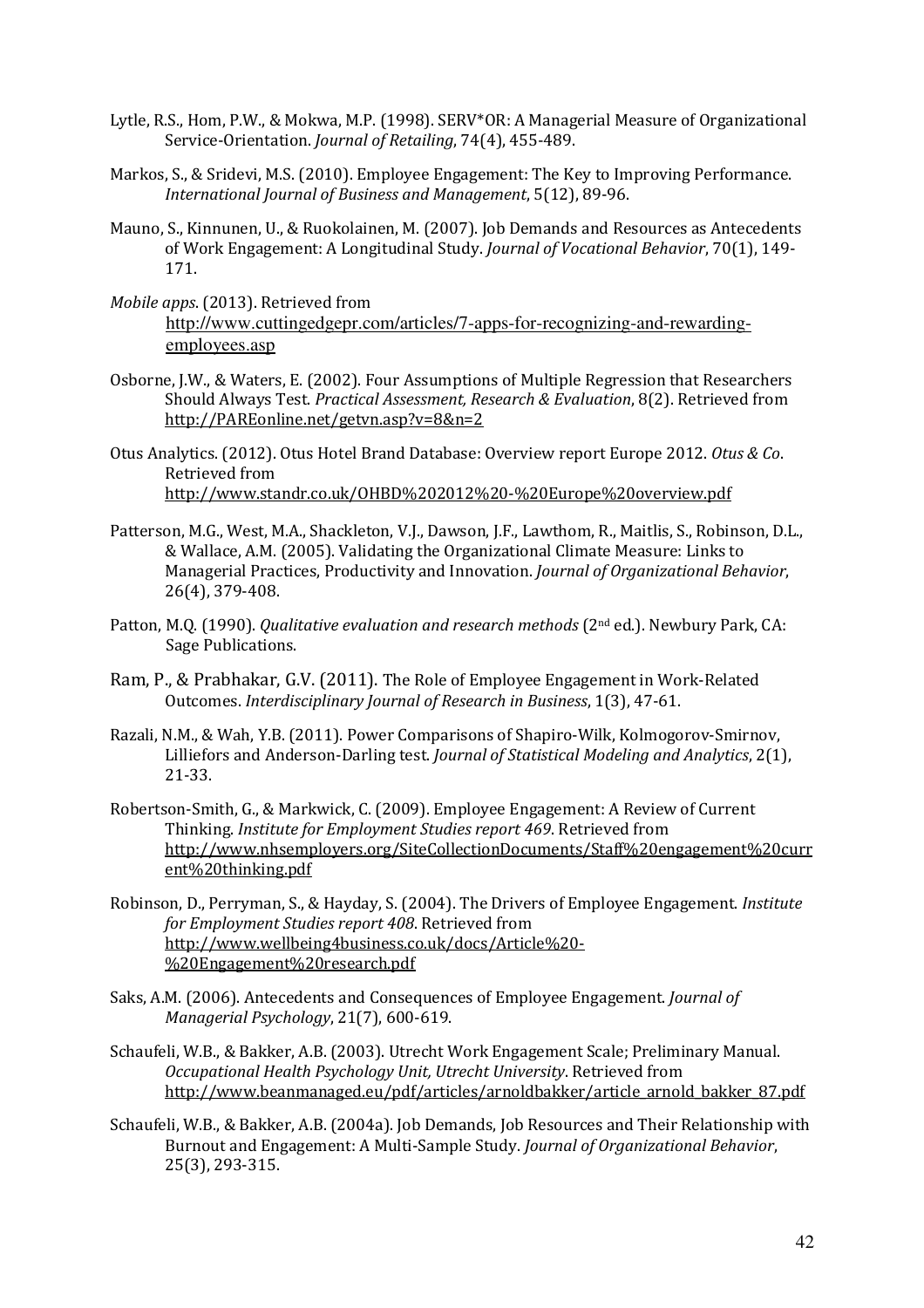Lytle, R.S., Hom, P.W., & Mokwa, M.P. (1998). SERV*OR: A Managerial Measure of Organizational Service-Orientation. *Journal of Retailing*, 74(4), 455-489.

Markos, S., & Sridevi, M.S. (2010). Employee Engagement: The Key to Improving Performance. *International Journal of Business and Management*, 5(12), 89-96.

Mauno, S., Kinnunen, U., & Ruokolainen, M. (2007). Job Demands and Resources as Antecedents of Work Engagement: A Longitudinal Study. *Journal of Vocational Behavior*, 70(1), 149-171.

*Mobile apps*. (2013). Retrieved from http://www.cuttingedgepr.com/articles/7-apps-for-recognizing-and-rewarding-employees.asp

Osborne, J.W., & Waters, E. (2002). Four Assumptions of Multiple Regression that Researchers Should Always Test. *Practical Assessment, Research & Evaluation*, 8(2). Retrieved from http://PAREonline.net/getvn.asp?v=8&n=2

Otus Analytics. (2012). Otus Hotel Brand Database: Overview report Europe 2012. *Otus & Co*. Retrieved from http://www.standr.co.uk/OHBD%202012%20-%20Europe%20overview.pdf

Patterson, M.G., West, M.A., Shackleton, V.J., Dawson, J.F., Lawthom, R., Maitlis, S., Robinson, D.L., & Wallace, A.M. (2005). Validating the Organizational Climate Measure: Links to Managerial Practices, Productivity and Innovation. *Journal of Organizational Behavior*, 26(4), 379-408.

Patton, M.Q. (1990). *Qualitative evaluation and research methods* (2nd ed.). Newbury Park, CA: Sage Publications.

Ram, P., & Prabhakar, G.V. (2011). The Role of Employee Engagement in Work-Related Outcomes. *Interdisciplinary Journal of Research in Business*, 1(3), 47-61.

Razali, N.M., & Wah, Y.B. (2011). Power Comparisons of Shapiro-Wilk, Kolmogorov-Smirnov, Lilliefors and Anderson-Darling test. *Journal of Statistical Modeling and Analytics*, 2(1), 21-33.

Robertson-Smith, G., & Markwick, C. (2009). Employee Engagement: A Review of Current Thinking. *Institute for Employment Studies report 469*. Retrieved from http://www.nhsemployers.org/SiteCollectionDocuments/Staff%20engagement%20current%20thinking.pdf

Robinson, D., Perryman, S., & Hayday, S. (2004). The Drivers of Employee Engagement. *Institute for Employment Studies report 408*. Retrieved from http://www.wellbeing4business.co.uk/docs/Article%20-%20Engagement%20research.pdf

Saks, A.M. (2006). Antecedents and Consequences of Employee Engagement. *Journal of Managerial Psychology*, 21(7), 600-619.

Schaufeli, W.B., & Bakker, A.B. (2003). Utrecht Work Engagement Scale; Preliminary Manual. *Occupational Health Psychology Unit, Utrecht University*. Retrieved from http://www.beanmanaged.eu/pdf/articles/arnoldbakker/article_arnold_bakker_87.pdf

Schaufeli, W.B., & Bakker, A.B. (2004a). Job Demands, Job Resources and Their Relationship with Burnout and Engagement: A Multi-Sample Study. *Journal of Organizational Behavior*, 25(3), 293-315.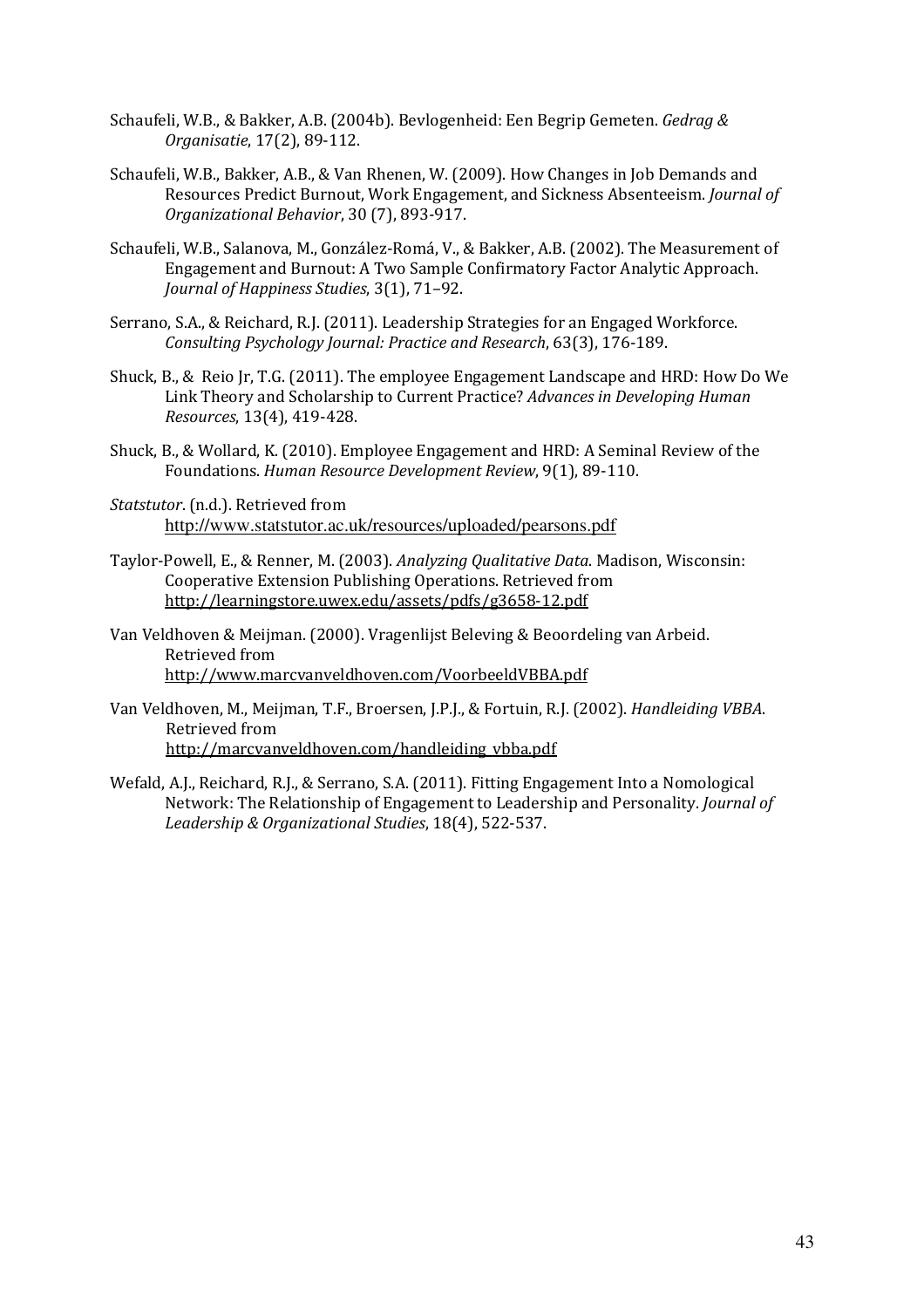Schaufeli, W.B., & Bakker, A.B. (2004b). Bevlogenheid: Een Begrip Gemeten. *Gedrag & Organisatie*, 17(2), 89-112.

Schaufeli, W.B., Bakker, A.B., & Van Rhenen, W. (2009). How Changes in Job Demands and Resources Predict Burnout, Work Engagement, and Sickness Absenteeism. *Journal of Organizational Behavior*, 30 (7), 893-917.

Schaufeli, W.B., Salanova, M., González-Romá, V., & Bakker, A.B. (2002). The Measurement of Engagement and Burnout: A Two Sample Confirmatory Factor Analytic Approach. *Journal of Happiness Studies*, 3(1), 71–92.

Serrano, S.A., & Reichard, R.J. (2011). Leadership Strategies for an Engaged Workforce. *Consulting Psychology Journal: Practice and Research*, 63(3), 176-189.

Shuck, B., & Reio Jr, T.G. (2011). The employee Engagement Landscape and HRD: How Do We Link Theory and Scholarship to Current Practice? *Advances in Developing Human Resources*, 13(4), 419-428.

Shuck, B., & Wollard, K. (2010). Employee Engagement and HRD: A Seminal Review of the Foundations. *Human Resource Development Review*, 9(1), 89-110.

*Statstutor*. (n.d.). Retrieved from http://www.statstutor.ac.uk/resources/uploaded/pearsons.pdf

Taylor-Powell, E., & Renner, M. (2003). *Analyzing Qualitative Data*. Madison, Wisconsin: Cooperative Extension Publishing Operations. Retrieved from http://learningstore.uwex.edu/assets/pdfs/g3658-12.pdf

Van Veldhoven & Meijman. (2000). Vragenlijst Beleving & Beoordeling van Arbeid. Retrieved from http://www.marcvanveldhoven.com/VoorbeeldVBBA.pdf

Van Veldhoven, M., Meijman, T.F., Broersen, J.P.J., & Fortuin, R.J. (2002). *Handleiding VBBA*. Retrieved from http://marcvanveldhoven.com/handleiding_vbba.pdf

Wefald, A.J., Reichard, R.J., & Serrano, S.A. (2011). Fitting Engagement Into a Nomological Network: The Relationship of Engagement to Leadership and Personality. *Journal of Leadership & Organizational Studies*, 18(4), 522-537.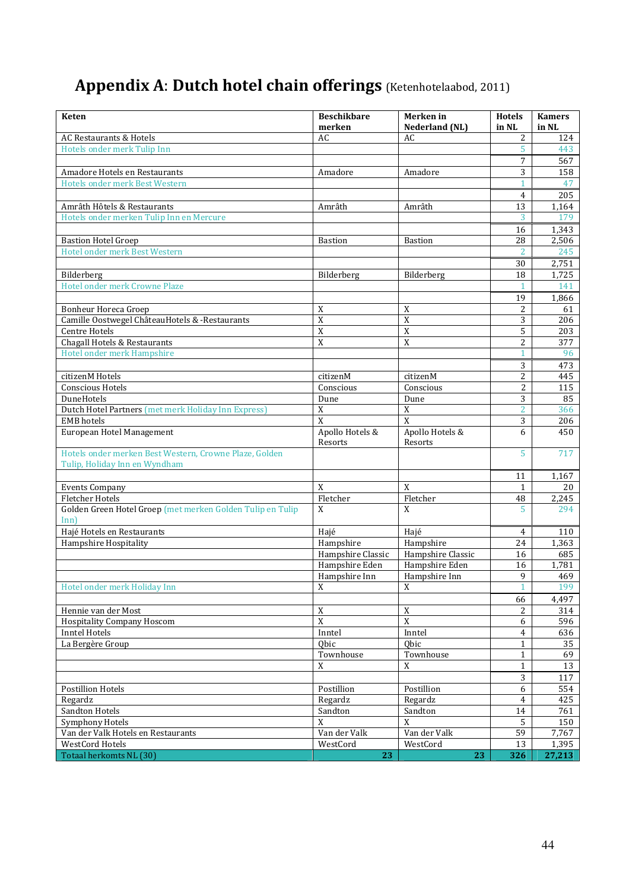# Appendix A: Dutch hotel chain offerings (Ketenhotelaabod, 2011)

| Keten | Beschikbare merken | Merken in Nederland (NL) | Hotels in NL | Kamers in NL |
|---|---|---|---|---|
| AC Restaurants & Hotels | AC | AC | 2 | 124 |
| Hotels onder merk Tulip Inn | | | 5 | 443 |
| | | | 7 | 567 |
| Amadore Hotels en Restaurants | Amadore | Amadore | 3 | 158 |
| Hotels onder merk Best Western | | | 1 | 47 |
| | | | 4 | 205 |
| Amrâth Hôtels & Restaurants | Amrâth | Amrâth | 13 | 1,164 |
| Hotels onder merken Tulip Inn en Mercure | | | 3 | 179 |
| | | | 16 | 1,343 |
| Bastion Hotel Groep | Bastion | Bastion | 28 | 2,506 |
| Hotel onder merk Best Western | | | 2 | 245 |
| | | | 30 | 2,751 |
| Bilderberg | Bilderberg | Bilderberg | 18 | 1,725 |
| Hotel onder merk Crowne Plaze | | | 1 | 141 |
| | | | 19 | 1,866 |
| Bonheur Horeca Groep | X | X | 2 | 61 |
| Camille Oostwegel ChâteauHotels & -Restaurants | X | X | 3 | 206 |
| Centre Hotels | X | X | 5 | 203 |
| Chagall Hotels & Restaurants | X | X | 2 | 377 |
| Hotel onder merk Hampshire | | | 1 | 96 |
| | | | 3 | 473 |
| citizenM Hotels | citizenM | citizenM | 2 | 445 |
| Conscious Hotels | Conscious | Conscious | 2 | 115 |
| DuneHotels | Dune | Dune | 3 | 85 |
| Dutch Hotel Partners (met merk Holiday Inn Express) | X | X | 2 | 366 |
| EMB hotels | X | X | 3 | 206 |
| European Hotel Management | Apollo Hotels & Resorts | Apollo Hotels & Resorts | 6 | 450 |
| Hotels onder merken Best Western, Crowne Plaze, Golden Tulip, Holiday Inn en Wyndham | | | 5 | 717 |
| | | | 11 | 1,167 |
| Events Company | X | X | 1 | 20 |
| Fletcher Hotels | Fletcher | Fletcher | 48 | 2,245 |
| Golden Green Hotel Groep (met merken Golden Tulip en Tulip Inn) | X | X | 5 | 294 |
| Hajé Hotels en Restaurants | Hajé | Hajé | 4 | 110 |
| Hampshire Hospitality | Hampshire | Hampshire | 24 | 1,363 |
| | Hampshire Classic | Hampshire Classic | 16 | 685 |
| | Hampshire Eden | Hampshire Eden | 16 | 1,781 |
| | Hampshire Inn | Hampshire Inn | 9 | 469 |
| Hotel onder merk Holiday Inn | X | X | 1 | 199 |
| | | | 66 | 4,497 |
| Hennie van der Most | X | X | 2 | 314 |
| Hospitality Company Hoscom | X | X | 6 | 596 |
| Inntel Hotels | Inntel | Inntel | 4 | 636 |
| La Bergère Group | Qbic | Qbic | 1 | 35 |
| | Townhouse | Townhouse | 1 | 69 |
| | X | X | 1 | 13 |
| | | | 3 | 117 |
| Postillion Hotels | Postillion | Postillion | 6 | 554 |
| Regardz | Regardz | Regardz | 4 | 425 |
| Sandton Hotels | Sandton | Sandton | 14 | 761 |
| Symphony Hotels | X | X | 5 | 150 |
| Van der Valk Hotels en Restaurants | Van der Valk | Van der Valk | 59 | 7,767 |
| WestCord Hotels | WestCord | WestCord | 13 | 1,395 |
| Totaal herkomts NL (30) | 23 | 23 | 326 | 27,213 |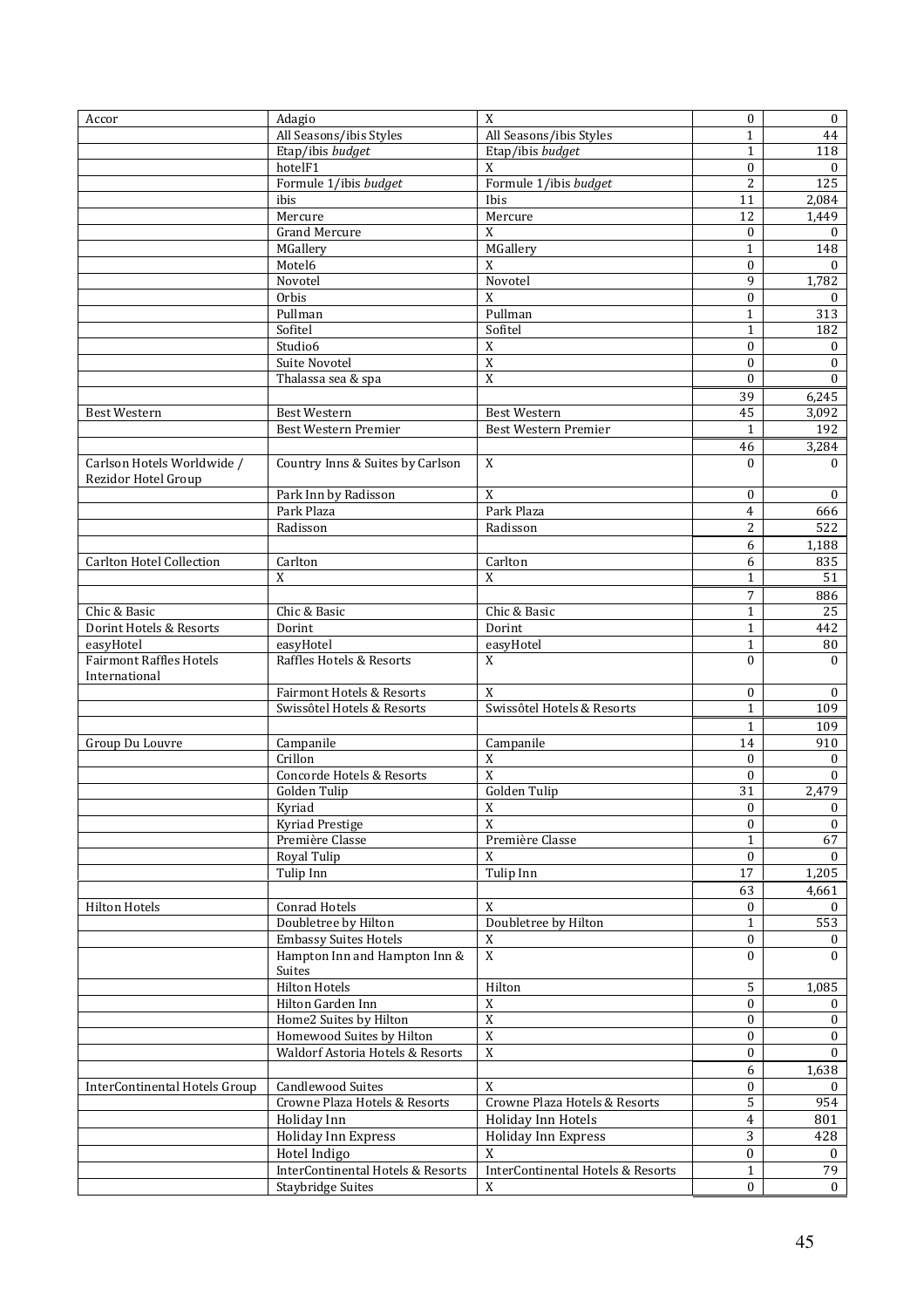| | | | | |
|---|---|---|---|---|
| Accor | Adagio | X | 0 | 0 |
| | All Seasons/ibis Styles | All Seasons/ibis Styles | 1 | 44 |
| | Etap/ibis *budget* | Etap/ibis *budget* | 1 | 118 |
| | hotelF1 | X | 0 | 0 |
| | Formule 1/ibis *budget* | Formule 1/ibis *budget* | 2 | 125 |
| | ibis | Ibis | 11 | 2,084 |
| | Mercure | Mercure | 12 | 1,449 |
| | Grand Mercure | X | 0 | 0 |
| | MGallery | MGallery | 1 | 148 |
| | Motel6 | X | 0 | 0 |
| | Novotel | Novotel | 9 | 1,782 |
| | Orbis | X | 0 | 0 |
| | Pullman | Pullman | 1 | 313 |
| | Sofitel | Sofitel | 1 | 182 |
| | Studio6 | X | 0 | 0 |
| | Suite Novotel | X | 0 | 0 |
| | Thalassa sea & spa | X | 0 | 0 |
| | | | 39 | 6,245 |
| Best Western | Best Western | Best Western | 45 | 3,092 |
| | Best Western Premier | Best Western Premier | 1 | 192 |
| | | | 46 | 3,284 |
| Carlson Hotels Worldwide / Rezidor Hotel Group | Country Inns & Suites by Carlson | X | 0 | 0 |
| | Park Inn by Radisson | X | 0 | 0 |
| | Park Plaza | Park Plaza | 4 | 666 |
| | Radisson | Radisson | 2 | 522 |
| | | | 6 | 1,188 |
| Carlton Hotel Collection | Carlton | Carlton | 6 | 835 |
| | X | X | 1 | 51 |
| | | | 7 | 886 |
| Chic & Basic | Chic & Basic | Chic & Basic | 1 | 25 |
| Dorint Hotels & Resorts | Dorint | Dorint | 1 | 442 |
| easyHotel | easyHotel | easyHotel | 1 | 80 |
| Fairmont Raffles Hotels International | Raffles Hotels & Resorts | X | 0 | 0 |
| | Fairmont Hotels & Resorts | X | 0 | 0 |
| | Swissôtel Hotels & Resorts | Swissôtel Hotels & Resorts | 1 | 109 |
| | | | 1 | 109 |
| Group Du Louvre | Campanile | Campanile | 14 | 910 |
| | Crillon | X | 0 | 0 |
| | Concorde Hotels & Resorts | X | 0 | 0 |
| | Golden Tulip | Golden Tulip | 31 | 2,479 |
| | Kyriad | X | 0 | 0 |
| | Kyriad Prestige | X | 0 | 0 |
| | Première Classe | Première Classe | 1 | 67 |
| | Royal Tulip | X | 0 | 0 |
| | Tulip Inn | Tulip Inn | 17 | 1,205 |
| | | | 63 | 4,661 |
| Hilton Hotels | Conrad Hotels | X | 0 | 0 |
| | Doubletree by Hilton | Doubletree by Hilton | 1 | 553 |
| | Embassy Suites Hotels | X | 0 | 0 |
| | Hampton Inn and Hampton Inn & Suites | X | 0 | 0 |
| | Hilton Hotels | Hilton | 5 | 1,085 |
| | Hilton Garden Inn | X | 0 | 0 |
| | Home2 Suites by Hilton | X | 0 | 0 |
| | Homewood Suites by Hilton | X | 0 | 0 |
| | Waldorf Astoria Hotels & Resorts | X | 0 | 0 |
| | | | 6 | 1,638 |
| InterContinental Hotels Group | Candlewood Suites | X | 0 | 0 |
| | Crowne Plaza Hotels & Resorts | Crowne Plaza Hotels & Resorts | 5 | 954 |
| | Holiday Inn | Holiday Inn Hotels | 4 | 801 |
| | Holiday Inn Express | Holiday Inn Express | 3 | 428 |
| | Hotel Indigo | X | 0 | 0 |
| | InterContinental Hotels & Resorts | InterContinental Hotels & Resorts | 1 | 79 |
| | Staybridge Suites | X | 0 | 0 |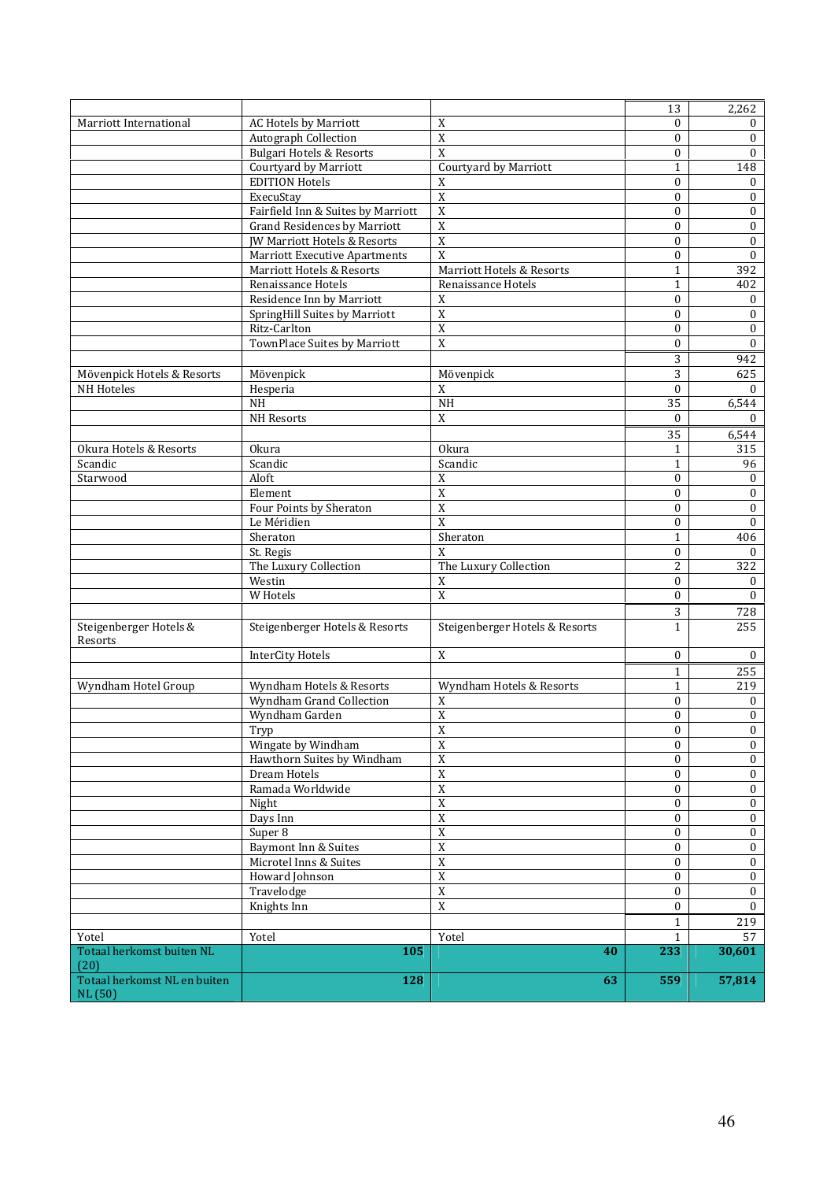| | | | | |
|---|---|---|---|---|
| | | | 13 | 2,262 |
| Marriott International | AC Hotels by Marriott | X | 0 | 0 |
| | Autograph Collection | X | 0 | 0 |
| | Bulgari Hotels & Resorts | X | 0 | 0 |
| | Courtyard by Marriott | Courtyard by Marriott | 1 | 148 |
| | EDITION Hotels | X | 0 | 0 |
| | ExecuStay | X | 0 | 0 |
| | Fairfield Inn & Suites by Marriott | X | 0 | 0 |
| | Grand Residences by Marriott | X | 0 | 0 |
| | JW Marriott Hotels & Resorts | X | 0 | 0 |
| | Marriott Executive Apartments | X | 0 | 0 |
| | Marriott Hotels & Resorts | Marriott Hotels & Resorts | 1 | 392 |
| | Renaissance Hotels | Renaissance Hotels | 1 | 402 |
| | Residence Inn by Marriott | X | 0 | 0 |
| | SpringHill Suites by Marriott | X | 0 | 0 |
| | Ritz-Carlton | X | 0 | 0 |
| | TownPlace Suites by Marriott | X | 0 | 0 |
| | | | 3 | 942 |
| Mövenpick Hotels & Resorts | Mövenpick | Mövenpick | 3 | 625 |
| NH Hoteles | Hesperia | X | 0 | 0 |
| | NH | NH | 35 | 6,544 |
| | NH Resorts | X | 0 | 0 |
| | | | 35 | 6,544 |
| Okura Hotels & Resorts | Okura | Okura | 1 | 315 |
| Scandic | Scandic | Scandic | 1 | 96 |
| Starwood | Aloft | X | 0 | 0 |
| | Element | X | 0 | 0 |
| | Four Points by Sheraton | X | 0 | 0 |
| | Le Méridien | X | 0 | 0 |
| | Sheraton | Sheraton | 1 | 406 |
| | St. Regis | X | 0 | 0 |
| | The Luxury Collection | The Luxury Collection | 2 | 322 |
| | Westin | X | 0 | 0 |
| | W Hotels | X | 0 | 0 |
| | | | 3 | 728 |
| Steigenberger Hotels & Resorts | Steigenberger Hotels & Resorts | Steigenberger Hotels & Resorts | 1 | 255 |
| | InterCity Hotels | X | 0 | 0 |
| | | | 1 | 255 |
| Wyndham Hotel Group | Wyndham Hotels & Resorts | Wyndham Hotels & Resorts | 1 | 219 |
| | Wyndham Grand Collection | X | 0 | 0 |
| | Wyndham Garden | X | 0 | 0 |
| | Tryp | X | 0 | 0 |
| | Wingate by Windham | X | 0 | 0 |
| | Hawthorn Suites by Windham | X | 0 | 0 |
| | Dream Hotels | X | 0 | 0 |
| | Ramada Worldwide | X | 0 | 0 |
| | Night | X | 0 | 0 |
| | Days Inn | X | 0 | 0 |
| | Super 8 | X | 0 | 0 |
| | Baymont Inn & Suites | X | 0 | 0 |
| | Microtel Inns & Suites | X | 0 | 0 |
| | Howard Johnson | X | 0 | 0 |
| | Travelodge | X | 0 | 0 |
| | Knights Inn | X | 0 | 0 |
| | | | 1 | 219 |
| Yotel | Yotel | Yotel | 1 | 57 |
| **Totaal herkomst buiten NL (20)** | **105** | **40** | **233** | **30,601** |
| **Totaal herkomst NL en buiten NL (50)** | **128** | **63** | **559** | **57,814** |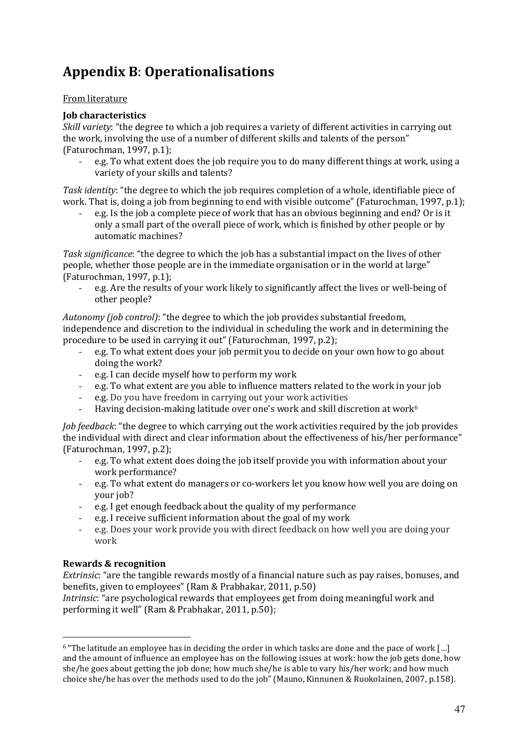# Appendix B: Operationalisations

From literature

**Job characteristics**

*Skill variety*: "the degree to which a job requires a variety of different activities in carrying out the work, involving the use of a number of different skills and talents of the person" (Faturochman, 1997, p.1);

- e.g. To what extent does the job require you to do many different things at work, using a variety of your skills and talents?

*Task identity*: "the degree to which the job requires completion of a whole, identifiable piece of work. That is, doing a job from beginning to end with visible outcome" (Faturochman, 1997, p.1);

- e.g. Is the job a complete piece of work that has an obvious beginning and end? Or is it only a small part of the overall piece of work, which is finished by other people or by automatic machines?

*Task significance*: "the degree to which the job has a substantial impact on the lives of other people, whether those people are in the immediate organisation or in the world at large" (Faturochman, 1997, p.1);

- e.g. Are the results of your work likely to significantly affect the lives or well-being of other people?

*Autonomy (job control)*: "the degree to which the job provides substantial freedom, independence and discretion to the individual in scheduling the work and in determining the procedure to be used in carrying it out" (Faturochman, 1997, p.2);

- e.g. To what extent does your job permit you to decide on your own how to go about doing the work?
- e.g. I can decide myself how to perform my work
- e.g. To what extent are you able to influence matters related to the work in your job
- e.g. Do you have freedom in carrying out your work activities
- Having decision-making latitude over one's work and skill discretion at work[6]

*Job feedback*: "the degree to which carrying out the work activities required by the job provides the individual with direct and clear information about the effectiveness of his/her performance" (Faturochman, 1997, p.2);

- e.g. To what extent does doing the job itself provide you with information about your work performance?
- e.g. To what extent do managers or co-workers let you know how well you are doing on your job?
- e.g. I get enough feedback about the quality of my performance
- e.g. I receive sufficient information about the goal of my work
- e.g. Does your work provide you with direct feedback on how well you are doing your work

**Rewards & recognition**

*Extrinsic*: "are the tangible rewards mostly of a financial nature such as pay raises, bonuses, and benefits, given to employees" (Ram & Prabhakar, 2011, p.50)

*Intrinsic*: "are psychological rewards that employees get from doing meaningful work and performing it well" (Ram & Prabhakar, 2011, p.50);

[6] "The latitude an employee has in deciding the order in which tasks are done and the pace of work […] and the amount of influence an employee has on the following issues at work: how the job gets done, how she/he goes about getting the job done; how much she/he is able to vary his/her work; and how much choice she/he has over the methods used to do the job" (Mauno, Kinnunen & Ruokolainen, 2007, p.158).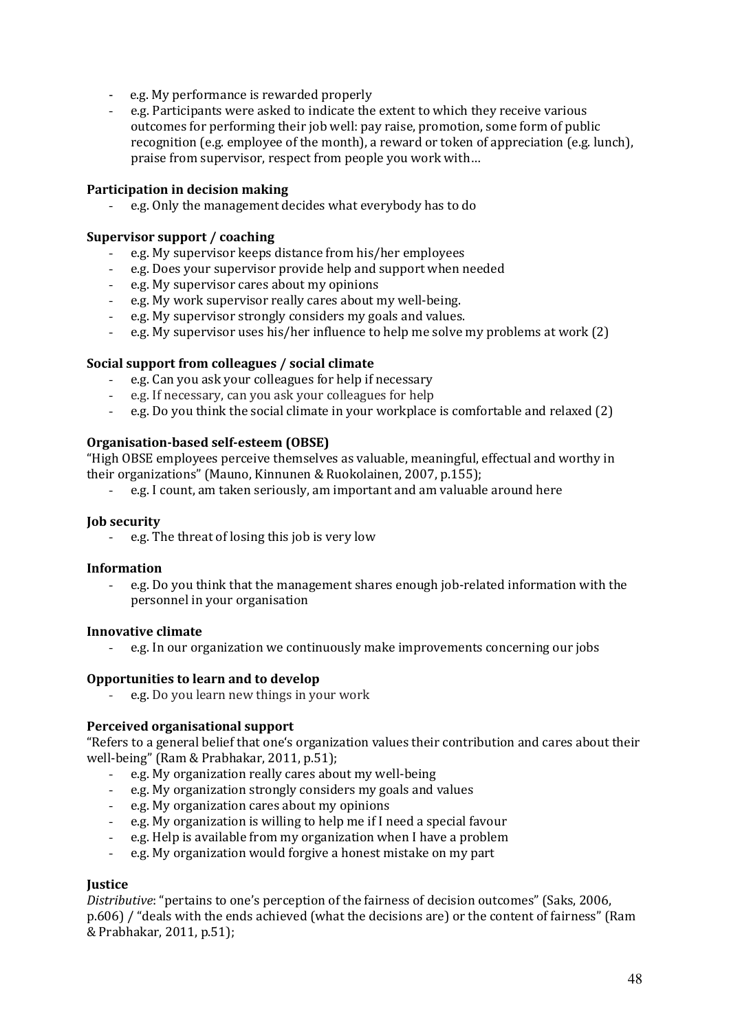- e.g. My performance is rewarded properly
- e.g. Participants were asked to indicate the extent to which they receive various outcomes for performing their job well: pay raise, promotion, some form of public recognition (e.g. employee of the month), a reward or token of appreciation (e.g. lunch), praise from supervisor, respect from people you work with…

**Participation in decision making**

- e.g. Only the management decides what everybody has to do

**Supervisor support / coaching**

- e.g. My supervisor keeps distance from his/her employees
- e.g. Does your supervisor provide help and support when needed
- e.g. My supervisor cares about my opinions
- e.g. My work supervisor really cares about my well-being.
- e.g. My supervisor strongly considers my goals and values.
- e.g. My supervisor uses his/her influence to help me solve my problems at work (2)

**Social support from colleagues / social climate**

- e.g. Can you ask your colleagues for help if necessary
- e.g. If necessary, can you ask your colleagues for help
- e.g. Do you think the social climate in your workplace is comfortable and relaxed (2)

**Organisation-based self-esteem (OBSE)**

"High OBSE employees perceive themselves as valuable, meaningful, effectual and worthy in their organizations" (Mauno, Kinnunen & Ruokolainen, 2007, p.155);

- e.g. I count, am taken seriously, am important and am valuable around here

**Job security**

- e.g. The threat of losing this job is very low

**Information**

- e.g. Do you think that the management shares enough job-related information with the personnel in your organisation

**Innovative climate**

- e.g. In our organization we continuously make improvements concerning our jobs

**Opportunities to learn and to develop**

- e.g. Do you learn new things in your work

**Perceived organisational support**

"Refers to a general belief that one's organization values their contribution and cares about their well-being" (Ram & Prabhakar, 2011, p.51);

- e.g. My organization really cares about my well-being
- e.g. My organization strongly considers my goals and values
- e.g. My organization cares about my opinions
- e.g. My organization is willing to help me if I need a special favour
- e.g. Help is available from my organization when I have a problem
- e.g. My organization would forgive a honest mistake on my part

**Justice**

*Distributive*: "pertains to one's perception of the fairness of decision outcomes" (Saks, 2006, p.606) / "deals with the ends achieved (what the decisions are) or the content of fairness" (Ram & Prabhakar, 2011, p.51);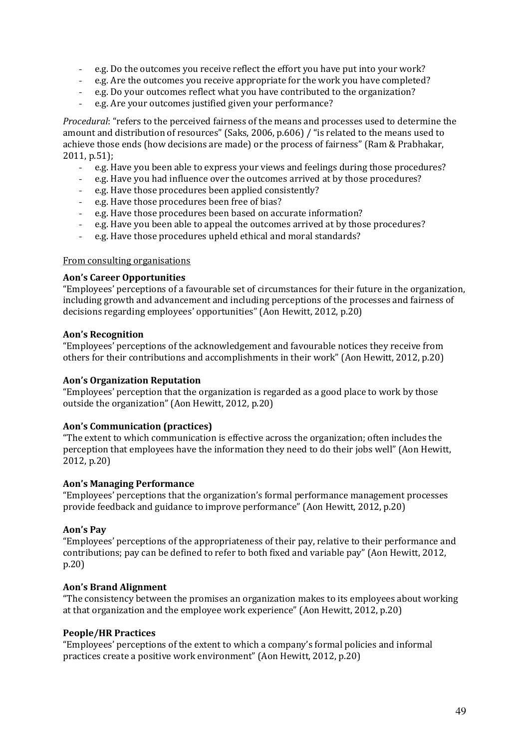- e.g. Do the outcomes you receive reflect the effort you have put into your work?
- e.g. Are the outcomes you receive appropriate for the work you have completed?
- e.g. Do your outcomes reflect what you have contributed to the organization?
- e.g. Are your outcomes justified given your performance?

*Procedural*: "refers to the perceived fairness of the means and processes used to determine the amount and distribution of resources" (Saks, 2006, p.606) / "is related to the means used to achieve those ends (how decisions are made) or the process of fairness" (Ram & Prabhakar, 2011, p.51);

- e.g. Have you been able to express your views and feelings during those procedures?
- e.g. Have you had influence over the outcomes arrived at by those procedures?
- e.g. Have those procedures been applied consistently?
- e.g. Have those procedures been free of bias?
- e.g. Have those procedures been based on accurate information?
- e.g. Have you been able to appeal the outcomes arrived at by those procedures?
- e.g. Have those procedures upheld ethical and moral standards?

<u>From consulting organisations</u>

**Aon's Career Opportunities**

"Employees' perceptions of a favourable set of circumstances for their future in the organization, including growth and advancement and including perceptions of the processes and fairness of decisions regarding employees' opportunities" (Aon Hewitt, 2012, p.20)

**Aon's Recognition**

"Employees' perceptions of the acknowledgement and favourable notices they receive from others for their contributions and accomplishments in their work" (Aon Hewitt, 2012, p.20)

**Aon's Organization Reputation**

"Employees' perception that the organization is regarded as a good place to work by those outside the organization" (Aon Hewitt, 2012, p.20)

**Aon's Communication (practices)**

"The extent to which communication is effective across the organization; often includes the perception that employees have the information they need to do their jobs well" (Aon Hewitt, 2012, p.20)

**Aon's Managing Performance**

"Employees' perceptions that the organization's formal performance management processes provide feedback and guidance to improve performance" (Aon Hewitt, 2012, p.20)

**Aon's Pay**

"Employees' perceptions of the appropriateness of their pay, relative to their performance and contributions; pay can be defined to refer to both fixed and variable pay" (Aon Hewitt, 2012, p.20)

**Aon's Brand Alignment**

"The consistency between the promises an organization makes to its employees about working at that organization and the employee work experience" (Aon Hewitt, 2012, p.20)

**People/HR Practices**

"Employees' perceptions of the extent to which a company's formal policies and informal practices create a positive work environment" (Aon Hewitt, 2012, p.20)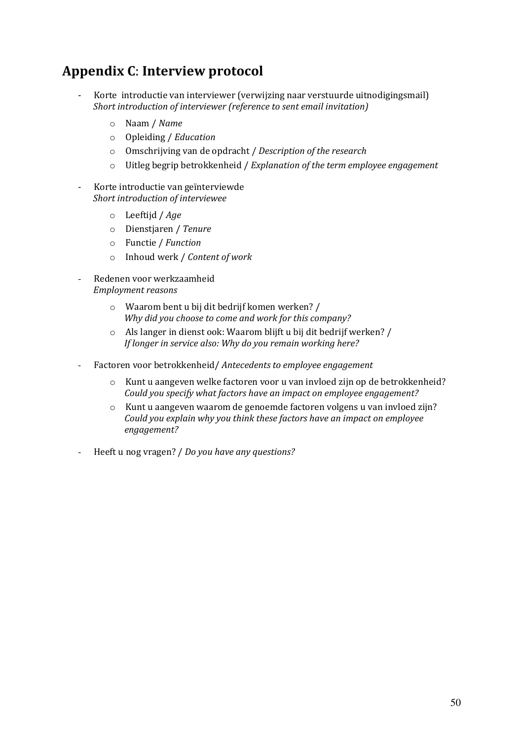## Appendix C: Interview protocol

- Korte introductie van interviewer (verwijzing naar verstuurde uitnodigingsmail)
  *Short introduction of interviewer (reference to sent email invitation)*
  - Naam / *Name*
  - Opleiding / *Education*
  - Omschrijving van de opdracht / *Description of the research*
  - Uitleg begrip betrokkenheid / *Explanation of the term employee engagement*
- Korte introductie van geïnterviewde
  *Short introduction of interviewee*
  - Leeftijd / *Age*
  - Dienstjaren / *Tenure*
  - Functie / *Function*
  - Inhoud werk / *Content of work*
- Redenen voor werkzaamheid
  *Employment reasons*
  - Waarom bent u bij dit bedrijf komen werken? /
    *Why did you choose to come and work for this company?*
  - Als langer in dienst ook: Waarom blijft u bij dit bedrijf werken? /
    *If longer in service also: Why do you remain working here?*
- Factoren voor betrokkenheid/ *Antecedents to employee engagement*
  - Kunt u aangeven welke factoren voor u van invloed zijn op de betrokkenheid?
    *Could you specify what factors have an impact on employee engagement?*
  - Kunt u aangeven waarom de genoemde factoren volgens u van invloed zijn?
    *Could you explain why you think these factors have an impact on employee engagement?*
- Heeft u nog vragen? / *Do you have any questions?*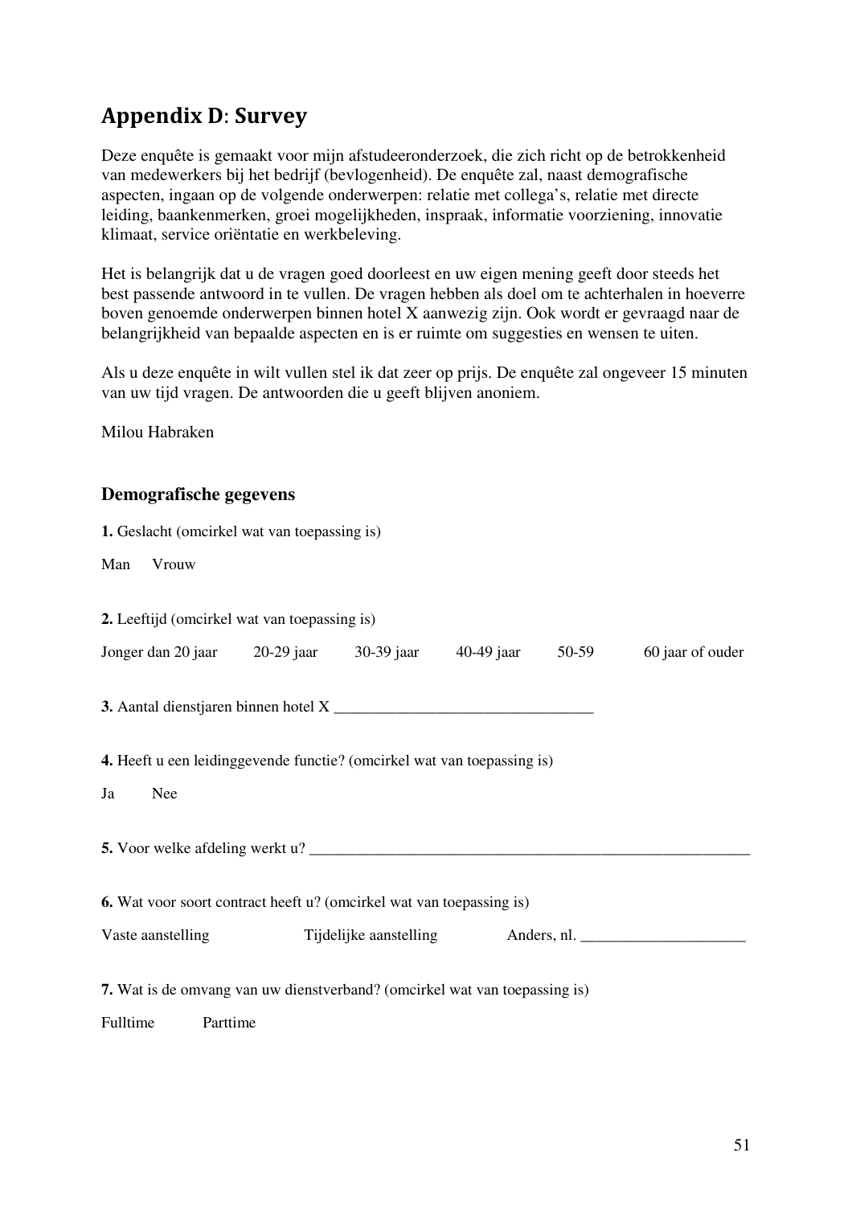# Appendix D: Survey

Deze enquête is gemaakt voor mijn afstudeeronderzoek, die zich richt op de betrokkenheid van medewerkers bij het bedrijf (bevlogenheid). De enquête zal, naast demografische aspecten, ingaan op de volgende onderwerpen: relatie met collega's, relatie met directe leiding, baankenmerken, groei mogelijkheden, inspraak, informatie voorziening, innovatie klimaat, service oriëntatie en werkbeleving.

Het is belangrijk dat u de vragen goed doorleest en uw eigen mening geeft door steeds het best passende antwoord in te vullen. De vragen hebben als doel om te achterhalen in hoeverre boven genoemde onderwerpen binnen hotel X aanwezig zijn. Ook wordt er gevraagd naar de belangrijkheid van bepaalde aspecten en is er ruimte om suggesties en wensen te uiten.

Als u deze enquête in wilt vullen stel ik dat zeer op prijs. De enquête zal ongeveer 15 minuten van uw tijd vragen. De antwoorden die u geeft blijven anoniem.

Milou Habraken

### Demografische gegevens

**1.** Geslacht (omcirkel wat van toepassing is)

Man    Vrouw

**2.** Leeftijd (omcirkel wat van toepassing is)

Jonger dan 20 jaar    20-29 jaar    30-39 jaar    40-49 jaar    50-59    60 jaar of ouder

**3.** Aantal dienstjaren binnen hotel X ________________________________

**4.** Heeft u een leidinggevende functie? (omcirkel wat van toepassing is)

Ja    Nee

**5.** Voor welke afdeling werkt u? ______________________________________________________

**6.** Wat voor soort contract heeft u? (omcirkel wat van toepassing is)

Vaste aanstelling    Tijdelijke aanstelling    Anders, nl. ____________________

**7.** Wat is de omvang van uw dienstverband? (omcirkel wat van toepassing is)

Fulltime    Parttime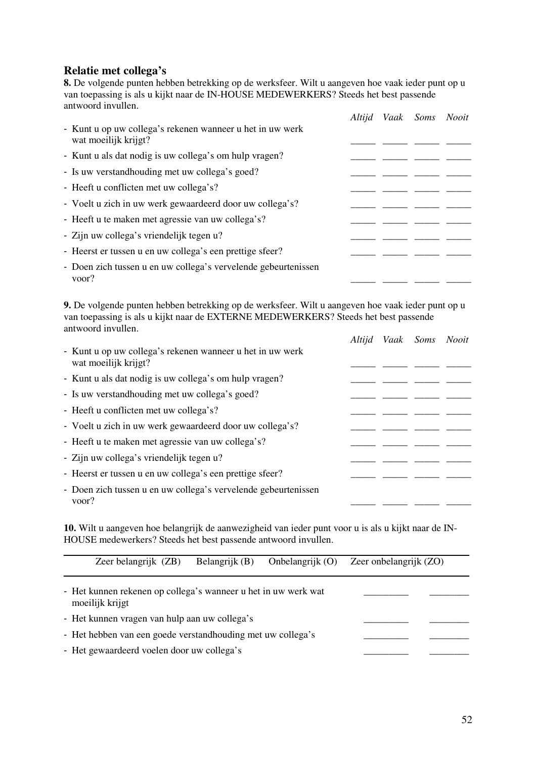## Relatie met collega's

**8.** De volgende punten hebben betrekking op de werksfeer. Wilt u aangeven hoe vaak ieder punt op u van toepassing is als u kijkt naar de IN-HOUSE MEDEWERKERS? Steeds het best passende antwoord invullen.

| | *Altijd* | *Vaak* | *Soms* | *Nooit* |
|---|---|---|---|---|
| - Kunt u op uw collega's rekenen wanneer u het in uw werk wat moeilijk krijgt? | _____ | _____ | _____ | _____ |
| - Kunt u als dat nodig is uw collega's om hulp vragen? | _____ | _____ | _____ | _____ |
| - Is uw verstandhouding met uw collega's goed? | _____ | _____ | _____ | _____ |
| - Heeft u conflicten met uw collega's? | _____ | _____ | _____ | _____ |
| - Voelt u zich in uw werk gewaardeerd door uw collega's? | _____ | _____ | _____ | _____ |
| - Heeft u te maken met agressie van uw collega's? | _____ | _____ | _____ | _____ |
| - Zijn uw collega's vriendelijk tegen u? | _____ | _____ | _____ | _____ |
| - Heerst er tussen u en uw collega's een prettige sfeer? | _____ | _____ | _____ | _____ |
| - Doen zich tussen u en uw collega's vervelende gebeurtenissen voor? | _____ | _____ | _____ | _____ |

**9.** De volgende punten hebben betrekking op de werksfeer. Wilt u aangeven hoe vaak ieder punt op u van toepassing is als u kijkt naar de EXTERNE MEDEWERKERS? Steeds het best passende antwoord invullen.

| | *Altijd* | *Vaak* | *Soms* | *Nooit* |
|---|---|---|---|---|
| - Kunt u op uw collega's rekenen wanneer u het in uw werk wat moeilijk krijgt? | _____ | _____ | _____ | _____ |
| - Kunt u als dat nodig is uw collega's om hulp vragen? | _____ | _____ | _____ | _____ |
| - Is uw verstandhouding met uw collega's goed? | _____ | _____ | _____ | _____ |
| - Heeft u conflicten met uw collega's? | _____ | _____ | _____ | _____ |
| - Voelt u zich in uw werk gewaardeerd door uw collega's? | _____ | _____ | _____ | _____ |
| - Heeft u te maken met agressie van uw collega's? | _____ | _____ | _____ | _____ |
| - Zijn uw collega's vriendelijk tegen u? | _____ | _____ | _____ | _____ |
| - Heerst er tussen u en uw collega's een prettige sfeer? | _____ | _____ | _____ | _____ |
| - Doen zich tussen u en uw collega's vervelende gebeurtenissen voor? | _____ | _____ | _____ | _____ |

**10.** Wilt u aangeven hoe belangrijk de aanwezigheid van ieder punt voor u is als u kijkt naar de IN-HOUSE medewerkers? Steeds het best passende antwoord invullen.

Zeer belangrijk (ZB) Belangrijk (B) Onbelangrijk (O) Zeer onbelangrijk (ZO)

| | | |
|---|---|---|
| - Het kunnen rekenen op collega's wanneer u het in uw werk wat moeilijk krijgt | _________ | ________ |
| - Het kunnen vragen van hulp aan uw collega's | _________ | ________ |
| - Het hebben van een goede verstandhouding met uw collega's | _________ | ________ |
| - Het gewaardeerd voelen door uw collega's | _________ | ________ |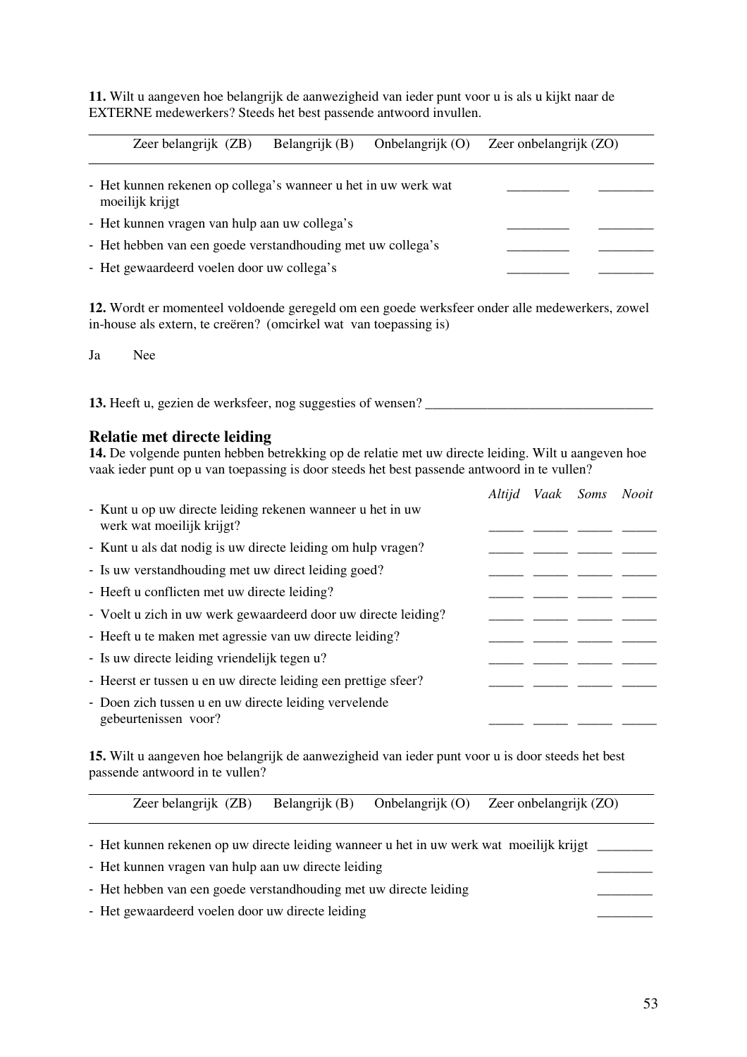**11.** Wilt u aangeven hoe belangrijk de aanwezigheid van ieder punt voor u is als u kijkt naar de EXTERNE medewerkers? Steeds het best passende antwoord invullen.

Zeer belangrijk (ZB) Belangrijk (B) Onbelangrijk (O) Zeer onbelangrijk (ZO)

- Het kunnen rekenen op collega's wanneer u het in uw werk wat moeilijk krijgt _________ ________
- Het kunnen vragen van hulp aan uw collega's _________ ________
- Het hebben van een goede verstandhouding met uw collega's _________ ________
- Het gewaardeerd voelen door uw collega's _________ ________

**12.** Wordt er momenteel voldoende geregeld om een goede werksfeer onder alle medewerkers, zowel in-house als extern, te creëren? (omcirkel wat van toepassing is)

Ja Nee

**13.** Heeft u, gezien de werksfeer, nog suggesties of wensen? _________________________________

## Relatie met directe leiding

**14.** De volgende punten hebben betrekking op de relatie met uw directe leiding. Wilt u aangeven hoe vaak ieder punt op u van toepassing is door steeds het best passende antwoord in te vullen?

| | *Altijd* | *Vaak* | *Soms* | *Nooit* |
|---|---|---|---|---|
| - Kunt u op uw directe leiding rekenen wanneer u het in uw werk wat moeilijk krijgt? | _____ | _____ | _____ | _____ |
| - Kunt u als dat nodig is uw directe leiding om hulp vragen? | _____ | _____ | _____ | _____ |
| - Is uw verstandhouding met uw direct leiding goed? | _____ | _____ | _____ | _____ |
| - Heeft u conflicten met uw directe leiding? | _____ | _____ | _____ | _____ |
| - Voelt u zich in uw werk gewaardeerd door uw directe leiding? | _____ | _____ | _____ | _____ |
| - Heeft u te maken met agressie van uw directe leiding? | _____ | _____ | _____ | _____ |
| - Is uw directe leiding vriendelijk tegen u? | _____ | _____ | _____ | _____ |
| - Heerst er tussen u en uw directe leiding een prettige sfeer? | _____ | _____ | _____ | _____ |
| - Doen zich tussen u en uw directe leiding vervelende gebeurtenissen voor? | _____ | _____ | _____ | _____ |

**15.** Wilt u aangeven hoe belangrijk de aanwezigheid van ieder punt voor u is door steeds het best passende antwoord in te vullen?

Zeer belangrijk (ZB) Belangrijk (B) Onbelangrijk (O) Zeer onbelangrijk (ZO)

- Het kunnen rekenen op uw directe leiding wanneer u het in uw werk wat moeilijk krijgt ________
- Het kunnen vragen van hulp aan uw directe leiding ________
- Het hebben van een goede verstandhouding met uw directe leiding ________
- Het gewaardeerd voelen door uw directe leiding ________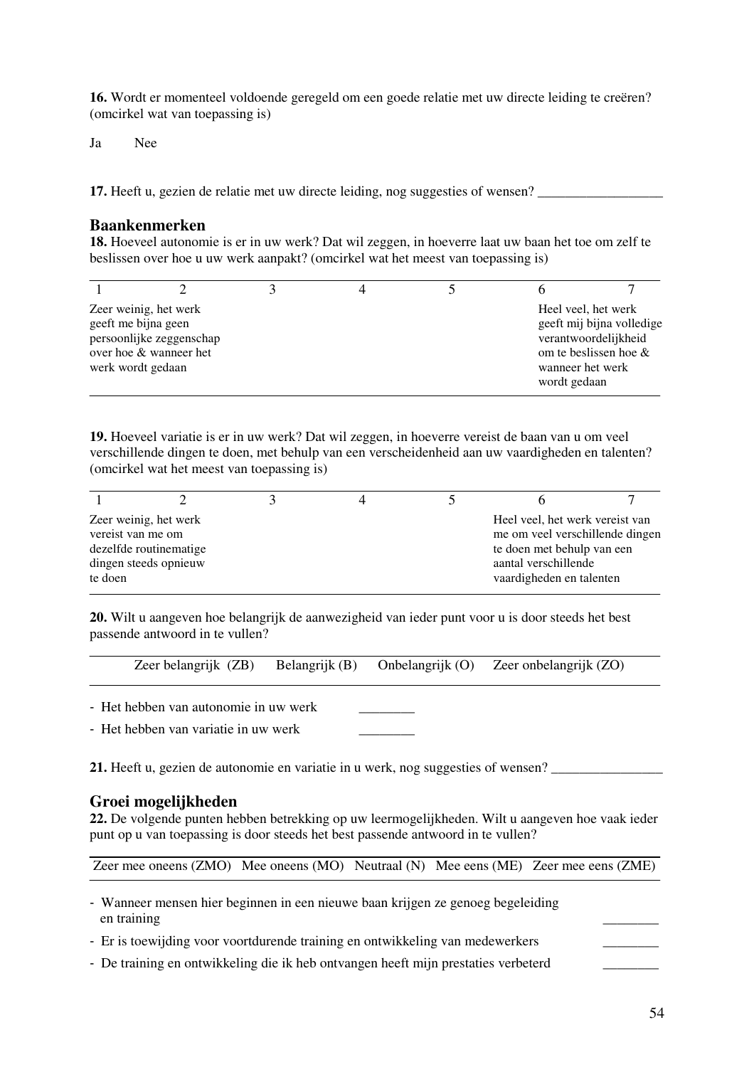**16.** Wordt er momenteel voldoende geregeld om een goede relatie met uw directe leiding te creëren? (omcirkel wat van toepassing is)

Ja    Nee

**17.** Heeft u, gezien de relatie met uw directe leiding, nog suggesties of wensen? _________________

## Baankenmerken

**18.** Hoeveel autonomie is er in uw werk? Dat wil zeggen, in hoeverre laat uw baan het toe om zelf te beslissen over hoe u uw werk aanpakt? (omcirkel wat het meest van toepassing is)

| 1 | 2 | 3 | 4 | 5 | 6 | 7 |
|---|---|---|---|---|---|---|
| Zeer weinig, het werk geeft me bijna geen persoonlijke zeggenschap over hoe & wanneer het werk wordt gedaan | | | | | Heel veel, het werk geeft mij bijna volledige verantwoordelijkheid om te beslissen hoe & wanneer het werk wordt gedaan | |

**19.** Hoeveel variatie is er in uw werk? Dat wil zeggen, in hoeverre vereist de baan van u om veel verschillende dingen te doen, met behulp van een verscheidenheid aan uw vaardigheden en talenten? (omcirkel wat het meest van toepassing is)

| 1 | 2 | 3 | 4 | 5 | 6 | 7 |
|---|---|---|---|---|---|---|
| Zeer weinig, het werk vereist van me om dezelfde routinematige dingen steeds opnieuw te doen | | | | | Heel veel, het werk vereist van me om veel verschillende dingen te doen met behulp van een aantal verschillende vaardigheden en talenten | |

**20.** Wilt u aangeven hoe belangrijk de aanwezigheid van ieder punt voor u is door steeds het best passende antwoord in te vullen?

| Zeer belangrijk (ZB) | Belangrijk (B) | Onbelangrijk (O) | Zeer onbelangrijk (ZO) |
|---|---|---|---|

- Het hebben van autonomie in uw werk ________
- Het hebben van variatie in uw werk ________

**21.** Heeft u, gezien de autonomie en variatie in u werk, nog suggesties of wensen? _______________

## Groei mogelijkheden

**22.** De volgende punten hebben betrekking op uw leermogelijkheden. Wilt u aangeven hoe vaak ieder punt op u van toepassing is door steeds het best passende antwoord in te vullen?

| Zeer mee oneens (ZMO) | Mee oneens (MO) | Neutraal (N) | Mee eens (ME) | Zeer mee eens (ZME) |
|---|---|---|---|---|

- Wanneer mensen hier beginnen in een nieuwe baan krijgen ze genoeg begeleiding en training ________
- Er is toewijding voor voortdurende training en ontwikkeling van medewerkers ________
- De training en ontwikkeling die ik heb ontvangen heeft mijn prestaties verbeterd ________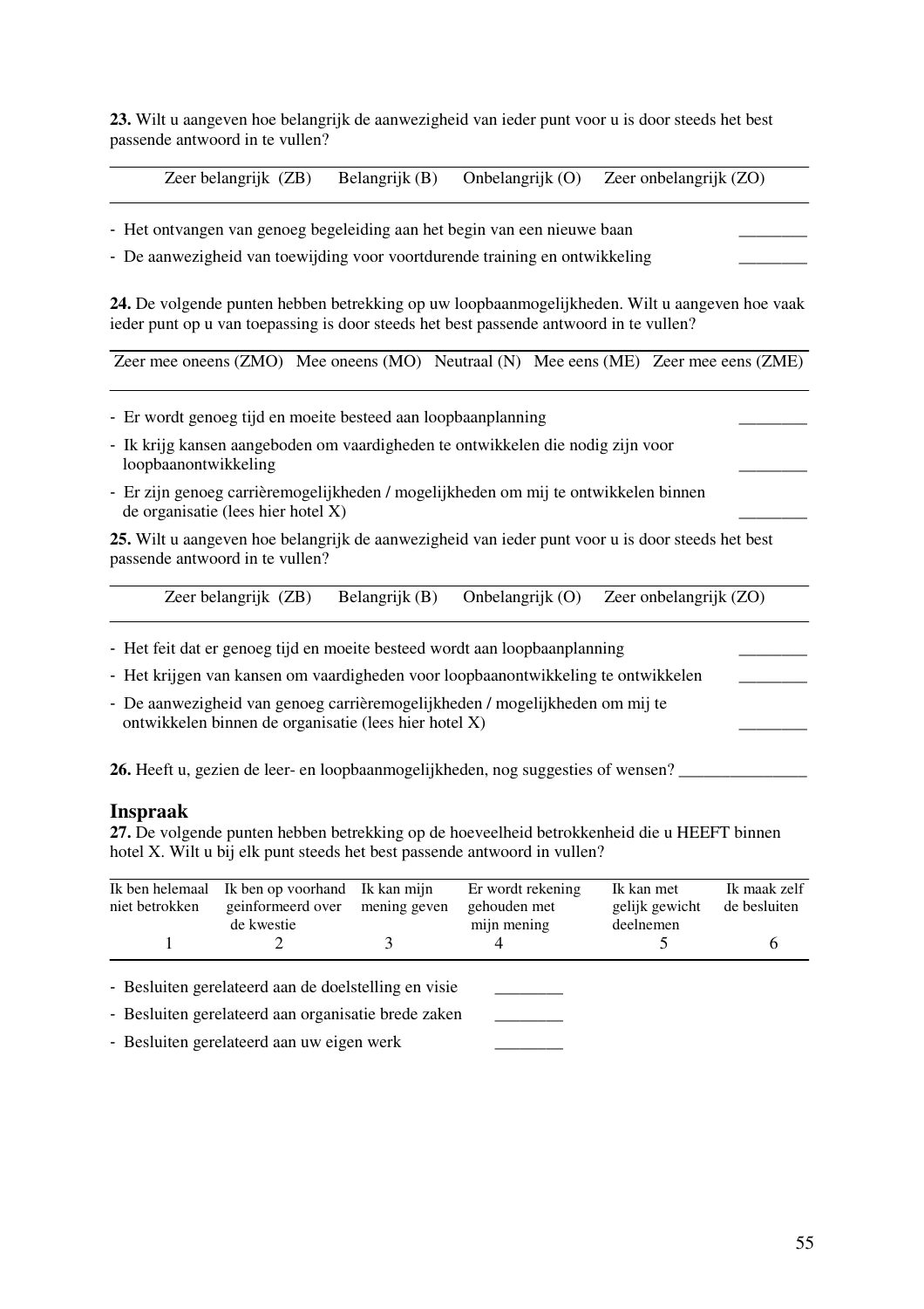**23.** Wilt u aangeven hoe belangrijk de aanwezigheid van ieder punt voor u is door steeds het best passende antwoord in te vullen?

| Zeer belangrijk (ZB) | Belangrijk (B) | Onbelangrijk (O) | Zeer onbelangrijk (ZO) |
|---|---|---|---|

- Het ontvangen van genoeg begeleiding aan het begin van een nieuwe baan ________
- De aanwezigheid van toewijding voor voortdurende training en ontwikkeling ________

**24.** De volgende punten hebben betrekking op uw loopbaanmogelijkheden. Wilt u aangeven hoe vaak ieder punt op u van toepassing is door steeds het best passende antwoord in te vullen?

| Zeer mee oneens (ZMO) | Mee oneens (MO) | Neutraal (N) | Mee eens (ME) | Zeer mee eens (ZME) |
|---|---|---|---|---|

- Er wordt genoeg tijd en moeite besteed aan loopbaanplanning ________
- Ik krijg kansen aangeboden om vaardigheden te ontwikkelen die nodig zijn voor loopbaanontwikkeling ________
- Er zijn genoeg carrièremogelijkheden / mogelijkheden om mij te ontwikkelen binnen de organisatie (lees hier hotel X) ________

**25.** Wilt u aangeven hoe belangrijk de aanwezigheid van ieder punt voor u is door steeds het best passende antwoord in te vullen?

| Zeer belangrijk (ZB) | Belangrijk (B) | Onbelangrijk (O) | Zeer onbelangrijk (ZO) |
|---|---|---|---|

- Het feit dat er genoeg tijd en moeite besteed wordt aan loopbaanplanning ________
- Het krijgen van kansen om vaardigheden voor loopbaanontwikkeling te ontwikkelen ________
- De aanwezigheid van genoeg carrièremogelijkheden / mogelijkheden om mij te ontwikkelen binnen de organisatie (lees hier hotel X) ________

**26.** Heeft u, gezien de leer- en loopbaanmogelijkheden, nog suggesties of wensen? _______________

## Inspraak

**27.** De volgende punten hebben betrekking op de hoeveelheid betrokkenheid die u HEEFT binnen hotel X. Wilt u bij elk punt steeds het best passende antwoord in vullen?

| Ik ben helemaal niet betrokken | Ik ben op voorhand geinformeerd over de kwestie | Ik kan mijn mening geven | Er wordt rekening gehouden met mijn mening | Ik kan met gelijk gewicht deelnemen | Ik maak zelf de besluiten |
|---|---|---|---|---|---|
| 1 | 2 | 3 | 4 | 5 | 6 |

- Besluiten gerelateerd aan de doelstelling en visie ________
- Besluiten gerelateerd aan organisatie brede zaken ________
- Besluiten gerelateerd aan uw eigen werk ________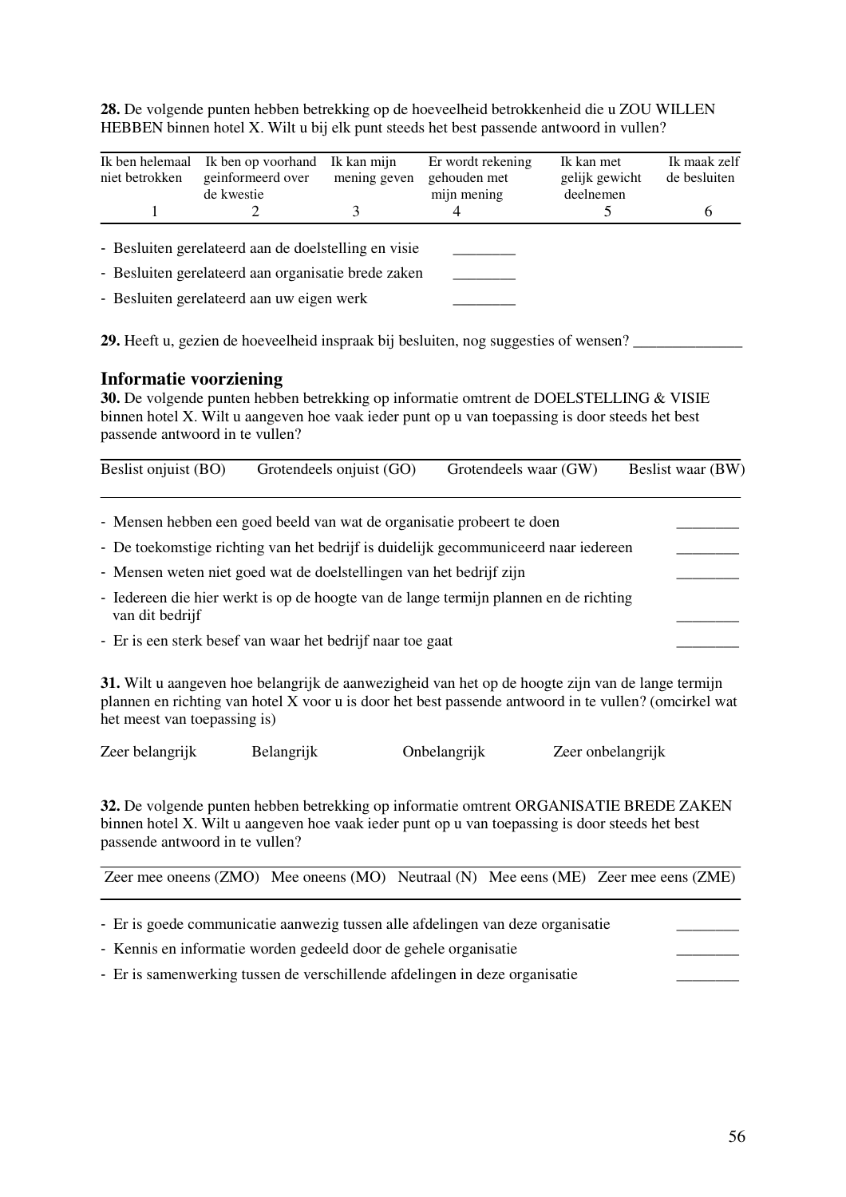**28.** De volgende punten hebben betrekking op de hoeveelheid betrokkenheid die u ZOU WILLEN HEBBEN binnen hotel X. Wilt u bij elk punt steeds het best passende antwoord in vullen?

| Ik ben helemaal niet betrokken | Ik ben op voorhand geinformeerd over de kwestie | Ik kan mijn mening geven | Er wordt rekening gehouden met mijn mening | Ik kan met gelijk gewicht deelnemen | Ik maak zelf de besluiten |
|---|---|---|---|---|---|
| 1 | 2 | 3 | 4 | 5 | 6 |

- Besluiten gerelateerd aan de doelstelling en visie ________
- Besluiten gerelateerd aan organisatie brede zaken ________
- Besluiten gerelateerd aan uw eigen werk ________

**29.** Heeft u, gezien de hoeveelheid inspraak bij besluiten, nog suggesties of wensen? ______________

## Informatie voorziening

**30.** De volgende punten hebben betrekking op informatie omtrent de DOELSTELLING & VISIE binnen hotel X. Wilt u aangeven hoe vaak ieder punt op u van toepassing is door steeds het best passende antwoord in te vullen?

| Beslist onjuist (BO) | Grotendeels onjuist (GO) | Grotendeels waar (GW) | Beslist waar (BW) |
|---|---|---|---|

- Mensen hebben een goed beeld van wat de organisatie probeert te doen ________
- De toekomstige richting van het bedrijf is duidelijk gecommuniceerd naar iedereen ________
- Mensen weten niet goed wat de doelstellingen van het bedrijf zijn ________
- Iedereen die hier werkt is op de hoogte van de lange termijn plannen en de richting van dit bedrijf ________
- Er is een sterk besef van waar het bedrijf naar toe gaat ________

**31.** Wilt u aangeven hoe belangrijk de aanwezigheid van het op de hoogte zijn van de lange termijn plannen en richting van hotel X voor u is door het best passende antwoord in te vullen? (omcirkel wat het meest van toepassing is)

Zeer belangrijk Belangrijk Onbelangrijk Zeer onbelangrijk

**32.** De volgende punten hebben betrekking op informatie omtrent ORGANISATIE BREDE ZAKEN binnen hotel X. Wilt u aangeven hoe vaak ieder punt op u van toepassing is door steeds het best passende antwoord in te vullen?

| Zeer mee oneens (ZMO) | Mee oneens (MO) | Neutraal (N) | Mee eens (ME) | Zeer mee eens (ZME) |
|---|---|---|---|---|

- Er is goede communicatie aanwezig tussen alle afdelingen van deze organisatie ________
- Kennis en informatie worden gedeeld door de gehele organisatie ________
- Er is samenwerking tussen de verschillende afdelingen in deze organisatie ________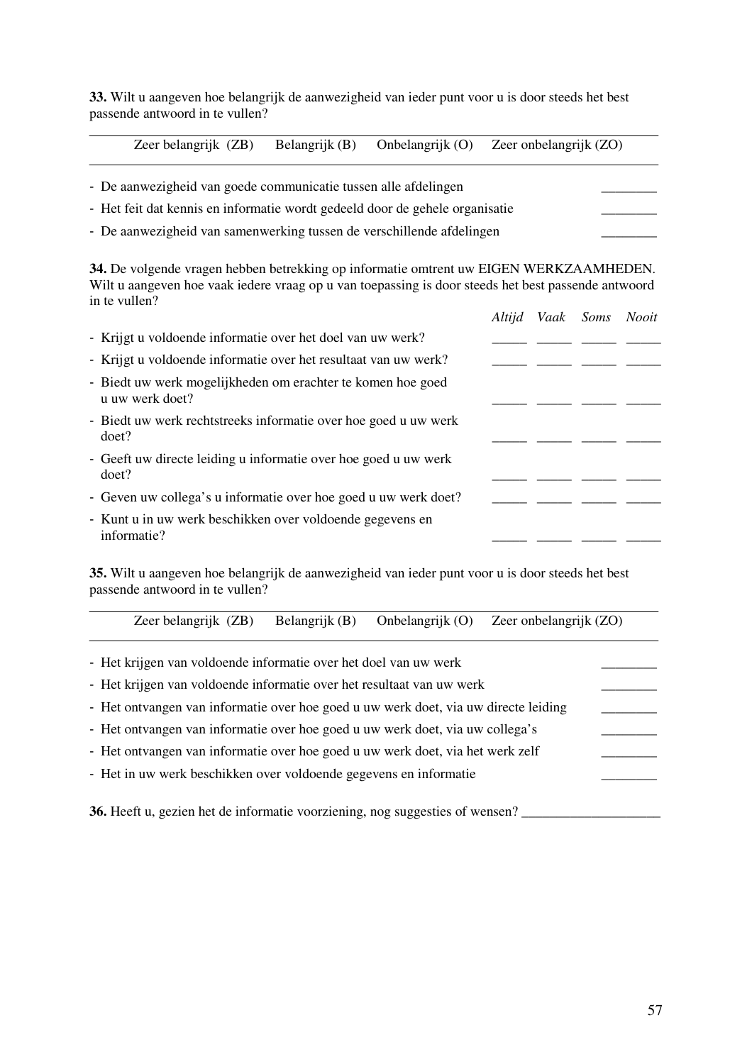**33.** Wilt u aangeven hoe belangrijk de aanwezigheid van ieder punt voor u is door steeds het best passende antwoord in te vullen?

| Zeer belangrijk (ZB) | Belangrijk (B) | Onbelangrijk (O) | Zeer onbelangrijk (ZO) |
|---|---|---|---|

- De aanwezigheid van goede communicatie tussen alle afdelingen ________
- Het feit dat kennis en informatie wordt gedeeld door de gehele organisatie ________
- De aanwezigheid van samenwerking tussen de verschillende afdelingen ________

**34.** De volgende vragen hebben betrekking op informatie omtrent uw EIGEN WERKZAAMHEDEN. Wilt u aangeven hoe vaak iedere vraag op u van toepassing is door steeds het best passende antwoord in te vullen?

| | *Altijd* | *Vaak* | *Soms* | *Nooit* |
|---|---|---|---|---|
| - Krijgt u voldoende informatie over het doel van uw werk? | _____ | _____ | _____ | _____ |
| - Krijgt u voldoende informatie over het resultaat van uw werk? | _____ | _____ | _____ | _____ |
| - Biedt uw werk mogelijkheden om erachter te komen hoe goed u uw werk doet? | _____ | _____ | _____ | _____ |
| - Biedt uw werk rechtstreeks informatie over hoe goed u uw werk doet? | _____ | _____ | _____ | _____ |
| - Geeft uw directe leiding u informatie over hoe goed u uw werk doet? | _____ | _____ | _____ | _____ |
| - Geven uw collega's u informatie over hoe goed u uw werk doet? | _____ | _____ | _____ | _____ |
| - Kunt u in uw werk beschikken over voldoende gegevens en informatie? | _____ | _____ | _____ | _____ |

**35.** Wilt u aangeven hoe belangrijk de aanwezigheid van ieder punt voor u is door steeds het best passende antwoord in te vullen?

| Zeer belangrijk (ZB) | Belangrijk (B) | Onbelangrijk (O) | Zeer onbelangrijk (ZO) |
|---|---|---|---|

- Het krijgen van voldoende informatie over het doel van uw werk ________
- Het krijgen van voldoende informatie over het resultaat van uw werk ________
- Het ontvangen van informatie over hoe goed u uw werk doet, via uw directe leiding ________
- Het ontvangen van informatie over hoe goed u uw werk doet, via uw collega's ________
- Het ontvangen van informatie over hoe goed u uw werk doet, via het werk zelf ________
- Het in uw werk beschikken over voldoende gegevens en informatie ________

**36.** Heeft u, gezien het de informatie voorziening, nog suggesties of wensen? ____________________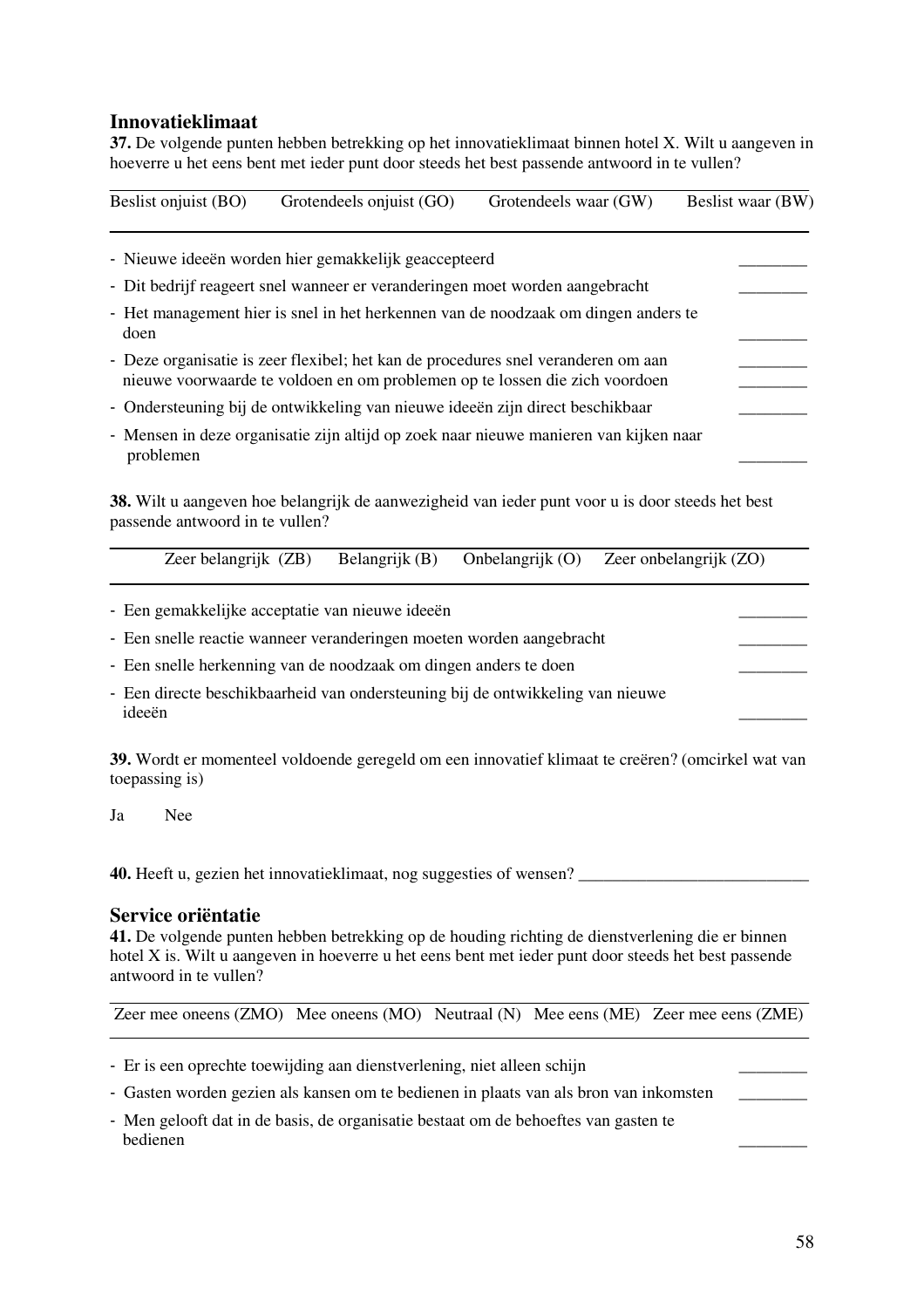## Innovatieklimaat

**37.** De volgende punten hebben betrekking op het innovatieklimaat binnen hotel X. Wilt u aangeven in hoeverre u het eens bent met ieder punt door steeds het best passende antwoord in te vullen?

| Beslist onjuist (BO) | Grotendeels onjuist (GO) | Grotendeels waar (GW) | Beslist waar (BW) |
|---|---|---|---|

- Nieuwe ideeën worden hier gemakkelijk geaccepteerd ________
- Dit bedrijf reageert snel wanneer er veranderingen moet worden aangebracht ________
- Het management hier is snel in het herkennen van de noodzaak om dingen anders te doen ________
- Deze organisatie is zeer flexibel; het kan de procedures snel veranderen om aan nieuwe voorwaarde te voldoen en om problemen op te lossen die zich voordoen ________ ________
- Ondersteuning bij de ontwikkeling van nieuwe ideeën zijn direct beschikbaar ________
- Mensen in deze organisatie zijn altijd op zoek naar nieuwe manieren van kijken naar problemen ________

**38.** Wilt u aangeven hoe belangrijk de aanwezigheid van ieder punt voor u is door steeds het best passende antwoord in te vullen?

| Zeer belangrijk (ZB) | Belangrijk (B) | Onbelangrijk (O) | Zeer onbelangrijk (ZO) |
|---|---|---|---|

- Een gemakkelijke acceptatie van nieuwe ideeën ________
- Een snelle reactie wanneer veranderingen moeten worden aangebracht ________
- Een snelle herkenning van de noodzaak om dingen anders te doen ________
- Een directe beschikbaarheid van ondersteuning bij de ontwikkeling van nieuwe ideeën ________

**39.** Wordt er momenteel voldoende geregeld om een innovatief klimaat te creëren? (omcirkel wat van toepassing is)

Ja Nee

**40.** Heeft u, gezien het innovatieklimaat, nog suggesties of wensen? ___________________________

## Service oriëntatie

**41.** De volgende punten hebben betrekking op de houding richting de dienstverlening die er binnen hotel X is. Wilt u aangeven in hoeverre u het eens bent met ieder punt door steeds het best passende antwoord in te vullen?

| Zeer mee oneens (ZMO) | Mee oneens (MO) | Neutraal (N) | Mee eens (ME) | Zeer mee eens (ZME) |
|---|---|---|---|---|

- Er is een oprechte toewijding aan dienstverlening, niet alleen schijn ________
- Gasten worden gezien als kansen om te bedienen in plaats van als bron van inkomsten ________
- Men gelooft dat in de basis, de organisatie bestaat om de behoeftes van gasten te bedienen ________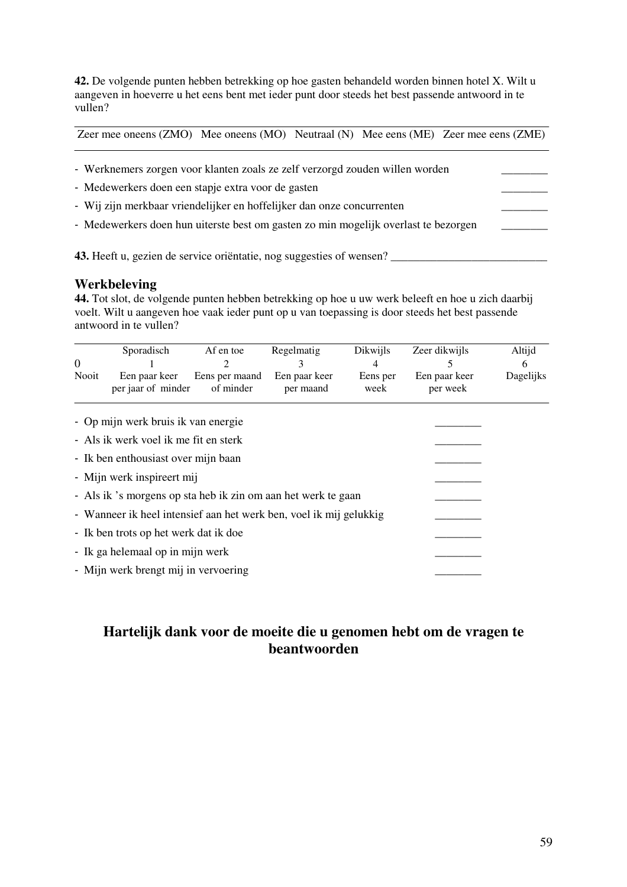**42.** De volgende punten hebben betrekking op hoe gasten behandeld worden binnen hotel X. Wilt u aangeven in hoeverre u het eens bent met ieder punt door steeds het best passende antwoord in te vullen?

| Zeer mee oneens (ZMO) | Mee oneens (MO) | Neutraal (N) | Mee eens (ME) | Zeer mee eens (ZME) |
|---|---|---|---|---|

- Werknemers zorgen voor klanten zoals ze zelf verzorgd zouden willen worden ________
- Medewerkers doen een stapje extra voor de gasten ________
- Wij zijn merkbaar vriendelijker en hoffelijker dan onze concurrenten ________
- Medewerkers doen hun uiterste best om gasten zo min mogelijk overlast te bezorgen ________

**43.** Heeft u, gezien de service oriëntatie, nog suggesties of wensen? ___________________________

## Werkbeleving

**44.** Tot slot, de volgende punten hebben betrekking op hoe u uw werk beleeft en hoe u zich daarbij voelt. Wilt u aangeven hoe vaak ieder punt op u van toepassing is door steeds het best passende antwoord in te vullen?

| | Sporadisch | Af en toe | Regelmatig | Dikwijls | Zeer dikwijls | Altijd |
|---|---|---|---|---|---|---|
| 0 | 1 | 2 | 3 | 4 | 5 | 6 |
| Nooit | Een paar keer per jaar of minder | Eens per maand of minder | Een paar keer per maand | Eens per week | Een paar keer per week | Dagelijks |

- Op mijn werk bruis ik van energie ________
- Als ik werk voel ik me fit en sterk ________
- Ik ben enthousiast over mijn baan ________
- Mijn werk inspireert mij ________
- Als ik 's morgens op sta heb ik zin om aan het werk te gaan ________
- Wanneer ik heel intensief aan het werk ben, voel ik mij gelukkig ________
- Ik ben trots op het werk dat ik doe ________
- Ik ga helemaal op in mijn werk ________
- Mijn werk brengt mij in vervoering ________

**Hartelijk dank voor de moeite die u genomen hebt om de vragen te beantwoorden**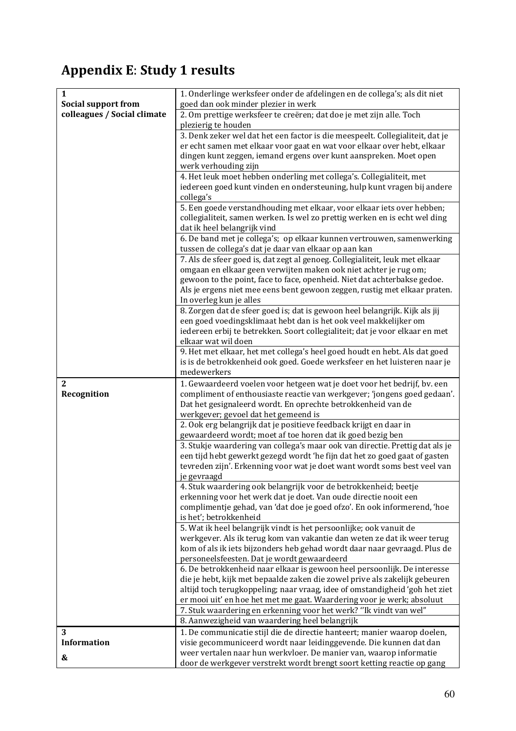## Appendix E: Study 1 results

| | |
|---|---|
| **1 Social support from colleagues / Social climate** | 1. Onderlinge werksfeer onder de afdelingen en de collega's; als dit niet goed dan ook minder plezier in werk |
| | 2. Om prettige werksfeer te creëren; dat doe je met zijn alle. Toch plezierig te houden |
| | 3. Denk zeker wel dat het een factor is die meespeelt. Collegialiteit, dat je er echt samen met elkaar voor gaat en wat voor elkaar over hebt, elkaar dingen kunt zeggen, iemand ergens over kunt aanspreken. Moet open werk verhouding zijn |
| | 4. Het leuk moet hebben onderling met collega's. Collegialiteit, met iedereen goed kunt vinden en ondersteuning, hulp kunt vragen bij andere collega's |
| | 5. Een goede verstandhouding met elkaar, voor elkaar iets over hebben; collegialiteit, samen werken. Is wel zo prettig werken en is echt wel ding dat ik heel belangrijk vind |
| | 6. De band met je collega's; op elkaar kunnen vertrouwen, samenwerking tussen de collega's dat je daar van elkaar op aan kan |
| | 7. Als de sfeer goed is, dat zegt al genoeg. Collegialiteit, leuk met elkaar omgaan en elkaar geen verwijten maken ook niet achter je rug om; gewoon to the point, face to face, openheid. Niet dat achterbakse gedoe. Als je ergens niet mee eens bent gewoon zeggen, rustig met elkaar praten. In overleg kun je alles |
| | 8. Zorgen dat de sfeer goed is; dat is gewoon heel belangrijk. Kijk als jij een goed voedingsklimaat hebt dan is het ook veel makkelijker om iedereen erbij te betrekken. Soort collegialiteit; dat je voor elkaar en met elkaar wat wil doen |
| | 9. Het met elkaar, het met collega's heel goed houdt en hebt. Als dat goed is is de betrokkenheid ook goed. Goede werksfeer en het luisteren naar je medewerkers |
| **2 Recognition** | 1. Gewaardeerd voelen voor hetgeen wat je doet voor het bedrijf, bv. een compliment of enthousiaste reactie van werkgever; 'jongens goed gedaan'. Dat het gesignaleerd wordt. En oprechte betrokkenheid van de werkgever; gevoel dat het gemeend is |
| | 2. Ook erg belangrijk dat je positieve feedback krijgt en daar in gewaardeerd wordt; moet af toe horen dat ik goed bezig ben |
| | 3. Stukje waardering van collega's maar ook van directie. Prettig dat als je een tijd hebt gewerkt gezegd wordt 'he fijn dat het zo goed gaat of gasten tevreden zijn'. Erkenning voor wat je doet want wordt soms best veel van je gevraagd |
| | 4. Stuk waardering ook belangrijk voor de betrokkenheid; beetje erkenning voor het werk dat je doet. Van oude directie nooit een complimentje gehad, van 'dat doe je goed ofzo'. En ook informerend, 'hoe is het'; betrokkenheid |
| | 5. Wat ik heel belangrijk vindt is het persoonlijke; ook vanuit de werkgever. Als ik terug kom van vakantie dan weten ze dat ik weer terug kom of als ik iets bijzonders heb gehad wordt daar naar gevraagd. Plus de personeelsfeesten. Dat je wordt gewaardeerd |
| | 6. De betrokkenheid naar elkaar is gewoon heel persoonlijk. De interesse die je hebt, kijk met bepaalde zaken die zowel prive als zakelijk gebeuren altijd toch terugkoppeling; naar vraag, idee of omstandigheid 'goh het ziet er mooi uit' en hoe het met me gaat. Waardering voor je werk; absoluut |
| | 7. Stuk waardering en erkenning voor het werk? "Ik vindt van wel" |
| | 8. Aanwezigheid van waardering heel belangrijk |
| **3 Information &** | 1. De communicatie stijl die de directie hanteert; manier waarop doelen, visie gecommuniceerd wordt naar leidinggevende. Die kunnen dat dan weer vertalen naar hun werkvloer. De manier van, waarop informatie door de werkgever verstrekt wordt brengt soort ketting reactie op gang |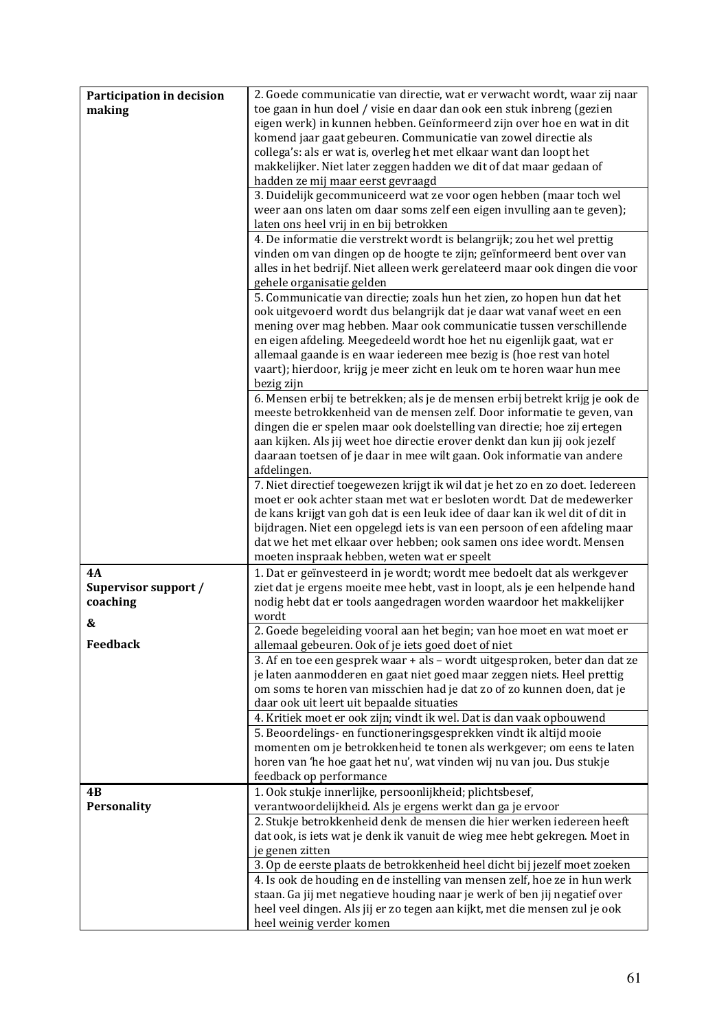| | |
|---|---|
| **Participation in decision making** | 2. Goede communicatie van directie, wat er verwacht wordt, waar zij naar toe gaan in hun doel / visie en daar dan ook een stuk inbreng (gezien eigen werk) in kunnen hebben. Geïnformeerd zijn over hoe en wat in dit komend jaar gaat gebeuren. Communicatie van zowel directie als collega's: als er wat is, overleg het met elkaar want dan loopt het makkelijker. Niet later zeggen hadden we dit of dat maar gedaan of hadden ze mij maar eerst gevraagd |
| | 3. Duidelijk gecommuniceerd wat ze voor ogen hebben (maar toch wel weer aan ons laten om daar soms zelf een eigen invulling aan te geven); laten ons heel vrij in en bij betrokken |
| | 4. De informatie die verstrekt wordt is belangrijk; zou het wel prettig vinden om van dingen op de hoogte te zijn; geïnformeerd bent over van alles in het bedrijf. Niet alleen werk gerelateerd maar ook dingen die voor gehele organisatie gelden |
| | 5. Communicatie van directie; zoals hun het zien, zo hopen hun dat het ook uitgevoerd wordt dus belangrijk dat je daar wat vanaf weet en een mening over mag hebben. Maar ook communicatie tussen verschillende en eigen afdeling. Meegedeeld wordt hoe het nu eigenlijk gaat, wat er allemaal gaande is en waar iedereen mee bezig is (hoe rest van hotel vaart); hierdoor, krijg je meer zicht en leuk om te horen waar hun mee bezig zijn |
| | 6. Mensen erbij te betrekken; als je de mensen erbij betrekt krijg je ook de meeste betrokkenheid van de mensen zelf. Door informatie te geven, van dingen die er spelen maar ook doelstelling van directie; hoe zij ertegen aan kijken. Als jij weet hoe directie erover denkt dan kun jij ook jezelf daaraan toetsen of je daar in mee wilt gaan. Ook informatie van andere afdelingen. |
| | 7. Niet directief toegewezen krijgt ik wil dat je het zo en zo doet. Iedereen moet er ook achter staan met wat er besloten wordt. Dat de medewerker de kans krijgt van goh dat is een leuk idee of daar kan ik wel dit of dit in bijdragen. Niet een opgelegd iets is van een persoon of een afdeling maar dat we het met elkaar over hebben; ook samen ons idee wordt. Mensen moeten inspraak hebben, weten wat er speelt |
| **4A Supervisor support / coaching & Feedback** | 1. Dat er geïnvesteerd in je wordt; wordt mee bedoelt dat als werkgever ziet dat je ergens moeite mee hebt, vast in loopt, als je een helpende hand nodig hebt dat er tools aangedragen worden waardoor het makkelijker wordt |
| | 2. Goede begeleiding vooral aan het begin; van hoe moet en wat moet er allemaal gebeuren. Ook of je iets goed doet of niet |
| | 3. Af en toe een gesprek waar + als – wordt uitgesproken, beter dan dat ze je laten aanmodderen en gaat niet goed maar zeggen niets. Heel prettig om soms te horen van misschien had je dat zo of zo kunnen doen, dat je daar ook uit leert uit bepaalde situaties |
| | 4. Kritiek moet er ook zijn; vindt ik wel. Dat is dan vaak opbouwend |
| | 5. Beoordelings- en functioneringsgesprekken vindt ik altijd mooie momenten om je betrokkenheid te tonen als werkgever; om eens te laten horen van 'he hoe gaat het nu', wat vinden wij nu van jou. Dus stukje feedback op performance |
| **4B Personality** | 1. Ook stukje innerlijke, persoonlijkheid; plichtsbesef, verantwoordelijkheid. Als je ergens werkt dan ga je ervoor |
| | 2. Stukje betrokkenheid denk de mensen die hier werken iedereen heeft dat ook, is iets wat je denk ik vanuit de wieg mee hebt gekregen. Moet in je genen zitten |
| | 3. Op de eerste plaats de betrokkenheid heel dicht bij jezelf moet zoeken |
| | 4. Is ook de houding en de instelling van mensen zelf, hoe ze in hun werk staan. Ga jij met negatieve houding naar je werk of ben jij negatief over heel veel dingen. Als jij er zo tegen aan kijkt, met die mensen zul je ook heel weinig verder komen |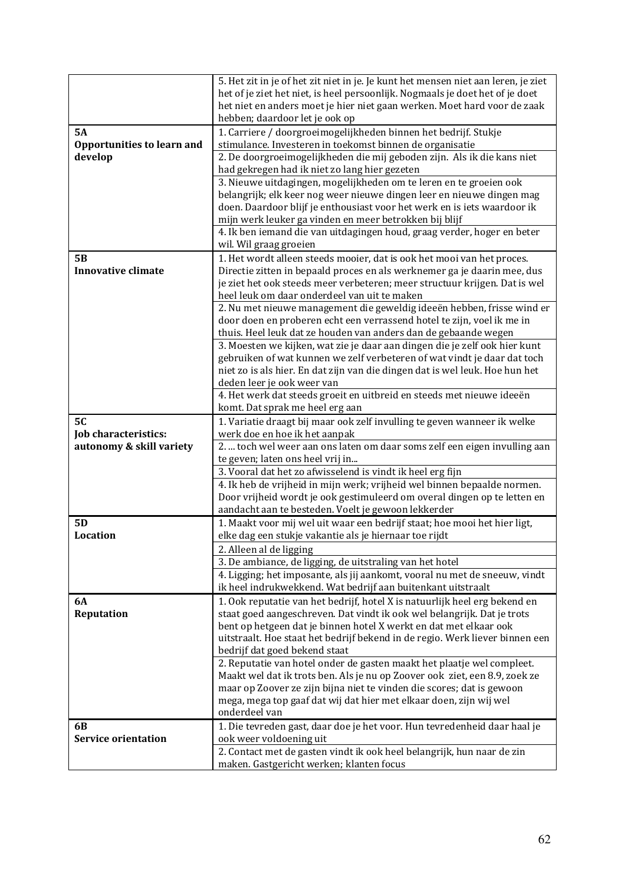| | |
|---|---|
| | 5. Het zit in je of het zit niet in je. Je kunt het mensen niet aan leren, je ziet het of je ziet het niet, is heel persoonlijk. Nogmaals je doet het of je doet het niet en anders moet je hier niet gaan werken. Moet hard voor de zaak hebben; daardoor let je ook op |
| **5A Opportunities to learn and develop** | 1. Carriere / doorgroeimogelijkheden binnen het bedrijf. Stukje stimulance. Investeren in toekomst binnen de organisatie |
| | 2. De doorgroeimogelijkheden die mij geboden zijn. Als ik die kans niet had gekregen had ik niet zo lang hier gezeten |
| | 3. Nieuwe uitdagingen, mogelijkheden om te leren en te groeien ook belangrijk; elk keer nog weer nieuwe dingen leer en nieuwe dingen mag doen. Daardoor blijf je enthousiast voor het werk en is iets waardoor ik mijn werk leuker ga vinden en meer betrokken bij blijf |
| | 4. Ik ben iemand die van uitdagingen houd, graag verder, hoger en beter wil. Wil graag groeien |
| **5B Innovative climate** | 1. Het wordt alleen steeds mooier, dat is ook het mooi van het proces. Directie zitten in bepaald proces en als werknemer ga je daarin mee, dus je ziet het ook steeds meer verbeteren; meer structuur krijgen. Dat is wel heel leuk om daar onderdeel van uit te maken |
| | 2. Nu met nieuwe management die geweldig ideeën hebben, frisse wind er door doen en proberen echt een verrassend hotel te zijn, voel ik me in thuis. Heel leuk dat ze houden van anders dan de gebaande wegen |
| | 3. Moesten we kijken, wat zie je daar aan dingen die je zelf ook hier kunt gebruiken of wat kunnen we zelf verbeteren of wat vindt je daar dat toch niet zo is als hier. En dat zijn van die dingen dat is wel leuk. Hoe hun het deden leer je ook weer van |
| | 4. Het werk dat steeds groeit en uitbreid en steeds met nieuwe ideeën komt. Dat sprak me heel erg aan |
| **5C Job characteristics: autonomy & skill variety** | 1. Variatie draagt bij maar ook zelf invulling te geven wanneer ik welke werk doe en hoe ik het aanpak |
| | 2. … toch wel weer aan ons laten om daar soms zelf een eigen invulling aan te geven; laten ons heel vrij in... |
| | 3. Vooral dat het zo afwisselend is vindt ik heel erg fijn |
| | 4. Ik heb de vrijheid in mijn werk; vrijheid wel binnen bepaalde normen. Door vrijheid wordt je ook gestimuleerd om overal dingen op te letten en aandacht aan te besteden. Voelt je gewoon lekkerder |
| **5D Location** | 1. Maakt voor mij wel uit waar een bedrijf staat; hoe mooi het hier ligt, elke dag een stukje vakantie als je hiernaar toe rijdt |
| | 2. Alleen al de ligging |
| | 3. De ambiance, de ligging, de uitstraling van het hotel |
| | 4. Ligging; het imposante, als jij aankomt, vooral nu met de sneeuw, vindt ik heel indrukwekkend. Wat bedrijf aan buitenkant uitstraalt |
| **6A Reputation** | 1. Ook reputatie van het bedrijf, hotel X is natuurlijk heel erg bekend en staat goed aangeschreven. Dat vindt ik ook wel belangrijk. Dat je trots bent op hetgeen dat je binnen hotel X werkt en dat met elkaar ook uitstraalt. Hoe staat het bedrijf bekend in de regio. Werk liever binnen een bedrijf dat goed bekend staat |
| | 2. Reputatie van hotel onder de gasten maakt het plaatje wel compleet. Maakt wel dat ik trots ben. Als je nu op Zoover ook ziet, een 8.9, zoek ze maar op Zoover ze zijn bijna niet te vinden die scores; dat is gewoon mega, mega top gaaf dat wij dat hier met elkaar doen, zijn wij wel onderdeel van |
| **6B Service orientation** | 1. Die tevreden gast, daar doe je het voor. Hun tevredenheid daar haal je ook weer voldoening uit |
| | 2. Contact met de gasten vindt ik ook heel belangrijk, hun naar de zin maken. Gastgericht werken; klanten focus |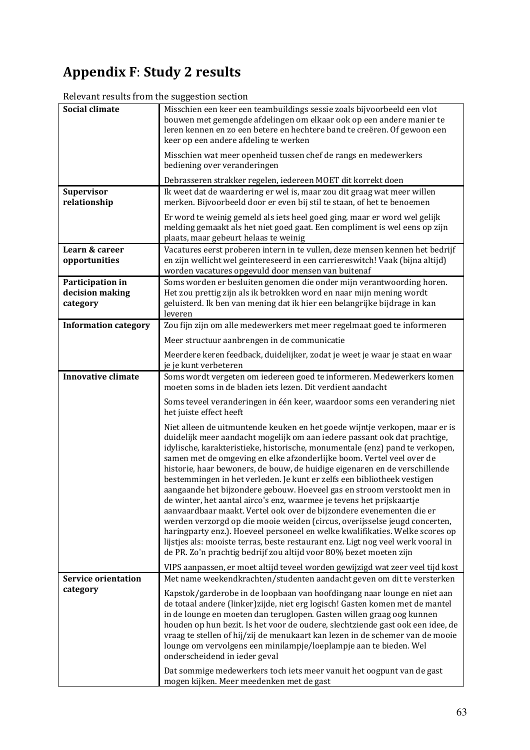# Appendix F: Study 2 results

Relevant results from the suggestion section

| | |
|---|---|
| **Social climate** | Misschien een keer een teambuildings sessie zoals bijvoorbeeld een vlot bouwen met gemengde afdelingen om elkaar ook op een andere manier te leren kennen en zo een betere en hechtere band te creëren. Of gewoon een keer op een andere afdeling te werken |
| | Misschien wat meer openheid tussen chef de rangs en medewerkers bediening over veranderingen |
| | Debrasseren strakker regelen, iedereen MOET dit korrekt doen |
| **Supervisor relationship** | Ik weet dat de waardering er wel is, maar zou dit graag wat meer willen merken. Bijvoorbeeld door er even bij stil te staan, of het te benoemen |
| | Er word te weinig gemeld als iets heel goed ging, maar er word wel gelijk melding gemaakt als het niet goed gaat. Een compliment is wel eens op zijn plaats, maar gebeurt helaas te weinig |
| **Learn & career opportunities** | Vacatures eerst proberen intern in te vullen, deze mensen kennen het bedrijf en zijn wellicht wel geintereseerd in een carriereswitch! Vaak (bijna altijd) worden vacatures opgevuld door mensen van buitenaf |
| **Participation in decision making category** | Soms worden er besluiten genomen die onder mijn verantwoording horen. Het zou prettig zijn als ik betrokken word en naar mijn mening wordt geluisterd. Ik ben van mening dat ik hier een belangrijke bijdrage in kan leveren |
| **Information category** | Zou fijn zijn om alle medewerkers met meer regelmaat goed te informeren |
| | Meer structuur aanbrengen in de communicatie |
| | Meerdere keren feedback, duidelijker, zodat je weet je waar je staat en waar je je kunt verbeteren |
| **Innovative climate** | Soms wordt vergeten om iedereen goed te informeren. Medewerkers komen moeten soms in de bladen iets lezen. Dit verdient aandacht |
| | Soms teveel veranderingen in één keer, waardoor soms een verandering niet het juiste effect heeft |
| | Niet alleen de uitmuntende keuken en het goede wijntje verkopen, maar er is duidelijk meer aandacht mogelijk om aan iedere passant ook dat prachtige, idylische, karakteristieke, historische, monumentale (enz) pand te verkopen, samen met de omgeving en elke afzonderlijke boom. Vertel veel over de historie, haar bewoners, de bouw, de huidige eigenaren en de verschillende bestemmingen in het verleden. Je kunt er zelfs een bibliotheek vestigen aangaande het bijzondere gebouw. Hoeveel gas en stroom verstookt men in de winter, het aantal airco's enz, waarmee je tevens het prijskaartje aanvaardbaar maakt. Vertel ook over de bijzondere evenementen die er werden verzorgd op die mooie weiden (circus, overijsselse jeugd concerten, haringparty enz.). Hoeveel personeel en welke kwalifikaties. Welke scores op lijstjes als: mooiste terras, beste restaurant enz. Ligt nog veel werk vooral in de PR. Zo'n prachtig bedrijf zou altijd voor 80% bezet moeten zijn |
| | VIPS aanpassen, er moet altijd teveel worden gewijzigd wat zeer veel tijd kost |
| **Service orientation category** | Met name weekendkrachten/studenten aandacht geven om dit te versterken |
| | Kapstok/garderobe in de loopbaan van hoofdingang naar lounge en niet aan de totaal andere (linker)zijde, niet erg logisch! Gasten komen met de mantel in de lounge en moeten dan teruglopen. Gasten willen graag oog kunnen houden op hun bezit. Is het voor de oudere, slechtziende gast ook een idee, de vraag te stellen of hij/zij de menukaart kan lezen in de schemer van de mooie lounge om vervolgens een minilampje/loeplampje aan te bieden. Wel onderscheidend in ieder geval |
| | Dat sommige medewerkers toch iets meer vanuit het oogpunt van de gast mogen kijken. Meer meedenken met de gast |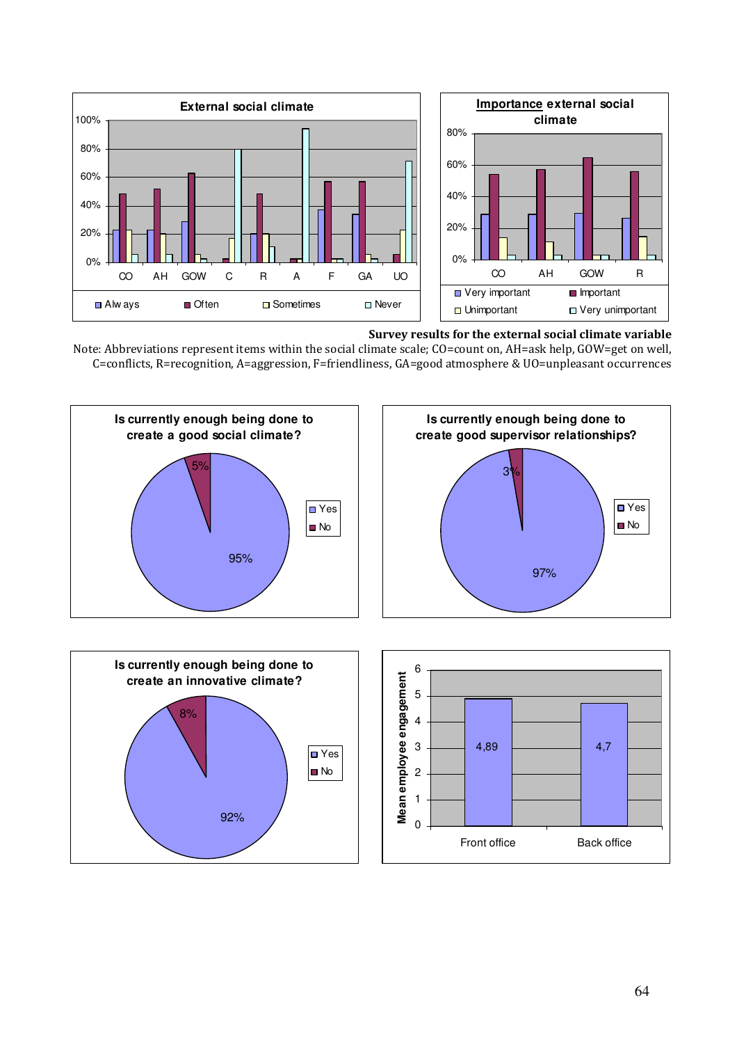**Survey results for the external social climate variable**

Note: Abbreviations represent items within the social climate scale; CO=count on, AH=ask help, GOW=get on well, C=conflicts, R=recognition, A=aggression, F=friendliness, GA=good atmosphere & UO=unpleasant occurrences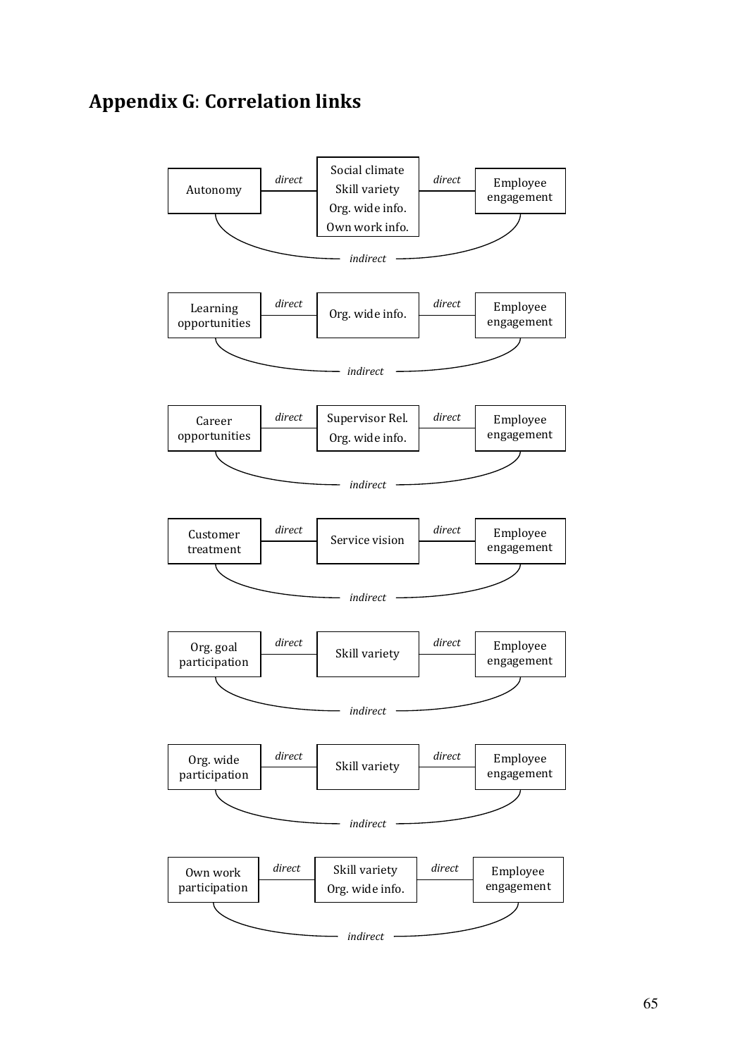# Appendix G: Correlation links

Autonomy
*direct*
Social climate
Skill variety
Org. wide info.
Own work info.
*direct*
Employee engagement
*indirect*

Learning opportunities
*direct*
Org. wide info.
*direct*
Employee engagement
*indirect*

Career opportunities
*direct*
Supervisor Rel.
Org. wide info.
*direct*
Employee engagement
*indirect*

Customer treatment
*direct*
Service vision
*direct*
Employee engagement
*indirect*

Org. goal participation
*direct*
Skill variety
*direct*
Employee engagement
*indirect*

Org. wide participation
*direct*
Skill variety
*direct*
Employee engagement
*indirect*

Own work participation
*direct*
Skill variety
Org. wide info.
*direct*
Employee engagement
*indirect*